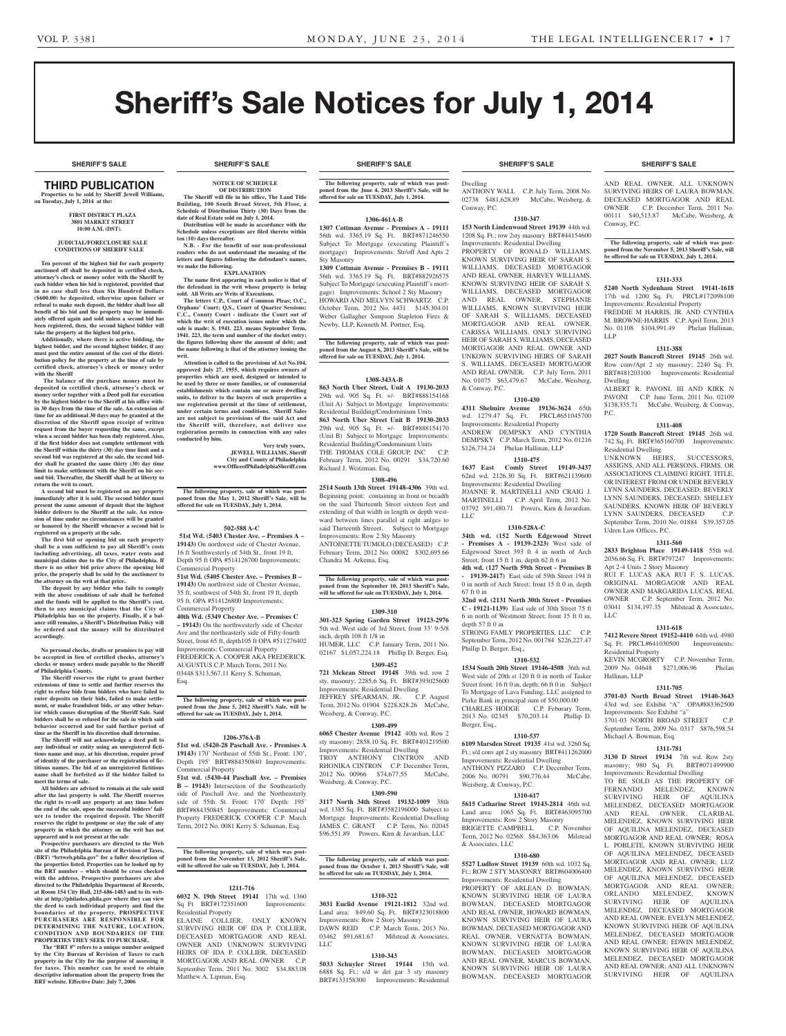# Sheriff's Sale Notices for July 1, 2014

## SHERIFF'S SALE

### THIRD PUBLICATION

**Properties to be sold by Sheriff Jewell Williams, on Tuesday, July 1, 2014 at the:**

**FIRST DISTRICT PLAZA**
**3801 MARKET STREET**
**10:00 A.M. (DST).**

**JUDICIAL/FORECLOSURE SALE CONDITIONS OF SHERIFF SALE**

**Ten percent of the highest bid for each property auctioned off shall be deposited in certified check, attorney's check or money order with the Sheriff by each bidder when his bid is registered, provided that in no case shall less than Six Hundred Dollars ($600.00) be deposited, otherwise upon failure or refusal to make such deposit, the bidder shall lose all benefit of his bid and the property may be immediately offered again and sold unless a second bid has been registered, then, the second highest bidder will take the property at the highest bid price.**

**Additionally, where there is active bidding, the highest bidder, and the second highest bidder, if any must post the entire amount of the cost of the distribution policy for the property at the time of sale by certified check, attorney's check or money order with the Sheriff**

**The balance of the purchase money must be deposited in certified check, attorney's check or money order together with a Deed poll for execution by the highest bidder to the Sheriff at his office within 30 days from the time of the sale. An extension of time for an additional 30 days may be granted at the discretion of the Sheriff upon receipt of written request from the buyer requesting the same, except when a second bidder has been duly registered. Also, if the first bidder does not complete settlement with the Sheriff within the thirty (30) day time limit and a second bid was registered at the sale, the second bidder shall be granted the same thirty (30) day time limit to make settlement with the Sheriff on his second bid. Thereafter, the Sheriff shall be at liberty to return the writ to court.**

**A second bid must be registered on any property immediately after it is sold. The second bidder must present the same amount of deposit that the highest bidder delivers to the Sheriff at the sale. An extension of time under no circumstances will be granted or honored by the Sheriff whenever a second bid is registered on a property at the sale.**

**The first bid or opening bid on each property shall be a sum sufficient to pay all Sheriff's costs including advertising, all taxes, water rents and municipal claims due to the City of Philadelphia. If there is no other bid price above the opening bid price, the property shall be sold by the auctioneer to the attorney on the writ at that price.**

**The deposit by any bidder who fails to comply with the above conditions of sale shall be forfeited and the funds will be applied to the Sheriff's cost, then to any municipal claims that the City of Philadelphia has on the property. Finally, if a balance still remains, a Sheriff's Distribution Policy will be ordered and the money will be distributed accordingly.**

**No personal checks, drafts or promises to pay will be accepted in lieu of certified checks, attorney's checks or money orders made payable to the Sheriff of Philadelphia County.**

**The Sheriff reserves the right to grant further extensions of time to settle and further reserves the right to refuse bids from bidders who have failed to enter deposits on their bids, failed to make settlement, or make fraudulent bids, or any other behavior which causes disruption of the Sheriff Sale. Said bidders shall be so refused for the sale in which said behavior occurred and for said further period of time as the Sheriff in his discretion shall determine.**

**The Sheriff will not acknowledge a deed poll to any individual or entity using an unregistered fictitious name and may, at his discretion, require proof of identity of the purchaser or the registration of fictitious names. The bid of an unregistered fictitious name shall be forfeited as if the bidder failed to meet the terms of sale.**

**All bidders are advised to remain at the sale until after the last property is sold. The Sheriff reserves the right to re-sell any property at any time before the end of the sale, upon the successful bidders' failure to tender the required deposit. The Sheriff reserves the right to postpone or stay the sale of any property in which the attorney on the writ has not appeared and is not present at the sale**

**Prospective purchasers are directed to the Web site of the Philadelphia Bureau of Revision of Taxes, (BRT) "brtweb.phila.gov" for a fuller description of the properties listed. Properties can be looked up by the BRT number – which should be cross checked with the address. Prospective purchasers are also directed to the Philadelphia Department of Records, at Room 154 City Hall, 215-686-1483 and to its website at http://philadox.phila.gov where they can view the deed to each individual property and find the boundaries of the property. PROSPECTIVE PURCHASERS ARE RESPONSIBLE FOR DETERMINING THE NATURE, LOCATION, CONDITION AND BOUNDARIES OF THE PROPERTIES THEY SEEK TO PURCHASE.**

**The "BRT #" refers to a unique number assigned by the City Bureau of Revision of Taxes to each property in the City for the purpose of assessing it for taxes. This number can be used to obtain descriptive information about the property from the BRT website. Effective Date: July 7, 2006**

**NOTICE OF SCHEDULE OF DISTRIBUTION**

**The Sheriff will file in his office, The Land Title Building, 100 South Broad Street, 5th Floor, a Schedule of Distribution Thirty (30) Days from the date of Real Estate sold on July 1, 2014.**

**Distribution will be made in accordance with the Schedule unless exceptions are filed thereto within ten (10) days thereafter.**

**N.B. - For the benefit of our non-professional readers who do not understand the meaning of the letters and figures following the defendant's names, we make the following.**

**EXPLANATION**

**The name first appearing in each notice is that of the defendant in the writ whose property is being sold. All Writs are Writs of Executions.**

**The letters C.P., Court of Common Pleas; O.C., Orphans' Court; Q.S., Court of Quarter Sessions; C.C., County Court - indicate the Court out of which the writ of execution issues under which the sale is made: S. 1941. 223. means September Term, 1941. 223, the term and number of the docket entry; the figures following show the amount of debt; and the name following is that of the attorney issuing the writ.**

**Attention is called to the provisions of Act No.104, approved July 27, 1955, which requires owners of properties which are used, designed or intended to be used by three or more families, or of commercial establishments which contain one or more dwelling units, to deliver to the buyers of such properties a use registration permit at the time of settlement, under certain terms and conditions. Sheriff Sales are not subject to provisions of the said Act and the Sheriff will, therefore, not deliver use registration permits in connection with any sales conducted by him.**

**Very truly yours,**
**JEWELL WILLIAMS, Sheriff**
**City and County of Philadelphia**
**www.OfficeofPhiladelphiaSheriff.com**

**The following property, sale of which was postponed from the May 1, 2012 Sheriff's Sale, will be offered for sale on TUESDAY, July 1, 2014.**

**502-588 A-C**

**51st Wd. (5403 Chester Ave. – Premises A – 19143)** On northwest side of Chester Avenue, 16 ft Southwesterly of 54th St., front 19 ft, Depth 95 ft OPA #514126700 Improvements: Commercial Property

**51st Wd. (5405 Chester Ave. – Premises B – 19143)** On northwest side of Chester Avenue, 35 ft. southwest of 54th St, front 19 ft, depth 95 ft. OPA #514126800 Improvements: Commercial Property

**40th Wd. (5349 Chester Ave. – Premises C – 19143)** On the northwesterly side of Chester Ave and the northeasterly side of Fifty-fourth Street, front 65 ft, depth105 ft OPA #511276402 Improvements: Commercial Property

FREDERICK A. COOPER AKA FREDERICK AUGUSTUS C.P. March Term, 2011 No. 03448 $313,567.11 Kerry S. Schuman, Esq.

**The following property, sale of which was postponed from the June 5, 2012 Sheriff's Sale, will be offered for sale on TUESDAY, July 1, 2014.**

**1206-376A-B**

**51st wd. (5420-28 Paschall Ave. - Premises A 19143)** 170' Northeast of 55th St., Front: 130', Depth 195' BRT#884350840 Improvements: Commercial Property

**51st wd. (5430-44 Paschall Ave. – Premises B – 19143)** Intersection of the Southeasterly side of Paschall Ave. and the Northeasterly side of 55th St. Front: 170' Depth: 195' BRT#884350845 Improvements: Commercial Property FREDERICK COOPER C.P. March Term, 2012 No. 0081 Kerry S. Schuman, Esq.

**The following property, sale of which was postponed from the November 13, 2012 Sheriff's Sale, will be offered for sale on TUESDAY, July 1, 2014.**

**1211-716**

**6032 N. 19th Street 19141** 17th wd. 1360 Sq Ft BRT#172351600 Improvements: Residential Property

ELAINE COLLIER, ONLY KNOWN SURVIVING HEIR OF IDA P. COLLIER, DECEASED MORTGAGOR AND REAL OWNER AND UNKNOWN SURVIVING HEIRS OF IDA P. COLLIER, DECEASED MORTGAGOR AND REAL OWNER C.P. September Term, 2011 No. 3002 $34,883.08 Matthew A. Lipman, Esq.

**The following property, sale of which was postponed from the June 4, 2013 Sheriff's Sale, will be offered for sale on TUESDAY, July 1, 2014.**

**1306-461A-B**

**1307 Cottman Avenue - Premises A - 19111** 56th wd. 3365.19 Sq. Ft. BRT#871246550 Subject To Mortgage (executing Plaintiff's mortgage) Improvements: Str/off And Apts 2 Sty Masonry

**1309 Cottman Avenue - Premises B - 19111** 56th wd. 3365.19 Sq. Ft. BRT#882926575 Subject To Mortgage (executing Plaintiff's mortgage) Improvements: School 2 Sty Masonry

HOWARD AND MELVYN SCHWARTZ C.P. October Term, 2012 No. 4431 $145,304.01 Weber Gallagher Simpson Stapleton Fires & Newby, LLP, Kenneth M. Portner, Esq.

**The following property, sale of which was postponed from the August 6, 2013 Sheriff's Sale, will be offered for sale on TUESDAY, July 1, 2014.**

**1308-343A-B**

**863 North Uber Street, Unit A 19130-2033** 29th wd. 905 Sq. Ft. +/- BRT#888154168 (Unit A) Subject to Mortgage Improvements: Residential Building/Condominium Units

**863 North Uber Street Unit B 19130-2033** 29th wd. 905 Sq. Ft. +/- BRT#888154170 (Unit B) Subject to Mortgage Improvements: Residential Building/Condominium Units

THE THOMAS COLE GROUP, INC C.P. February Term, 2012 No. 00291 $34,720.60 Richard J. Weitzman, Esq.

**1308-496**

**2514 South 13th Street 19148-4306** 39th wd. Beginning point: containing in front or breadth on the said Thirteenth Street sixteen feet and extending of that width in length or depth westward between lines parallel at right anlges to said Thirteenth Street. Subject to Mortgage Improvements: Row 2 Sty Masonry

ANTOINETTE TUMOLO (DECEASED) C.P. February Term, 2012 No. 00082 $302,695.66 Chandra M. Arkema, Esq.

**The following property, sale of which was postponed from the September 10, 2013 Sheriff's Sale, will be offered for sale on TUESDAY, July 1, 2014.**

**1309-310**

**301-323 Spring Garden Street 19123-2976** 5th wd. West side of 3rd Street, front 33' 9-5/8 inch, depth 108 ft 1/8 in

HUMER, LLC C.P. January Term, 2011 No. 02167 $1,057,224.18 Phillip D. Berger, Esq.

**1309-452**

**721 Mckean Street 19148** 39th wd. row 2 sty, masonry; 2285.6 Sq. Ft. BRT#393025600 Improvements: Residential Dwelling

JEFFREY SPEARMAN, JR. C.P. August Term, 2012 No. 01904 $228,828.26 McCabe, Weisberg, & Conway, P.C.

**1309-499**

**6065 Chester Avenue 19142** 40th wd. Row 2 sty masonry; 2858.10 Sq. Ft. BRT#401219500 Improvements: Residential Dwelling

TROY ANTHONY CINTRON AND RHONIKA CINTRON C.P. December Term, 2012 No. 00966 $74,677.55 McCabe, Weisberg, & Conway, P.C.

**1309-590**

**3117 North 34th Street 19132-1009** 38th wd. 1385 Sq. Ft. BRT#3582196000 Subject to Mortgage Improvements: Residential Dwelling

JAMES C. GRANT C.P. Term, No. 02045 $96,551.89 Powers, Kirn & Javardian, LLC

**The following property, sale of which was postponed from the October 1, 2013 Sheriff's Sale, will be offered for sale on TUESDAY, July 1, 2014.**

**1310-322**

**3031 Euclid Avenue 19121-1812** 32nd wd. Land area: 849.60 Sq. Ft. BRT#323018800 Improvements: Row 2 Story Masonry

DAWN REID C.P. March Term, 2013 No. 03462 $91,681.67 Milstead & Associates, LLC

**1310-343**

**5033 Schuyler Street 19144** 13th wd. 6888 Sq. Ft.; s/d w det gar 3 sty masonry BRT#133158300 Improvements: Residential Dwelling

ANTHONY WALL C.P. July Term, 2008 No. 02738 $481,628.89 McCabe, Weisberg, & Conway, P.C.

**1310-347**

**153 North Lindenwood Street 19139** 44th wd. 1208 Sq. Ft.; row 2sty masonry BRT#44154600 Improvements: Residential Dwelling

PROPERTY OF RONALD WILLIAMS, KNOWN SURVIVING HEIR OF SARAH S. WILLIAMS, DECEASED MORTGAGOR AND REAL OWNER, HARVEY WILLIAMS, KNOWN SURVIVING HEIR OF SARAH S. WILLIAMS, DECEASED MORTGAGOR AND REAL OWNER, STEPHANIE WILLIAMS, KNOWN SURVIVING HEIR OF SARAH S. WILLIAMS, DECEASED MORTGAGOR AND REAL OWNER, CARISSA WILLIAMS, ONLY SURVIVING HEIR OF SARAH S. WILLIAMS, DECEASED MORTGAGOR AND REAL OWNER AND UNKNOWN SURVIVING HEIRS OF SARAH S. WILLIAMS, DECEASED MORTGAGOR AND REAL OWNER. C.P. July Term, 2011 No. 01075 $63,479.67 McCabe, Weisberg, & Conway, P.C.

**1310-430**

**4311 Shelmire Avenue 19136-3624** 65th wd. 1279.47 Sq. Ft. PRCL#651045700 Improvements: Residential Property

ANDREW DEMPSKY AND CYNTHIA DEMPSKY C.P. March Term, 2012 No. 01216 $126,734.24 Phelan Hallinan, LLP

**1310-475**

**1637 East Comly Street 19149-3437** 62nd wd. 2126.30 Sq. Ft. BRT#621139600 Improvements: Residential Dwelling

JOANNE R. MARTINELLI AND CRAIG J. MARTINELLI C.P. April Term, 2012 No. 03792 $91,480.71 Powers, Kirn & Javardian, LLC

**1310-528A-C**

**34th wd. (152 North Edgewood Street - Premises A - 19139-2323)** West side of Edgewood Street 393 ft 4 in north of Arch Street; front 15 ft 1 in, depth 62 ft 6 in

**4th wd. (127 North 59th Street - Premises B - 19139-2417)** East side of 59th Street 194 ft 0 in north of Arch Street; front 15 ft 0 in, depth 67 ft 0 in

**32nd wd. (2131 North 30th Street - Premises C - 19121-1139)** East side of 30th Street 75 ft 6 in north of Westmont Street; front 15 ft 0 in, depth 57 ft 0 in

STRONG FAMLY PROPERTIES, LLC C.P. September Term, 2012 No. 001784 $226,227.47 Phillip D. Berger, Esq.,

**1310-532**

**1534 South 20th Street 19146-4508** 36th wd. West side of 20th st 120 ft 0 in north of Tasker Street front: 16 ft 0 in, depth: 66 ft 0 in Subject To Mortgage of Lava Funding, LLC assigned to Parke Bank in principal sum of $50,000.00

CHARLES HODGE C.P. Feburary Term, 2013 No. 02345 $70,203.14 Phillip D. Berger, Esq.,

**1310-537**

**6109 Marsden Street 19135** 41st wd. 3260 Sq. Ft.; s/d conv apt 2 sty masonry BRT#411262000 Improvements: Residential Dwelling

ANTHONY PIZZARO C.P. December Term, 2006 No. 00791 $90,776.44 McCabe, Weisberg, & Conway, P.C.

**1310-617**

**5615 Catharine Street 19143-2814** 46th wd. Land area: 1065 Sq. Ft. BRT#463095700 Improvements: Row 2 Story Masonry

BRIGETTE CAMPBELL C.P. November Term, 2012 No. 02568 $84,363.06 Milstead & Associates, LLC

**1310-680**

**5527 Ludlow Street 19139** 60th wd. 1032 Sq. Ft.; ROW 2 STY MASONRY BRT#604006400 Improvements: Residential Dwelling

PROPERTY OF ARLEAN D. BOWMAN, KNOWN SURVIVING HEIR OF LAURA BOWMAN, DECEASED MORTGAGOR AND REAL OWNER, HOWARD BOWMAN, KNOWN SURVIVING HEIR OF LAURA BOWMAN, DECEASED MORTGAGOR AND REAL OWNER, VERNATTA BOWMAN, KNOWN SURVIVING HEIR OF LAURA BOWMAN, DECEASED MORTGAGOR AND REAL OWNER, MARCUS BOWMAN, KNOWN SURVIVING HEIR OF LAURA BOWMAN, DECEASED MORTGAGOR AND REAL OWNER, ALL UNKNOWN SURVIVING HEIRS OF LAURA BOWMAN, DECEASED MORTGAGOR AND REAL OWNER C.P. December Term, 2011 No. 00111 $40,513.87 McCabe, Weisberg, & Conway, P.C.

**The following property, sale of which was postponed from the November 5, 2013 Sheriff's Sale, will be offered for sale on TUESDAY, July 1, 2014.**

**1311-333**

**5240 North Sydenham Street 19141-1618** 17th wd. 1200 Sq. Ft. PRCL#172098100 Improvements: Residential Property

FREDDIE M HARRIS, JR. AND CYNTHIA M. BROWNE-HARRIS C.P. April Term, 2013 No. 01108 $104,991.49 Phelan Hallinan, LLP

**1311-388**

**2027 South Bancroft Street 19145** 26th wd. Row conv/Apt 2 sty masonry; 2240 Sq. Ft. BRT#481203100 Improvements: Residential Dwelling

ALBERT R. PAVONI, III AND KIRK N PAVONI C.P. June Term, 2011 No. 02109 $138,335.71 McCabe, Weisberg, & Conway, P.C.

**1311-408**

**1720 South Bancroft Street 19145** 26th wd. 742 Sq. Ft. BRT#365160700 Improvements: Residential Dwelling

UNKNOWN HEIRS, SUCCESSORS, ASSIGNS, AND ALL PERSONS, FIRMS, OR ASSOCIATIONS CLAIMING RIGHT, TITLE, OR INTEREST FROM OR UNDER BEVERLY LYNN SAUNDERS, DECEASED; BEVERLY LYNN SAUNDERS, DECEASED; SHELLEY SAUNDERS, KNOWN HEIR OF BEVERLY LYNN SAUNDERS, DECEASED C.P. September Term, 2010 No. 01884 $39,357.05 Udren Law Offices, P.C.

**1311-560**

**2833 Brighton Place 19149-1418** 55th wd. 2036.66 Sq. Ft. BRT#797247 Improvements: Apt 2-4 Units 2 Story Masonry

RUI F. LUCAS AKA RUI F. S. LUCAS, ORIGINAL MORGAGOR AND REAL OWNER AND MARGARIDA LUCAS, REAL OWNER C.P. September Term, 2012 No. 03041 $134,197.35 Milstead & Associates, LLC

**1311-618**

**7412 Revere Street 19152-4410** 64th wd. 4980 Sq. Ft. PRCL#641030500 Improvements: Residential Property

KEVIN MCGRORTY C.P. November Term, 2009 No. 04648 $271,006.96 Phelan Hallinan, LLP

**1311-705**

**3701-03 North Broad Street 19140-3643** 43rd wd. see Exhibit "A" OPA#883362500 Improvements: See Exhibit "a"

3701-03 NORTH BROAD STREET C.P. September Term, 2009 No. 0317 $876,598.54 Michael A. Bowman, Esq.

**1311-781**

**3130 D Street 19134** 7th wd. Row 2sty masonry; 980 Sq. Ft. BRT#071499900 Improvements: Residential Dwelling

TO BE SOLD AS THE PROPERTY OF FERNANDO MELENDEZ, KNOWN SURVIVING HEIR OF AQUILINA MELENDEZ, DECEASED MORTGAGOR AND REAL OWNER; CLARIBAL MELENDEZ, KNOWN SURVIVING HEIR OF AQUILINA MELENDEZ, DECEASED MORTGAGOR AND REAL OWNER; ROSA L. POBLETE, KNOWN SURVIVING HEIR OF AQUILINA MELENDEZ, DECEASED MORTGAGOR AND REAL OWNER; LUZ MELENDEZ, KNOWN SURVIVING HEIR OF AQUILINA MELENDEZ, DECEASED MORTGAGOR AND REAL OWNER; ORLANDO MELENDEZ, KNOWN SURVIVING HEIR OF AQUILINA MELENDEZ, DECEASED MORTGAGOR AND REAL OWNER; EVELYN MELENDEZ, KNOWN SURVIVING HEIR OF AQUILINA MELENDEZ, DECEASED MORTGAGOR AND REAL OWNER; EDWIN MELENDEZ, KNOWN SURVIVING HEIR OF AQUILINA MELENDEZ, DECEASED MORTGAGOR AND REAL OWNER; AND ALL UNKNOWN SURVIVING HEIR OF AQUILINA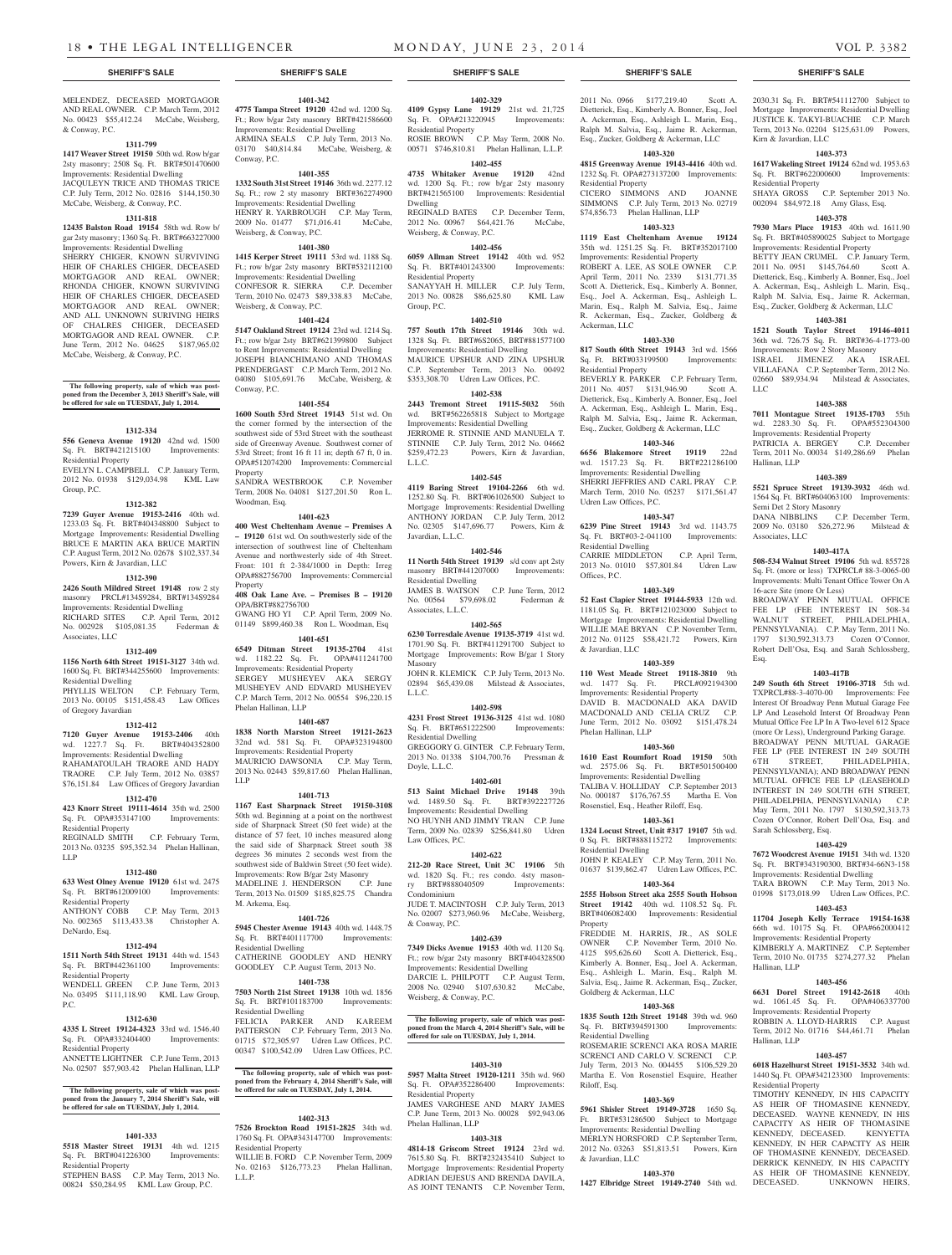**SHERIFF'S SALE**

MELENDEZ, DECEASED MORTGAGOR AND REAL OWNER. C.P. March Term, 2012 No. 00423 $55,412.24 McCabe, Weisberg, & Conway, P.C.

**1311-799**

**1417 Weaver Street 19150** 50th wd. Row b/gar 2sty masonry; 2508 Sq. Ft. BRT#501470600 Improvements: Residential Dwelling
JACQULEYN TRICE AND THOMAS TRICE C.P. July Term, 2012 No. 02816 $144,150.30 McCabe, Weisberg, & Conway, P.C.

**1311-818**

**12435 Balston Road 19154** 58th wd. Row b/gar 2sty masonry; 1360 Sq. Ft. BRT#663227000 Improvements: Residential Dwelling
SHERRY CHIGER, KNOWN SURVIVING HEIR OF CHARLES CHIGER, DECEASED MORTGAGOR AND REAL OWNER; RHONDA CHIGER, KNOWN SURVIVING HEIR OF CHARLES CHIGER, DECEASED MORTGAGOR AND REAL OWNER; AND ALL UNKNOWN SURIVING HEIRS OF CHALRES CHIGER, DECEASED MORTGAGOR AND REAL OWNER. C.P. June Term, 2012 No. 04625 $187,965.02 McCabe, Weisberg, & Conway, P.C.

**The following property, sale of which was postponed from the December 3, 2013 Sheriff's Sale, will be offered for sale on TUESDAY, July 1, 2014.**

**1312-334**

**556 Geneva Avenue 19120** 42nd wd. 1500 Sq. Ft. BRT#421215100 Improvements: Residential Property
EVELYN L. CAMPBELL C.P. January Term, 2012 No. 01938 $129,034.98 KML Law Group, P.C.

**1312-382**

**7239 Guyer Avenue 19153-2416** 40th wd. 1233.03 Sq. Ft. BRT#404348800 Subject to Mortgage Improvements: Residential Dwelling
BRUCE E MARTIN AKA BRUCE MARTIN C.P. August Term, 2012 No. 02678 $102,337.34 Powers, Kirn & Javardian, LLC

**1312-390**

**2426 South Mildred Street 19148** row 2 sty masonry PRCL#134S9284, BRT#134S9284 Improvements: Residential Dwelling
RICHARD SITES C.P. April Term, 2012 No. 002928 $105,081.35 Federman & Associates, LLC

**1312-409**

**1156 North 64th Street 19151-3127** 34th wd. 1600 Sq. Ft. BRT#344255600 Improvements: Residential Dwelling
PHYLLIS WELTON C.P. February Term, 2013 No. 00105 $151,458.43 Law Offices of Gregory Javardian

**1312-412**

**7120 Guyer Avenue 19153-2406** 40th wd. 1227.7 Sq. Ft. BRT#404352800 Improvements: Residential Dwelling
RAHAMATOULAH TRAORE AND HADY TRAORE C.P. July Term, 2012 No. 03857 $76,151.84 Law Offices of Gregory Javardian

**1312-470**

**423 Knorr Street 19111-4614** 35th wd. 2500 Sq. Ft. OPA#353147100 Improvements: Residential Property
REGINALD SMITH C.P. February Term, 2013 No. 03235 $95,352.34 Phelan Hallinan, LLP

**1312-480**

**633 West Olney Avenue 19120** 61st wd. 2475 Sq. Ft. BRT#612009100 Improvements: Residential Property
ANTHONY COBB C.P. May Term, 2013 No. 002365 $113,433.38 Christopher A. DeNardo, Esq.

**1312-494**

**1511 North 54th Street 19131** 44th wd. 1543 Sq. Ft. BRT#442361100 Improvements: Residential Property
WENDELL GREEN C.P. June Term, 2013 No. 03495 $111,118.90 KML Law Group, P.C.

**1312-630**

**4335 L Street 19124-4323** 33rd wd. 1546.40 Sq. Ft. OPA#332404400 Improvements: Residential Property
ANNETTE LIGHTNER C.P. June Term, 2013 No. 02507 $57,903.42 Phelan Hallinan, LLP

**The following property, sale of which was postponed from the January 7, 2014 Sheriff's Sale, will be offered for sale on TUESDAY, July 1, 2014.**

**1401-333**

**5518 Master Street 19131** 4th wd. 1215 Sq. Ft. BRT#041226300 Improvements: Residential Property
STEPHEN BASS C.P. May Term, 2013 No. 00824 $50,284.95 KML Law Group, P.C.

**1401-342**

**4775 Tampa Street 19120** 42nd wd. 1200 Sq. Ft.; Row b/gar 2sty masonry BRT#421586600 Improvements: Residential Dwelling
ARMINA SEALS C.P. July Term, 2013 No. 03170 $40,814.84 McCabe, Weisberg, & Conway, P.C.

**1401-355**

**1332 South 31st Street 19146** 36th wd. 2277.12 Sq. Ft.; row 2 sty masonry BRT#362274900 Improvements: Residential Dwelling
HENRY R. YARBROUGH C.P. May Term, 2009 No. 01477 $71,016.41 McCabe, Weisberg, & Conway, P.C.

**1401-380**

**1415 Kerper Street 19111** 53rd wd. 1188 Sq. Ft.; row b/gar 2sty masonry BRT#532112100 Improvements: Residential Dwelling
CONFESOR R. SIERRA C.P. December Term, 2010 No. 02473 $89,338.83 McCabe, Weisberg, & Conway, P.C.

**1401-424**

**5147 Oakland Street 19124** 23rd wd. 1214 Sq. Ft.; row b/gar 2sty BRT#621399800 Subject to Rent Improvements: Residential Dwelling
JOSEPH BIANCHIMANO AND THOMAS PRENDERGAST C.P. March Term, 2012 No. 04080 $105,691.76 McCabe, Weisberg, & Conway, P.C.

**1401-554**

**1600 South 53rd Street 19143** 51st wd. On the corner formed by the intersection of the southwest side of 53rd Street with the southeast side of Greenway Avenue. Southwest corner of 53rd Street; front 16 ft 11 in; depth 67 ft, 0 in. OPA#512074200 Improvements: Commercial Property
SANDRA WESTBROOK C.P. November Term, 2008 No. 04081 $127,201.50 Ron L. Woodman, Esq.

**1401-623**

**400 West Cheltenham Avenue – Premises A – 19120** 61st wd. On southwesterly side of the intersection of southwest line of Cheltenham Avenue and northwesterly side of 4th Street. Front: 101 ft 2-384/1000 in Depth: Irreg OPA#882756700 Improvements: Commercial Property
**408 Oak Lane Ave. – Premises B – 19120** OPA/BRT#882756700
GWANG HO YI C.P. April Term, 2009 No. 01149 $899,460.38 Ron L. Woodman, Esq

**1401-651**

**6549 Ditman Street 19135-2704** 41st wd. 1182.22 Sq. Ft. OPA#411241700 Improvements: Residential Property
SERGEY MUSHEYEV AKA SERGY MUSHEYEV AND EDVARD MUSHEYEV C.P. March Term, 2012 No. 00554 $96,220.15 Phelan Hallinan, LLP

**1401-687**

**1838 North Marston Street 19121-2623** 32nd wd. 581 Sq. Ft. OPA#323194800 Improvements: Residential Property
MAURICIO DAWSONIA C.P. May Term, 2013 No. 02443 $59,817.60 Phelan Hallinan, LLP

**1401-713**

**1167 East Sharpnack Street 19150-3108** 50th wd. Beginning at a point on the northwest side of Sharpnack Street (50 feet wide) at the distance of 57 feet, 10 inches measured along the said side of Sharpnack Street south 38 degrees 36 minutes 2 seconds west from the southwest side of Baldwin Street (50 feet wide). Improvements: Row B/gar 2sty Masonry
MADELINE J. HENDERSON C.P. June Term, 2013 No. 01509 $185,825.75 Chandra M. Arkema, Esq.

**1401-726**

**5945 Chester Avenue 19143** 40th wd. 1448.75 Sq. Ft. BRT#401117700 Improvements: Residential Dwelling
CATHERINE GOODLEY AND HENRY GOODLEY C.P. August Term, 2013 No.

**1401-738**

**7503 North 21st Street 19138** 10th wd. 1856 Sq. Ft. BRT#101183700 Improvements: Residential Dwelling
FELICIA PARKER AND KAREEM PATTERSON C.P. February Term, 2013 No. 01715 $72,305.97 Udren Law Offices, P.C. 00347 $100,542.09 Udren Law Offices, P.C.

**The following property, sale of which was postponed from the February 4, 2014 Sheriff's Sale, will be offered for sale on TUESDAY, July 1, 2014.**

**1402-313**

**7526 Brockton Road 19151-2825** 34th wd. 1760 Sq. Ft. OPA#343147700 Improvements: Residential Property
WILLIE B. FORD C.P. November Term, 2009 No. 02163 $126,773.23 Phelan Hallinan, L.L.P.

**1402-329**

**4109 Gypsy Lane 19129** 21st wd. 21,725 Sq. Ft. OPA#213220945 Improvements: Residential Property
ROSIE BROWN C.P. May Term, 2008 No. 00571 $746,810.81 Phelan Hallinan, L.L.P.

**1402-455**

**4735 Whitaker Avenue 19120** 42nd wd. 1200 Sq. Ft.; row b/gar 2sty masonry BRT#421565100 Improvements: Residential Dwelling
REGINALD BATES C.P. December Term, 2012 No. 00967 $64,421.76 McCabe, Weisberg, & Conway, P.C.

**1402-456**

**6059 Allman Street 19142** 40th wd. 952 Sq. Ft. BRT#401243300 Improvements: Residential Property
SANAYYAH H. MILLER C.P. July Term, 2013 No. 00828 $86,625.80 KML Law Group, P.C.

**1402-510**

**757 South 17th Street 19146** 30th wd. 1328 Sq. Ft. BRT#6S2065, BRT#881577100 Improvements: Residential Dwelling
MAURICE UPSHUR AND ZINA UPSHUR C.P. September Term, 2013 No. 00492 $353,308.70 Udren Law Offices, P.C.

**1402-538**

**2443 Tremont Street 19115-5032** 56th wd. BRT#562265818 Subject to Mortgage Improvements: Residential Dwelling
JERROME R. STINNIE AND MANUELA T. STINNIE C.P. July Term, 2012 No. 04662 $259,472.23 Powers, Kirn & Javardian, L.L.C.

**1402-545**

**4119 Baring Street 19104-2266** 6th wd. 1252.80 Sq. Ft. BRT#061026500 Subject to Mortgage Improvements: Residential Dwelling
ANTHONY JORDAN C.P. July Term, 2012 No. 02305 $147,696.77 Powers, Kirn & Javardian, L.L.C.

**1402-546**

**11 North 54th Street 19139** s/d conv apt 2sty masonry BRT#441207000 Improvements: Residential Dwelling
JAMES B. WATSON C.P. June Term, 2012 No. 00564 $79,698.02 Federman & Associates, L.L.C.

**1402-565**

**6230 Torresdale Avenue 19135-3719** 41st wd. 1701.90 Sq. Ft. BRT#411291700 Subject to Mortgage Improvements: Row B/gar 1 Story Masonry
JOHN R. KLEMICK C.P. July Term, 2013 No. 02894 $65,439.08 Milstead & Associates, L.L.C.

**1402-598**

**4231 Frost Street 19136-3125** 41st wd. 1080 Sq. Ft. BRT#651222500 Improvements: Residential Dwelling
GREGGORY G. GINTER C.P. February Term, 2013 No. 01338 $104,700.76 Pressman & Doyle, L.L.C.

**1402-601**

**513 Saint Michael Drive 19148** 39th wd. 1489.50 Sq. Ft. BRT#392227726 Improvements: Residential Dwelling
NO HUYNH AND JIMMY TRAN C.P. June Term, 2009 No. 02839 $256,841.80 Udren Law Offices, P.C.

**1402-622**

**212-20 Race Street, Unit 3C 19106** 5th wd. 1820 Sq. Ft.; res condo. 4sty masonry BRT#888040509 Improvements: Condominium
JUDE T. MACINTOSH C.P. July Term, 2013 No. 02007 $273,960.96 McCabe, Weisberg, & Conway, P.C.

**1402-639**

**7349 Dicks Avenue 19153** 40th wd. 1120 Sq. Ft.; row b/gar 2sty masonry BRT#404328500 Improvements: Residential Dwelling
DARCIE L. PHILPOTT C.P. August Term, 2008 No. 02940 $117,630.82 McCabe, Weisberg, & Conway, P.C.

**The following property, sale of which was postponed from the March 4, 2014 Sheriff's Sale, will be offered for sale on TUESDAY, July 1, 2014.**

**1403-310**

**5957 Malta Street 19120-1211** 35th wd. 960 Sq. Ft. OPA#352286400 Improvements: Residential Property
JAMES VARGHESE AND MARY JAMES C.P. June Term, 2013 No. 00028 $92,943.06 Phelan Hallinan, LLP

**1403-318**

**4814-18 Griscom Street 19124** 23rd wd. 7615.80 Sq. Ft. BRT#232435410 Subject to Mortgage Improvements: Residential Property
ADRIAN DEJESUS AND BRENDA DAVILA, AS JOINT TENANTS C.P. November Term, 2011 No. 0966 $177,219.40 Scott A. Dietterick, Esq., Kimberly A. Bonner, Esq., Joel A. Ackerman, Esq., Ashleigh L. Marin, Esq., Ralph M. Salvia, Esq., Jaime R. Ackerman, Esq., Zucker, Goldberg & Ackerman, LLC

**1403-320**

**4815 Greenway Avenue 19143-4416** 40th wd. 1232 Sq. Ft. OPA#273137200 Improvements: Residential Property
CICERO SIMMONS AND JOANNE SIMMONS C.P. July Term, 2013 No. 02719 $74,856.73 Phelan Hallinan, LLP

**1403-323**

**1119 East Cheltenham Avenue 19124** 35th wd. 1251.25 Sq. Ft. BRT#352017100 Improvements: Residential Property
ROBERT A. LEE, AS SOLE OWNER C.P. April Term, 2011 No. 2339 $131,771.35 Scott A. Dietterick, Esq., Kimberly A. Bonner, Esq., Joel A. Ackerman, Esq., Ashleigh L. Marin, Esq., Ralph M. Salvia, Esq., Jaime R. Ackerman, Esq., Zucker, Goldberg & Ackerman, LLC

**1403-330**

**817 South 60th Street 19143** 3rd wd. 1566 Sq. Ft. BRT#033199500 Improvements: Residential Property
BEVERLY R. PARKER C.P. February Term, 2011 No. 4057 $131,946.90 Scott A. Dietterick, Esq., Kimberly A. Bonner, Esq., Joel A. Ackerman, Esq., Ashleigh L. Marin, Esq., Ralph M. Salvia, Esq., Jaime R. Ackerman, Esq., Zucker, Goldberg & Ackerman, LLC

**1403-346**

**6656 Blakemore Street 19119** 22nd wd. 1517.23 Sq. Ft. BRT#221286100 Improvements: Residential Dwelling
SHERRI JEFFRIES AND CARL PRAY C.P. March Term, 2010 No. 05237 $171,561.47 Udren Law Offices, P.C.

**1403-347**

**6239 Pine Street 19143** 3rd wd. 1143.75 Sq. Ft. BRT#03-2-041100 Improvements: Residential Dwelling
CARRIE MIDDLETON C.P. April Term, 2013 No. 01010 $57,801.84 Udren Law Offices, P.C.

**1403-349**

**52 East Clapier Street 19144-5933** 12th wd. 1181.05 Sq. Ft. BRT#121023000 Subject to Mortgage Improvements: Residential Dwelling
WILLIE MAE BRYAN C.P. November Term, 2012 No. 01125 $58,421.72 Powers, Kirn & Javardian, LLC

**1403-359**

**110 West Meade Street 19118-3810** 9th wd. 1477 Sq. Ft. PRCL#092194300 Improvements: Residential Property
DAVID B. MACDONALD AKA DAVID MACDONALD AND CELIA CRUZ C.P. June Term, 2012 No. 03092 $151,478.24 Phelan Hallinan, LLP

**1403-360**

**1610 East Roumfort Road 19150** 50th wd. 2575.06 Sq. Ft. BRT#501500400 Improvements: Residential Dwelling
TALIBA V. HOLLIDAY C.P. September 2013 No. 000187 $176,767.55 Martha E. Von Rosenstiel, Esq., Heather Riloff, Esq.

**1403-361**

**1324 Locust Street, Unit #317 19107** 5th wd. 0 Sq. Ft. BRT#888115272 Improvements: Residential Dwelling
JOHN P. KEALEY C.P. May Term, 2011 No. 01637 $139,862.47 Udren Law Offices, P.C.

**1403-364**

**2555 Hobson Street aka 2555 South Hobson Street 19142** 40th wd. 1108.52 Sq. Ft. BRT#406082400 Improvements: Residential Property
FREDDIE M. HARRIS, JR., AS SOLE OWNER C.P. November Term, 2010 No. 4125 $95,626.60 Scott A. Dietterick, Esq., Kimberly A. Bonner, Esq., Joel A. Ackerman, Esq., Ashleigh L. Marin, Esq., Ralph M. Salvia, Esq., Jaime R. Ackerman, Esq., Zucker, Goldberg & Ackerman, LLC

**1403-368**

**1835 South 12th Street 19148** 39th wd. 960 Sq. Ft. BRT#394591300 Improvements: Residential Dwelling
ROSEMARIE SCRENCI AKA ROSA MARIE SCRENCI AND CARLO V. SCRENCI C.P. July Term, 2013 No. 004455 $106,529.20 Martha E. Von Rosenstiel Esquire, Heather Riloff, Esq.

**1403-369**

**5961 Shisler Street 19149-3728** 1650 Sq. Ft. BRT#531286500 Subject to Mortgage Improvements: Residential Dwelling
MERLYN HORSFORD C.P. September Term, 2012 No. 03263 $51,813.51 Powers, Kirn & Javardian, LLC

**1403-370**

**1427 Elbridge Street 19149-2740** 54th wd. 2030.31 Sq. Ft. BRT#541112700 Subject to Mortgage Improvements: Residential Dwelling
JUSTICE K. TAKYI-BUACHIE C.P. March Term, 2013 No. 02204 $125,631.09 Powers, Kirn & Javardian, LLC

**1403-373**

**1617 Wakeling Street 19124** 62nd wd. 1953.63 Sq. Ft. BRT#622000600 Improvements: Residential Property
SHAYA GROSS C.P. September 2013 No. 002094 $84,972.18 Amy Glass, Esq.

**1403-378**

**7930 Mars Place 19153** 40th wd. 1611.90 Sq. Ft. BRT#405890025 Subject to Mortgage Improvements: Residential Property
BETTY JEAN CRUMEL C.P. January Term, 2011 No. 0951 $145,764.60 Scott A. Dietterick, Esq., Kimberly A. Bonner, Esq., Joel A. Ackerman, Esq., Ashleigh L. Marin, Esq., Ralph M. Salvia, Esq., Jaime R. Ackerman, Esq., Zucker, Goldberg & Ackerman, LLC

**1403-381**

**1521 South Taylor Street 19146-4011** 36th wd. 726.75 Sq. Ft. BRT#36-4-1773-00 Improvements: Row 2 Story Masonry
ISRAEL JIMENEZ AKA ISRAEL VILLAFANA C.P. September Term, 2012 No. 02660 $89,934.94 Milstead & Associates, LLC

**1403-388**

**7011 Montague Street 19135-1703** 55th wd. 2283.30 Sq. Ft. OPA#552304300 Improvements: Residential Property
PATRICIA A. BERGEY C.P. December Term, 2011 No. 00034 $149,286.69 Phelan Hallinan, LLP

**1403-389**

**5521 Spruce Street 19139-3932** 46th wd. 1564 Sq. Ft. BRT#604063100 Improvements: Semi Det 2 Story Masonry
DANA NIBBLINS C.P. December Term, 2009 No. 03180 $26,272.96 Milstead & Associates, LLC

**1403-417A**

**508-534 Walnut Street 19106** 5th wd. 855728 Sq. Ft. (more or less) TXPRCL# 88-3-0065-00 Improvements: Multi Tenant Office Tower On A 16-acre Site (more Or Less)
BROADWAY PENN MUTUAL OFFICE FEE LP (FEE INTEREST IN 508-34 WALNUT STREET, PHILADELPHIA, PENNSYLVANIA). C.P. May Term, 2011 No. 1797 $130,592,313.73 Cozen O'Connor, Robert Dell'Osa, Esq. and Sarah Schlossberg, Esq.

**1403-417B**

**249 South 6th Street 19106-3718** 5th wd. TXPRCL#88-3-4070-00 Improvements: Fee Interest Of Broadway Penn Mutual Garage Fee LP And Leasehold Interest Of Broadway Penn Mutual Office Fee LP In A Two-level 612 Space (more Or Less), Underground Parking Garage.
BROADWAY PENN MUTUAL GARAGE FEE LP (FEE INTEREST IN 249 SOUTH 6TH STREET, PHILADELPHIA, PENNSYLVANIA); AND BROADWAY PENN MUTUAL OFFICE FEE LP (LEASEHOLD INTEREST IN 249 SOUTH 6TH STREET, PHILADELPHIA, PENNSYLVANIA) C.P. May Term, 2011 No. 1797 $130,592,313.73 Cozen O'Connor, Robert Dell'Osa, Esq. and Sarah Schlossberg, Esq.

**1403-429**

**7672 Woodcrest Avenue 19151** 34th wd. 1320 Sq. Ft. BRT#343190300, BRT#34-6N3-158 Improvements: Residential Dwelling
TARA BROWN C.P. May Term, 2013 No. 01998 $173,018.99 Udren Law Offices, P.C.

**1403-453**

**11704 Joseph Kelly Terrace 19154-1638** 66th wd. 10175 Sq. Ft. OPA#662000412 Improvements: Residential Property
KIMBERLY A. MARTINEZ C.P. September Term, 2010 No. 01735 $274,277.32 Phelan Hallinan, LLP

**1403-456**

**6631 Dorel Street 19142-2618** 40th wd. 1061.45 Sq. Ft. OPA#406337700 Improvements: Residential Property
ROBBIN A. LLOYD-HARRIS C.P. August Term, 2012 No. 01716 $44,461.71 Phelan Hallinan, LLP

**1403-457**

**6018 Hazelhurst Street 19151-3532** 34th wd. 1440 Sq. Ft. OPA#342123300 Improvements: Residential Property
TIMOTHY KENNEDY, IN HIS CAPACITY AS HEIR OF THOMASINE KENNEDY, DECEASED. WAYNE KENNEDY, IN HIS CAPACITY AS HEIR OF THOMASINE KENNEDY, DECEASED. KENYETTA KENNEDY, IN HER CAPACITY AS HEIR OF THOMASINE KENNEDY, DECEASED. DERRICK KENNEDY, IN HIS CAPACITY AS HEIR OF THOMASINE KENNEDY, DECEASED. UNKNOWN HEIRS,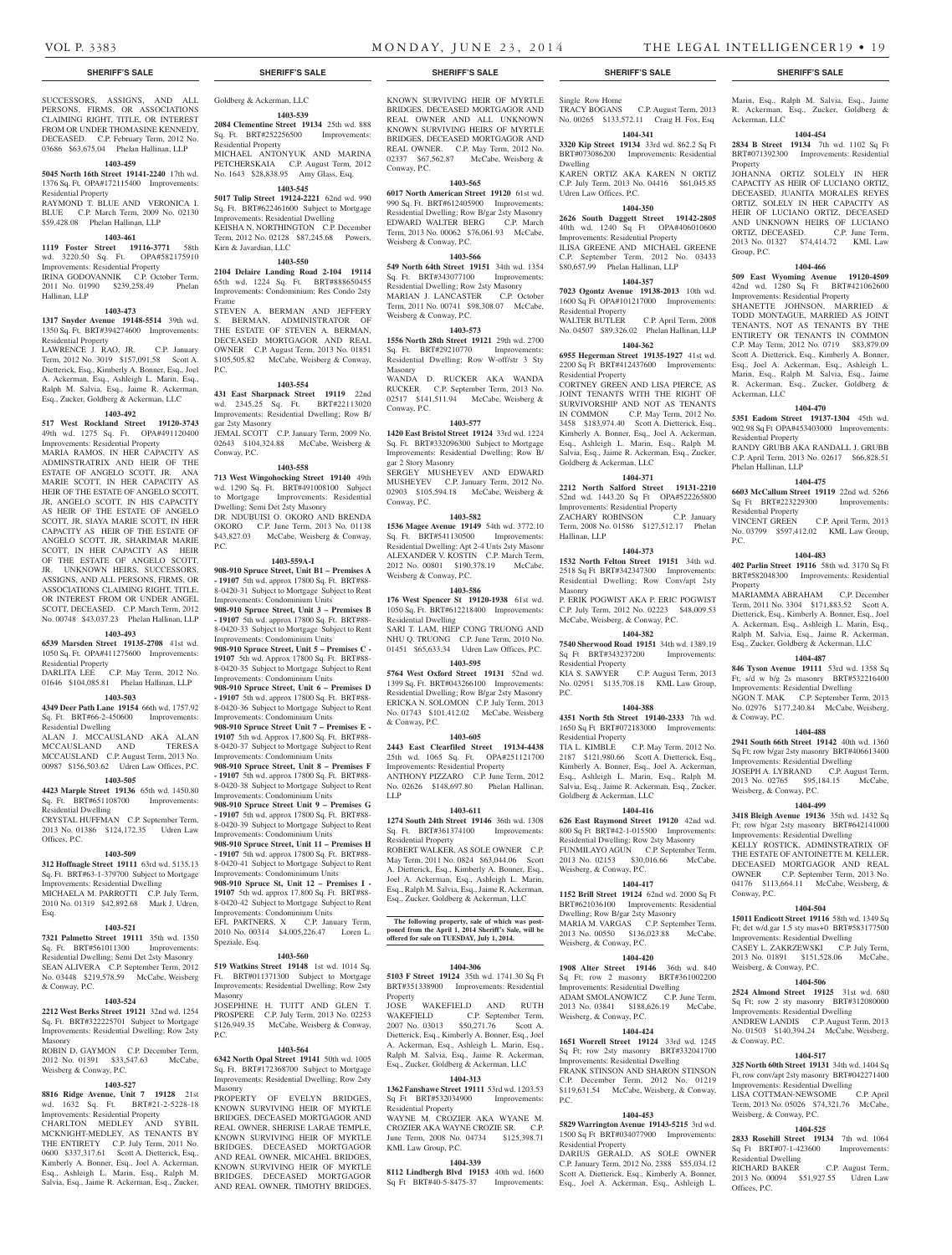SHERIFF'S SALE

SUCCESSORS, ASSIGNS, AND ALL PERSONS, FIRMS, OR ASSOCIATIONS CLAIMING RIGHT, TITLE, OR INTEREST FROM OR UNDER THOMASINE KENNEDY, DECEASED. C.P. February Term, 2012 No. 03686 $63,675.04 Phelan Hallinan, LLP

**1403-459**

**5045 North 16th Street 19141-2240** 17th wd. 1376 Sq. Ft. OPA#172115400 Improvements: Residential Property

RAYMOND T. BLUE AND VERONICA I. BLUE C.P. March Term, 2009 No. 02130 $59,428.08 Phelan Hallinan, LLP

**1403-461**

**1119 Foster Street 19116-3771** 58th wd. 3220.50 Sq. Ft. OPA#582175910 Improvements: Residential Property

IRINA GODOVANNIK C.P. October Term, 2011 No. 01990 $239,258.49 Phelan Hallinan, LLP

**1403-473**

**1317 Snyder Avenue 19148-5514** 39th wd. 1350 Sq. Ft. BRT#394274600 Improvements: Residential Property

LAWRENCE J. RAO, JR. C.P. January Term, 2012 No. 3019 $157,091.58 Scott A. Dietterick, Esq., Kimberly A. Bonner, Esq., Joel A. Ackerman, Esq., Ashleigh L. Marin, Esq., Ralph M. Salvia, Esq., Jaime R. Ackerman, Esq., Zucker, Goldberg & Ackerman, LLC

**1403-492**

**517 West Rockland Street 19120-3743** 49th wd. 1275 Sq. Ft. OPA#491120400 Improvements: Residential Property

MARIA RAMOS, IN HER CAPACITY AS ADMINSTRATRIX AND HEIR OF THE ESTATE OF ANGELO SCOTT, JR. ANA MARIE SCOTT, IN HER CAPACITY AS HEIR OF THE ESTATE OF ANGELO SCOTT, JR, ANGELO SCOTT, IN HIS CAPACITY AS HEIR OF THE ESTATE OF ANGELO SCOTT, JR, SIAYA MARIE SCOTT, IN HER CAPACITY AS HEIR OF THE ESTATE OF ANGELO SCOTT, JR, SHARIMAR MARIE SCOTT, IN HER CAPACITY AS HEIR OF THE ESTATE OF ANGELO SCOTT, JR. UNKNOWN HEIRS, SUCCESSORS, ASSIGNS, AND ALL PERSONS, FIRMS, OR ASSOCIATIONS CLAIMING RIGHT, TITLE, OR INTEREST FROM OR UNDER ANGEL SCOTT, DECEASED. C.P. March Term, 2012 No. 00748 $43,037.23 Phelan Hallinan, LLP

**1403-493**

**6539 Marsden Street 19135-2708** 41st wd. 1050 Sq. Ft. OPA#411275600 Improvements: Residential Property

DARLITA LEE C.P. May Term, 2012 No. 01646 $104,085.81 Phelan Hallinan, LLP

**1403-503**

**4349 Deer Path Lane 19154** 66th wd. 1757.92 Sq. Ft. BRT#66-2-450600 Improvements: Residential Dwelling

ALAN J. MCCAUSLAND AKA ALAN MCCAUSLAND AND TERESA MCCAUSLAND C.P. August Term, 2013 No. 00987 $156,503.62 Udren Law Offices, P.C.

**1403-505**

**4423 Marple Street 19136** 65th wd. 1450.80 Sq. Ft. BRT#651108700 Improvements: Residential Dwelling

CRYSTAL HUFFMAN C.P. September Term, 2013 No. 01386 $124,172.35 Udren Law Offices, P.C.

**1403-509**

**312 Hoffnagle Street 19111** 63rd wd. 5135.13 Sq. Ft. BRT#63-1-379700 Subject to Mortgage Improvements: Residential Dwelling

MICHAELA M. PARROTTI C.P. July Term, 2010 No. 01319 $42,892.68 Mark J. Udren, Esq.

**1403-521**

**7321 Palmetto Street 19111** 35th wd. 1350 Sq. Ft. BRT#561011300 Improvements: Residential Dwelling; Semi Det 2sty Masonry

SEAN ALIVERA C.P. September Term, 2012 No. 03448 $219,578.59 McCabe, Weisberg & Conway, P.C.

**1403-524**

**2212 West Berks Street 19121** 32nd wd. 1254 Sq. Ft. BRT#322225701 Subject to Mortgage Improvements: Residential Dwelling; Row 2sty Masonry

ROBIN D. GAYMON C.P. December Term, 2012 No. 01391 $33,547.63 McCabe, Weisberg & Conway, P.C.

**1403-527**

**8816 Ridge Avenue, Unit 7 19128** 21st wd. 1632 Sq. Ft. BRT#21-2-5228-18 Improvements: Residential Property

CHARLTON MEDLEY AND SYBIL MCKNIGHT-MEDLEY, AS TENANTS BY THE ENTIRETY C.P. July Term, 2011 No. 0600 $337,317.61 Scott A. Dietterick, Esq., Kimberly A. Bonner, Esq., Joel A. Ackerman, Esq., Ashleigh L. Marin, Esq., Ralph M. Salvia, Esq., Jaime R. Ackerman, Esq., Zucker, Goldberg & Ackerman, LLC

**1403-539**

**2084 Clementine Street 19134** 25th wd. 888 Sq. Ft. BRT#252256500 Improvements: Residential Property

MICHAEL ANTONYUK AND MARINA PETCHERSKAIA C.P. August Term, 2012 No. 1643 $28,838.95 Amy Glass, Esq.

**1403-545**

**5017 Tulip Street 19124-2221** 62nd wd. 990 Sq. Ft. BRT#622461600 Subject to Mortgage Improvements: Residential Dwelling

KEISHA N. NORTHINGTON C.P. December Term, 2012 No. 02128 $87,245.68 Powers, Kirn & Javardian, LLC

**1403-550**

**2104 Delaire Landing Road 2-104 19114** 65th wd. 1224 Sq. Ft. BRT#888650455 Improvements: Condominium; Res Condo 2sty Frame

STEVEN A. BERMAN AND JEFFERY S. BERMAN, ADMINISTRATOR OF THE ESTATE OF STEVEN A. BERMAN, DECEASED MORTGAGOR AND REAL OWNER C.P. August Term, 2013 No. 01851 $105,505.82 McCabe, Weisberg & Conway, P.C.

**1403-554**

**431 East Sharpnack Street 19119** 22nd wd. 2345.25 Sq. Ft. BRT#22113020 Improvements: Residential Dwelling; Row B/gar 2sty Masonry

JEMAL SCOTT C.P. January Term, 2009 No. 02643 $104,324.88 McCabe, Weisberg & Conway, P.C.

**1403-558**

**713 West Wingohocking Street 19140** 49th wd. 1290 Sq. Ft. BRT#491008100 Subject to Mortgage Improvements: Residential Dwelling; Semi Det 2sty Masonry

DR. NDUBUISI O. OKORO AND BRENDA OKORO C.P. June Term, 2013 No. 01138 $43,827.03 McCabe, Weisberg & Conway, P.C.

**1403-559A-I**

**908-910 Spruce Street, Unit B1 – Premises A - 19107** 5th wd. approx 17800 Sq. Ft. BRT#88-8-0420-31 Subject to Mortgage Subject to Rent Improvements: Condominium Units

**908-910 Spruce Street, Unit 3 – Premises B - 19107** 5th wd. approx 17800 Sq. Ft. BRT#88-8-0420-33 Subject to Mortgage Subject to Rent Improvements: Condominium Units

**908-910 Spruce Street, Unit 5 – Premises C - 19107** 5th wd. Approx 17800 Sq. Ft. BRT#88-8-0420-35 Subject to Mortgage Subject to Rent Improvements: Condominium Units

**908-910 Spruce Street, Unit 6 – Premises D - 19107** 5th wd. approx 17800 Sq. Ft. BRT#88-8-0420-36 Subject to Mortgage Subject to Rent Improvements: Condominium Units

**908-910 Spruce Street Unit 7 – Premises E - 19107** 5th wd. Approx 17,800 Sq. Ft. BRT#88-8-0420-37 Subject to Mortgage Subject to Rent Improvements: Condominium Units

**908-910 Spruce Street, Unit 8 – Premises F - 19107** 5th wd. approx 17800 Sq. Ft. BRT#88-8-0420-38 Subject to Mortgage Subject to Rent Improvements: Condominium Units

**908-910 Spruce Street Unit 9 – Premises G - 19107** 5th wd. approx 17800 Sq. Ft. BRT#88-8-0420-39 Subject to Mortgage Subject to Rent Improvements: Condominium Units

**908-910 Spruce Street, Unit 11 – Premises H - 19107** 5th wd. approx 17800 Sq. Ft. BRT#88-8-0420-41 Subject to Mortgage Subject to Rent Improvements: Condominimum Units

**908-910 Spruce St, Unit 12 – Premises I - 19107** 5th wd. approx 17,800 Sq. Ft. BRT#88-8-0420-42 Subject to Mortgage Subject to Rent Improvements: Condominium Units

EFL PARTNERS, X C.P. January Term, 2010 No. 00314 $4,005,226.47 Loren L. Speziale, Esq.

**1403-560**

**519 Watkins Street 19148** 1st wd. 1014 Sq. Ft. BRT#011371300 Subject to Mortgage Improvements: Residential Dwelling; Row 2sty Masonry

JOSEPHINE H. TUITT AND GLEN T. PROSPERE C.P. July Term, 2013 No. 02253 $126,949.35 McCabe, Weisberg & Conway, P.C.

**1403-564**

**6342 North Opal Street 19141** 50th wd. 1005 Sq. Ft. BRT#172368700 Subject to Mortgage Improvements: Residential Dwelling; Row 2sty Masonry

PROPERTY OF EVELYN BRIDGES, KNOWN SURVIVING HEIR OF MYRTLE BRIDGES, DECEASED MORTGAGOR AND REAL OWNER, SHERISE LARAE TEMPLE, KNOWN SURVIVING HEIR OF MYRTLE BRIDGES, DECEASED MORTGAGOR AND REAL OWNER, MICAHEL BRIDGES, KNOWN SURVIVING HEIR OF MYRTLE BRIDGES, DECEASED MORTGAGOR AND REAL OWNER, TIMOTHY BRIDGES, KNOWN SURVIVING HEIR OF MYRTLE BRIDGES, DECEASED MORTGAGOR AND REAL OWNER AND ALL UNKNOWN KNOWN SURVIVING HEIRS OF MYRTLE BRIDGES, DECEASED MORTGAGOR AND REAL OWNER. C.P. May Term, 2012 No. 02337 $67,562.87 McCabe, Weisberg & Conway, P.C.

**1403-565**

**6017 North American Street 19120** 61st wd. 990 Sq. Ft. BRT#612405900 Improvements: Residential Dwelling; Row B/gar 2sty Masonry EDWARD WALTER BERG C.P. March Term, 2013 No. 00062 $76,061.93 McCabe, Weisberg & Conway, P.C.

**1403-566**

**549 North 64th Street 19151** 34th wd. 1354 Sq. Ft. BRT#343077100 Improvements: Residential Dwelling; Row 2sty Masonry

MARIAN J. LANCASTER C.P. October Term, 2011 No. 00741 $98,308.07 McCabe, Weisberg & Conway, P.C.

**1403-573**

**1556 North 28th Street 19121** 29th wd. 2700 Sq. Ft. BRT#29210770 Improvements: Residential Dwelling; Row W-off/str 3 Sty Masonry

WANDA D. RUCKER AKA WANDA RUCKER C.P. September Term, 2013 No. 02517 $141,511.94 McCabe, Weisberg & Conway, P.C.

**1403-577**

**1420 East Bristol Street 19124** 33rd wd. 1224 Sq. Ft. BRT#332096300 Subject to Mortgage Improvements: Residential Dwelling; Row B/gar 2 Story Masonry

SERGEY MUSHEYEV AND EDWARD MUSHEYEV C.P. January Term, 2012 No. 02903 $105,594.18 McCabe, Weisberg & Conway, P.C.

**1403-582**

**1536 Magee Avenue 19149** 54th wd. 3772.10 Sq. Ft. BRT#541130500 Improvements: Residential Dwelling; Apt 2-4 Unts 2sty Masonr ALEXANDER V. KOSTIN C.P. March Term, 2012 No. 00801 $190,378.19 McCabe, Weisberg & Conway, P.C.

**1403-586**

**176 West Spencer St 19120-1938** 61st wd. 1050 Sq. Ft. BRT#612218400 Improvements: Residential Dwelling

SARI T. LAM, HIEP CONG TRUONG AND NHU Q. TRUONG C.P. June Term, 2010 No. 01451 $65,633.34 Udren Law Offices, P.C.

**1403-595**

**5764 West Oxford Street 19131** 52nd wd. 1399 Sq. Ft. BRT#043266100 Improvements: Residential Dwelling; Row B/gar 2sty Masonry ERICKA N. SOLOMON C.P. July Term, 2013 No. 01743 $101,412.02 McCabe, Weisberg & Conway, P.C.

**1403-605**

**2443 East Clearfield Street 19134-4438** 25th wd. 1065 Sq. Ft. OPA#251121700 Improvements: Residential Property

ANTHONY PIZZARO C.P. June Term, 2012 No. 02626 $148,697.80 Phelan Hallinan, LLP

**1403-611**

**1274 South 24th Street 19146** 36th wd. 1308 Sq. Ft. BRT#361374100 Improvements: Residential Property

ROBERT WALKER, AS SOLE OWNER C.P. May Term, 2011 No. 0824 $63,044.06 Scott A. Dietterick, Esq., Kimberly A. Bonner, Esq., Joel A. Ackerman, Esq., Ashleigh L. Marin, Esq., Ralph M. Salvia, Esq., Jaime R. Ackerman, Esq., Zucker, Goldberg & Ackerman, LLC

**The following property, sale of which was postponed from the April 1, 2014 Sheriff's Sale, will be offered for sale on TUESDAY, July 1, 2014.**

**1404-306**

**5103 F Street 19124** 35th wd. 1741.30 Sq Ft BRT#351338900 Improvements: Residential Property

JOSE WAKEFIELD AND RUTH WAKEFIELD C.P. September Term, 2007 No. 03013 $50,271.76 Scott A. Dietterick, Esq., Kimberly A. Bonner, Esq., Joel A. Ackerman, Esq., Ashleigh L. Marin, Esq., Ralph M. Salvia, Esq., Jaime R. Ackerman, Esq., Zucker, Goldberg & Ackerman, LLC

**1404-313**

**1362 Fanshawe Street 19111** 53rd wd. 1203.53 Sq Ft BRT#532034900 Improvements: Residential Property

WAYNE M. CROZIER AKA WYANE M. CROZIER AKA WAYNE CROZIE SR. C.P. June Term, 2008 No. 04734 $125,398.71 KML Law Group, P.C.

**1404-339**

**8112 Lindbergh Blvd 19153** 40th wd. 1600 Sq Ft BRT#40-5-8475-37 Improvements: Single Row Home

TRACY BOGANS C.P. August Term, 2013 No. 00265 $133,572.11 Craig H. Fox, Esq

**1404-341**

**3320 Kip Street 19134** 33rd wd. 862.2 Sq Ft BRT#073086200 Improvements: Residential Dwelling

KAREN ORTIZ AKA KAREN N ORTIZ C.P. July Term, 2013 No. 04416 $61,045.85 Udren Law Offices, P.C.

**1404-350**

**2626 South Daggett Street 19142-2805** 40th wd. 1240 Sq Ft OPA#406010600 Improvements: Residential Property

ILISA GREENE AND MICHAEL GREENE C.P. September Term, 2012 No. 03433 $80,657.99 Phelan Hallinan, LLP

**1404-357**

**7023 Ogontz Avenue 19138-2013** 10th wd. 1600 Sq Ft OPA#101217000 Improvements: Residential Property

WALTER BUTLER C.P. April Term, 2008 No. 04507 $89,326.02 Phelan Hallinan, LLP

**1404-362**

**6955 Hegerman Street 19135-1927** 41st wd. 2200 Sq Ft BRT#412437600 Improvements: Residential Property

CORTNEY GREEN AND LISA PIERCE, AS JOINT TENANTS WITH THE RIGHT OF SURVIVORSHIP AND NOT AS TENANTS IN COMMON C.P. May Term, 2012 No. 3458 $183,974.40 Scott A. Dietterick, Esq., Kimberly A. Bonner, Esq., Joel A. Ackerman, Esq., Ashleigh L. Marin, Esq., Ralph M. Salvia, Esq., Jaime R. Ackerman, Esq., Zucker, Goldberg & Ackerman, LLC

**1404-371**

**2212 North Salford Street 19131-2210** 52nd wd. 1443.20 Sq Ft OPA#522265800 Improvements: Residential Property

ZACHARY ROBINSON C.P. January Term, 2008 No. 01586 $127,512.17 Phelan Hallinan, LLP

**1404-373**

**1532 North Felton Street 19151** 34th wd. 2518 Sq Ft BRT#342347300 Improvements: Residential Dwelling; Row Conv/apt 2sty Masonry

P. ERIK POGWIST AKA P. ERIC POGWIST C.P. July Term, 2012 No. 02223 $48,009.53 McCabe, Weisberg, & Conway, P.C.

**1404-382**

**7540 Sherwood Road 19151** 34th wd. 1389.19 Sq Ft BRT#343237200 Improvements: Residential Property

KIA S. SAWYER C.P. August Term, 2013 No. 02951 $135,708.18 KML Law Group, P.C.

**1404-388**

**4351 North 5th Street 19140-2333** 7th wd. 1650 Sq Ft BRT#072183000 Improvements: Residential Property

TIA L. KIMBLE C.P. May Term, 2012 No. 2187 $121,980.66 Scott A. Dietterick, Esq., Kimberly A. Bonner, Esq., Joel A. Ackerman, Esq., Ashleigh L. Marin, Esq., Ralph M. Salvia, Esq., Jaime R. Ackerman, Esq., Zucker, Goldberg & Ackerman, LLC

**1404-416**

**626 East Raymond Street 19120** 42nd wd. 800 Sq Ft BRT#42-1-015500 Improvements: Residential Dwelling; Row 2sty Masonry

FUNMILAYO AGUN C.P. September Term, 2013 No. 02153 $30,016.66 McCabe, Weisberg, & Conway, P.C.

**1404-417**

**1152 Brill Street 19124** 62nd wd. 2000 Sq Ft BRT#621036100 Improvements: Residential Dwelling; Row B/gar 2sty Masonry

MARIA M. VARGAS C.P. September Term, 2013 No. 00550 $136,023.88 McCabe, Weisberg, & Conway, P.C.

**1404-420**

**1908 Alter Street 19146** 36th wd. 840 Sq Ft; row 2 masonry BRT#361002200 Improvements: Residential Dwelling

ADAM SMOLANOWICZ C.P. June Term, 2013 No. 03841 $188,626.19 McCabe, Weisberg, & Conway, P.C.

**1404-424**

**1651 Worrell Street 19124** 33rd wd. 1245 Sq Ft; row 2sty masonry BRT#332041700 Improvements: Residential Dwelling

FRANK STINSON AND SHARON STINSON C.P. December Term, 2012 No. 01219 $119,631.54 McCabe, Weisberg, & Conway, P.C.

**1404-453**

**5829 Warrington Avenue 19143-5215** 3rd wd. 1500 Sq Ft BRT#034077900 Improvements: Residential Property

DARIUS GERALD, AS SOLE OWNER C.P. January Term, 2012 No. 2388 $55,034.12 Scott A. Dietterick, Esq., Kimberly A. Bonner, Esq., Joel A. Ackerman, Esq., Ashleigh L. Marin, Esq., Ralph M. Salvia, Esq., Jaime R. Ackerman, Esq., Zucker, Goldberg & Ackerman, LLC

**1404-454**

**2834 B Street 19134** 7th wd. 1102 Sq Ft BRT#071392300 Improvements: Residential Property

JOHANNA ORTIZ SOLELY IN HER CAPACITY AS HEIR OF LUCIANO ORTIZ, DECEASED, JUANITA MORALES REYES ORTIZ, SOLELY IN HER CAPACITY AS HEIR OF LUCIANO ORTIZ, DECEASED AND UNKNOWN HEIRS OF LUCIANO ORTIZ, DECEASED. C.P. June Term, 2013 No. 01327 $74,414.72 KML Law Group, P.C.

**1404-466**

**509 East Wyoming Avenue 19120-4509** 42nd wd. 1280 Sq Ft BRT#421062600 Improvements: Residential Property

SHANETTE JOHNSON, MARRIED & TODD MONTAGUE, MARRIED AS JOINT TENANTS, NOT AS TENANTS BY THE ENTIRETY OR TENANTS IN COMMON C.P. May Term, 2012 No. 0719 $83,879.09 Scott A. Dietterick, Esq., Kimberly A. Bonner, Esq., Joel A. Ackerman, Esq., Ashleigh L. Marin, Esq., Ralph M. Salvia, Esq., Jaime R. Ackerman, Esq., Zucker, Goldberg & Ackerman, LLC

**1404-470**

**5351 Eadom Street 19137-1304** 45th wd. 902.98 Sq Ft OPA#453403000 Improvements: Residential Property

RANDY GRUBB AKA RANDALL J. GRUBB C.P. April Term, 2013 No. 02617 $66,828.51 Phelan Hallinan, LLP

**1404-475**

**6603 McCallum Street 19119** 22nd wd. 5266 Sq Ft BRT#223229300 Improvements: Residential Property

VINCENT GREEN C.P. April Term, 2013 No. 03799 $597,412.02 KML Law Group, P.C.

**1404-483**

**402 Parlin Street 19116** 58th wd. 3170 Sq Ft BRT#582048300 Improvements: Residential Property

MARIAMMA ABRAHAM C.P. December Term, 2011 No. 3304 $171,883.52 Scott A. Dietterick, Esq., Kimberly A. Bonner, Esq., Joel A. Ackerman, Esq., Ashleigh L. Marin, Esq., Ralph M. Salvia, Esq., Jaime R. Ackerman, Esq., Zucker, Goldberg & Ackerman, LLC

**1404-487**

**846 Tyson Avenue 19111** 53rd wd. 1358 Sq Ft; s/d w b/g 2s masonry BRT#532216400 Improvements: Residential Dwelling

NGON T. MAK C.P. September Term, 2013 No. 02976 $177,240.84 McCabe, Weisberg, & Conway, P.C.

**1404-488**

**2941 South 66th Street 19142** 40th wd. 1360 Sq Ft; row b/gar 2sty masonry BRT#406613400 Improvements: Residential Dwelling

JOSEPH A. LYBRAND C.P. August Term, 2013 No. 02765 $95,184.15 McCabe, Weisberg, & Conway, P.C.

**1404-499**

**3418 Bleigh Avenue 19136** 35th wd. 1432 Sq Ft; row b/gar 2sty masonry BRT#642141000 Improvements: Residential Dwelling

KELLY ROSTICK, ADMINSTRATRIX OF THE ESTATE OF ANTOINETTE M. KELLER, DECEASED MORTGAGOR AND REAL OWNER C.P. September Term, 2013 No. 04176 $113,664.11 McCabe, Weisberg, & Conway, P.C.

**1404-504**

**15011 Endicott Street 19116** 58th wd. 1349 Sq Ft; det w/d.gar 1.5 sty mas+0 BRT#583177500 Improvements: Residential Dwelling

CASEY L. ZAKRZEWSKI C.P. July Term, 2013 No. 01891 $151,528.06 McCabe, Weisberg, & Conway, P.C.

**1404-506**

**2524 Almond Street 19125** 31st wd. 680 Sq Ft; row 2 sty masonry BRT#312080000 Improvements: Residential Dwelling

ANDREW LANDIS C.P. August Term, 2013 No. 01503 $140,394.24 McCabe, Weisberg, & Conway, P.C.

**1404-517**

**325 North 60th Street 19131** 34th wd. 1404 Sq Ft, row conv/apt 2sty masonry BRT#042271400 Improvements: Residential Dwelling

LISA COTTMAN-NEWSOME C.P. April Term, 2013 No. 05026 $74,321.76 McCabe, Weisberg, & Conway, P.C.

**1404-525**

**2833 Rosehill Street 19134** 7th wd. 1064 Sq Ft BRT#07-1-423600 Improvements: Residential Dwelling

RICHARD BAKER C.P. August Term, 2013 No. 00094 $51,927.55 Udren Law Offices, P.C.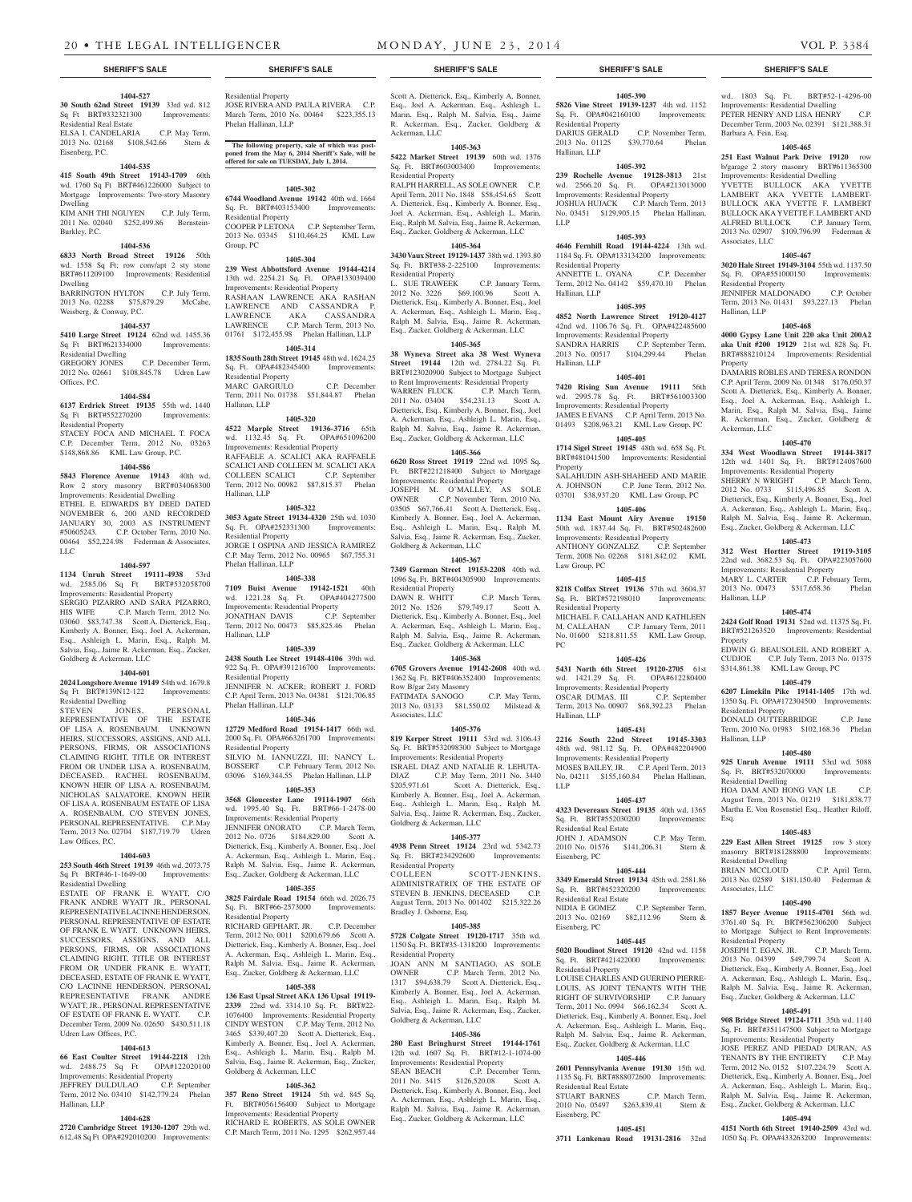**1404-527**

**30 South 62nd Street 19139** 33rd wd. 812 Sq Ft BRT#332321300 Improvements: Residential Real Estate
ELSA I. CANDELARIA C.P. May Term, 2013 No. 02168 $108,542.66 Stern & Eisenberg, P.C.

**1404-535**

**415 South 49th Street 19143-1709** 60th wd. 1760 Sq Ft BRT#461226000 Subject to Mortgage Improvements: Two-story Masonry Dwelling
KIM ANH THI NGUYEN C.P. July Term, 2011 No. 02040 $252,499.86 Bernstein-Burkley, P.C.

**1404-536**

**6833 North Broad Street 19126** 50th wd. 1558 Sq Ft; row conv/apt 2 sty stone BRT#611209100 Improvements: Residential Dwelling
BARRINGTON HYLTON C.P. July Term, 2013 No. 02288 $75,879.29 McCabe, Weisberg, & Conway, P.C.

**1404-537**

**5410 Large Street 19124** 62nd wd. 1455.36 Sq Ft BRT#621334000 Improvements: Residential Dwelling
GREGORY JONES C.P. December Term, 2012 No. 02661 $108,845.78 Udren Law Offices, P.C.

**1404-584**

**6137 Erdrick Street 19135** 55th wd. 1440 Sq Ft BRT#552270200 Improvements: Residential Property
STACEY FOCA AND MICHAEL T. FOCA C.P. December Term, 2012 No. 03263 $148,868.86 KML Law Group, P.C.

**1404-586**

**5843 Florence Avenue 19143** 40th wd. Row 2 story masonry BRT#034068300 Improvements: Residential Dwelling
ETHEL E. EDWARDS BY DEED DATED NOVEMBER 6, 200 AND RECORDED JANUARY 30, 2003 AS INSTRUMENT #50605243. C.P. October Term, 2010 No. 00464 $52,224.98 Federman & Associates, LLC

**1404-597**

**1134 Unruh Street 19111-4938** 53rd wd. 2585.06 Sq Ft BRT#532058700 Improvements: Residential Property
SERGIO PIZARRO AND SARA PIZARRO, HIS WIFE C.P. March Term, 2012 No. 03060 $83,747.38 Scott A. Dietterick, Esq., Kimberly A. Bonner, Esq., Joel A. Ackerman, Esq., Ashleigh L. Marin, Esq., Ralph M. Salvia, Esq., Jaime R. Ackerman, Esq., Zucker, Goldberg & Ackerman, LLC

**1404-601**

**2024 Longshore Avenue 19149** 54th wd. 1679.8 Sq Ft BRT#139N12-122 Improvements: Residential Dwelling
STEVEN JONES, PERSONAL REPRESENTATIVE OF THE ESTATE OF LISA A. ROSENBAUM. UNKNOWN HEIRS, SUCCESSORS, ASSIGNS, AND ALL PERSONS, FIRMS, OR ASSOCIATIONS CLAIMING RIGHT, TITLE OR INTEREST FROM OR UNDER LISA A. ROSENBAUM, DECEASED. RACHEL ROSENBAUM, KNOWN HEIR OF LISA A. ROSENBAUM, NICHOLAS SALVATORE, KNOWN HEIR OF LISA A. ROSENBAUM ESTATE OF LISA A. ROSENBAUM, C/O STEVEN JONES, PERSONAL REPRESENTATIVE. C.P. May Term, 2013 No. 02704 $187,719.79 Udren Law Offices, P.C.

**1404-603**

**253 South 46th Street 19139** 46th wd. 2073.75 Sq Ft BRT#46-1-1649-00 Improvements: Residential Dwelling
ESTATE OF FRANK E. WYATT, C/O FRANK ANDRE WYATT JR., PERSONAL REPRESENTATIVE LACINNE HENDERSON, PERSONAL REPRESENTATIVE OF ESTATE OF FRANK E. WYATT. UNKNOWN HEIRS, SUCCESSORS, ASSIGNS, AND ALL PERSONS, FIRMS, OR ASSOCIATIONS CLAIMING RIGHT, TITLE OR INTEREST FROM OR UNDER FRANK E. WYATT, DECEASED, ESTATE OF FRANK E. WYATT, C/O LACINNE HENDERSON, PERSONAL REPRESENTATIVE FRANK ANDRE WYATT, JR., PERSONAL REPRESENTATIVE OF ESTATE OF FRANK E. WYATT. C.P. December Term, 2009 No. 02650 $430,511.18 Udren Law Offices, P.C.

**1404-613**

**66 East Coulter Street 19144-2218** 12th wd. 2488.75 Sq Ft OPA#122020100 Improvements: Residential Property
JEFFREY DULDULAO C.P. September Term, 2012 No. 03410 $142,779.24 Phelan Hallinan, LLP

**1404-628**

**2720 Cambridge Street 19130-1207** 29th wd. 612.48 Sq Ft OPA#292010200 Improvements: Residential Property
JOSE RIVERA AND PAULA RIVERA C.P. March Term, 2010 No. 00464 $223,355.13 Phelan Hallinan, LLP

---

**The following property, sale of which was postponed from the May 6, 2014 Sheriff's Sale, will be offered for sale on TUESDAY, July 1, 2014.**

---

**1405-302**

**6744 Woodland Avenue 19142** 40th wd. 1664 Sq Ft BRT#403153400 Improvements: Residential Property
COOPER P LETONA C.P. September Term, 2013 No. 03345 $110,464.25 KML Law Group, PC

**1405-304**

**239 West Abbottsford Avenue 19144-4214** 13th wd. 2254.21 Sq Ft. OPA#133039400 Improvements: Residential Property
RASHAAN LAWRENCE AKA RASHAN LAWRENCE AND CASSANDRA P. LAWRENCE AKA CASSANDRA LAWRENCE C.P. March Term, 2013 No. 01761 $172,455.98 Phelan Hallinan, LLP

**1405-314**

**1835 South 28th Street 19145** 48th wd. 1624.25 Sq. Ft. OPA#482345400 Improvements: Residential Property
MARC GARGIULO C.P. December Term, 2011 No. 01738 $51,844.87 Phelan Hallinan, LLP

**1405-320**

**4522 Marple Street 19136-3716** 65th wd. 1132.45 Sq. Ft. OPA#651096200 Improvements: Residential Property
RAFFAELE A. SCALICI AKA RAFFAELE SCALICI AND COLLEEN M. SCALICI AKA COLLEEN SCALICI C.P. September Term, 2012 No. 00982 $87,815.37 Phelan Hallinan, LLP

**1405-322**

**3053 Agate Street 19134-4320** 25th wd. 1030 Sq. Ft. OPA#252331300 Improvements: Residential Property
JORGE I OSPINA AND JESSICA RAMIREZ C.P. May Term, 2012 No. 00965 $67,755.31 Phelan Hallinan, LLP

**1405-338**

**7109 Buist Avenue 19142-1521** 40th wd. 1221.28 Sq. Ft. OPA#404277500 Improvements: Residential Property
JONATHAN DAVIS C.P. September Term, 2012 No. 00473 $85,825.46 Phelan Hallinan, LLP

**1405-339**

**2438 South Lee Street 19148-4106** 39th wd. 922 Sq. Ft. OPA#391216700 Improvements: Residential Property
JENNIFER N. ACKER; ROBERT J. FORD C.P. April Term, 2013 No. 04381 $121,706.85 Phelan Hallinan, LLP

**1405-346**

**12729 Medford Road 19154-1417** 66th wd. 2000 Sq. Ft. OPA#663261700 Improvements: Residential Property
SILVIO M. IANNUZZI, III; NANCY L. BOSSERT C.P. February Term, 2012 No. 03096 $169,344.55 Phelan Hallinan, LLP

**1405-353**

**3568 Gloucester Lane 19114-1907** 66th wd. 1995.40 Sq. Ft. BRT#66-1-2478-00 Improvements: Residential Property
JENNIFER ONORATO C.P. March Term, 2012 No. 0726 $184,829.00 Scott A. Dietterick, Esq., Kimberly A. Bonner, Esq., Joel A. Ackerman, Esq., Ashleigh L. Marin, Esq., Ralph M. Salvia, Esq., Jaime R. Ackerman, Esq., Zucker, Goldberg & Ackerman, LLC

**1405-355**

**3825 Fairdale Road 19154** 66th wd. 2026.75 Sq. Ft. BRT#66-2573000 Improvements: Residential Property
RICHARD GEPHART, JR. C.P. December Term, 2012 No. 0011 $200,679.66 Scott A. Dietterick, Esq., Kimberly A. Bonner, Esq., Joel A. Ackerman, Esq., Ashleigh L. Marin, Esq., Ralph M. Salvia, Esq., Jaime R. Ackerman, Esq., Zucker, Goldberg & Ackerman, LLC

**1405-358**

**136 East Upsal Street AKA 136 Upsal 19119-2339** 22nd wd. 3314.10 Sq. Ft. BRT#22-1076400 Improvements: Residential Property
CINDY WESTON C.P. May Term, 2012 No. 3465 $339,407.20 Scott A. Dietterick, Esq., Kimberly A. Bonner, Esq., Joel A. Ackerman, Esq., Ashleigh L. Marin, Esq., Ralph M. Salvia, Esq., Jaime R. Ackerman, Esq., Zucker, Goldberg & Ackerman, LLC

**1405-362**

**357 Reno Street 19124** 5th wd. 845 Sq. Ft. BRT#056156400 Subject to Mortgage Improvements: Residential Property
RICHARD E. ROBERTS, AS SOLE OWNER C.P. March Term, 2011 No. 1295 $262,957.44 Scott A. Dietterick, Esq., Kimberly A. Bonner, Esq., Joel A. Ackerman, Esq., Ashleigh L. Marin, Esq., Ralph M. Salvia, Esq., Jaime R. Ackerman, Esq., Zucker, Goldberg & Ackerman, LLC

**1405-363**

**5422 Market Street 19139** 60th wd. 1376 Sq. Ft. BRT#603003400 Improvements: Residential Property
RALPH HARRELL, AS SOLE OWNER C.P. April Term, 2011 No. 1848 $58,454.65 Scott A. Dietterick, Esq., Kimberly A. Bonner, Esq., Joel A. Ackerman, Esq., Ashleigh L. Marin, Esq., Ralph M. Salvia, Esq., Jaime R. Ackerman, Esq., Zucker, Goldberg & Ackerman, LLC

**1405-364**

**3430 Vaux Street 19129-1437** 38th wd. 1393.80 Sq. Ft. BRT#38-2-225100 Improvements: Residential Property
L. SUE TRAWEEK C.P. January Term, 2012 No. 3226 $69,100.96 Scott A. Dietterick, Esq., Kimberly A. Bonner, Esq., Joel A. Ackerman, Esq., Ashleigh L. Marin, Esq., Ralph M. Salvia, Esq., Jaime R. Ackerman, Esq., Zucker, Goldberg & Ackerman, LLC

**1405-365**

**38 Wyneva Street aka 38 West Wyneva Street 19144** 12th wd. 2784.22 Sq. Ft. BRT#123020900 Subject to Mortgage Subject to Rent Improvements: Residential Property
WARREN FLUCK C.P. March Term, 2011 No. 03404 $54,231.13 Scott A. Dietterick, Esq., Kimberly A. Bonner, Esq., Joel A. Ackerman, Esq., Ashleigh L. Marin, Esq., Ralph M. Salvia, Esq., Jaime R. Ackerman, Esq., Zucker, Goldberg & Ackerman, LLC

**1405-366**

**6620 Ross Street 19119** 22nd wd. 1095 Sq. Ft. BRT#221218400 Subject to Mortgage Improvements: Residential Property
JOSEPH M. O'MALLEY, AS SOLE OWNER C.P. November Term, 2010 No. 03505 $67,766.41 Scott A. Dietterick, Esq., Kimberly A. Bonner, Esq., Joel A. Ackerman, Esq., Ashleigh L. Marin, Esq., Ralph M. Salvia, Esq., Jaime R. Ackerman, Esq., Zucker, Goldberg & Ackerman, LLC

**1405-367**

**7349 Garman Street 19153-2208** 40th wd. 1096 Sq. Ft. BRT#404305900 Improvements: Residential Property
DAWN R. WHITT C.P. March Term, 2012 No. 1526 $79,749.17 Scott A. Dietterick, Esq., Kimberly A. Bonner, Esq., Joel A. Ackerman, Esq., Ashleigh L. Marin, Esq., Ralph M. Salvia, Esq., Jaime R. Ackerman, Esq., Zucker, Goldberg & Ackerman, LLC

**1405-368**

**6705 Grovers Avenue 19142-2608** 40th wd. 1362 Sq. Ft. BRT#406352400 Improvements: Row B/gar 2sty Masonry
FATIMATA SANOGO C.P. May Term, 2013 No. 03133 $81,550.02 Milstead & Associates, LLC

**1405-376**

**819 Kerper Street 19111** 53rd wd. 3106.43 Sq. Ft. BRT#532098300 Subject to Mortgage Improvements: Residential Property
ISRAEL DIAZ AND NATALIE R. LEHUTA-DIAZ C.P. May Term, 2011 No. 3440 $205,971.61 Scott A. Dietterick, Esq., Kimberly A. Bonner, Esq., Joel A. Ackerman, Esq., Ashleigh L. Marin, Esq., Ralph M. Salvia, Esq., Jaime R. Ackerman, Esq., Zucker, Goldberg & Ackerman, LLC

**1405-377**

**4938 Penn Street 19124** 23rd wd. 5342.73 Sq. Ft. BRT#234292600 Improvements: Residential Property
COLLEEN SCOTT-JENKINS, ADMINISTRATRIX OF THE ESTATE OF STEVEN B. JENKINS, DECEASED C.P. August Term, 2013 No. 001402 $215,322.26 Bradley J. Osborne, Esq.

**1405-385**

**5728 Colgate Street 19120-1717** 35th wd. 1150 Sq. Ft. BRT#35-1318200 Improvements: Residential Property
JOAN ANN M SANTIAGO, AS SOLE OWNER C.P. March Term, 2012 No. 1317 $94,638.79 Scott A. Dietterick, Esq., Kimberly A. Bonner, Esq., Joel A. Ackerman, Esq., Ashleigh L. Marin, Esq., Ralph M. Salvia, Esq., Jaime R. Ackerman, Esq., Zucker, Goldberg & Ackerman, LLC

**1405-386**

**280 East Bringhurst Street 19144-1761** 12th wd. 1607 Sq. Ft. BRT#12-1-1074-00 Improvements: Residential Property
SEAN BEACH C.P. December Term, 2011 No. 3415 $126,520.08 Scott A. Dietterick, Esq., Kimberly A. Bonner, Esq., Joel A. Ackerman, Esq., Ashleigh L. Marin, Esq., Ralph M. Salvia, Esq., Jaime R. Ackerman, Esq., Zucker, Goldberg & Ackerman, LLC

**1405-390**

**5826 Vine Street 19139-1237** 4th wd. 1152 Sq. Ft. OPA#042160100 Improvements: Residential Property
DARIUS GERALD C.P. November Term, 2013 No. 01125 $39,770.64 Phelan Hallinan, LLP

**1405-392**

**239 Rochelle Avenue 19128-3813** 21st wd. 2566.20 Sq. Ft. OPA#213013000 Improvements: Residential Property
JOSHUA HUJACK C.P. March Term, 2013 No. 03451 $129,905.15 Phelan Hallinan, LLP

**1405-393**

**4646 Fernhill Road 19144-4224** 13th wd. 1184 Sq. Ft. OPA#133134200 Improvements: Residential Property
ANNETTE L. OYANA C.P. December Term, 2012 No. 04142 $59,470.10 Phelan Hallinan, LLP

**1405-395**

**4852 North Lawrence Street 19120-4127** 42nd wd. 1106.76 Sq. Ft. OPA#422485600 Improvements: Residential Property
SANDRA HARRIS C.P. September Term, 2013 No. 00517 $104,299.44 Phelan Hallinan, LLP

**1405-401**

**7420 Rising Sun Avenue 19111** 56th wd. 2995.78 Sq. Ft. BRT#561003300 Improvements: Residential Property
JAMES E EVANS C.P. April Term, 2013 No. 01493 $208,963.21 KML Law Group, PC

**1405-405**

**1714 Sigel Street 19145** 48th wd. 658 Sq. Ft. BRT#481041500 Improvements: Residential Property
SALAHUDIN ASH-SHAHEED AND MARIE A. JOHNSON C.P. June Term, 2012 No. 03701 $38,937.20 KML Law Group, PC

**1405-406**

**1134 East Mount Airy Avenue 19150** 50th wd. 1837.44 Sq. Ft. BRT#502482600 Improvements: Residential Property
ANTHONY GONZALEZ C.P. September Term, 2008 No. 02268 $181,842.02 KML Law Group, PC

**1405-415**

**8218 Colfax Street 19136** 57th wd. 3604.37 Sq. Ft. BRT#572198010 Improvements: Residential Property
MICHAEL F. CALLAHAN AND KATHLEEN M. CALLAHAN C.P. January Term, 2011 No. 01600 $218,811.55 KML Law Group, PC

**1405-426**

**5431 North 6th Street 19120-2705** 61st wd. 1421.29 Sq. Ft. OPA#612280400 Improvements: Residential Property
OSCAR DUMAS, III C.P. September Term, 2013 No. 00907 $68,392.23 Phelan Hallinan, LLP

**1405-431**

**2216 South 22nd Street 19145-3303** 48th wd. 981.12 Sq. Ft. OPA#482204900 Improvements: Residential Property
MOSES BAILEY, JR. C.P. April Term, 2013 No. 04211 $155,160.84 Phelan Hallinan, LLP

**1405-437**

**4323 Devereaux Street 19135** 40th wd. 1365 Sq. Ft. BRT#552030200 Improvements: Residential Real Estate
JOHN J. ADAMSON C.P. May Term, 2010 No. 01576 $141,206.31 Stern & Eisenberg, PC

**1405-444**

**3349 Emerald Street 19134** 45th wd. 2581.86 Sq. Ft. BRT#452320200 Improvements: Residential Real Estate
NIDIA E GOMEZ C.P. September Term, 2013 No. 02169 $82,112.96 Stern & Eisenberg, PC

**1405-445**

**5020 Boudinot Street 19120** 42nd wd. 1158 Sq. Ft. BRT#421422000 Improvements: Residential Property
LOUISE CHARLES AND GUERINO PIERRE-LOUIS, AS JOINT TENANTS WITH THE RIGHT OF SURVIVORSHIP C.P. January Term, 2011 No. 0994 $66,162.34 Scott A. Dietterick, Esq., Kimberly A. Bonner, Esq., Joel A. Ackerman, Esq., Ashleigh L. Marin, Esq., Ralph M. Salvia, Esq., Jaime R. Ackerman, Esq., Zucker, Goldberg & Ackerman, LLC

**1405-446**

**2601 Pennsylvania Avenue 19130** 15th wd. 1135 Sq. Ft. BRT#888072600 Improvements: Residential Real Estate
STUART BARNES C.P. March Term, 2010 No. 05497 $263,839.41 Stern & Eisenberg, PC

**1405-451**

**3711 Lankenau Road 19131-2816** 32nd wd. 1803 Sq. Ft. BRT#52-1-4296-00 Improvements: Residential Dwelling
PETER HENRY AND LISA HENRY C.P. December Term, 2003 No. 02391 $121,388.31 Barbara A. Fein, Esq.

**1405-465**

**251 East Walnut Park Drive 19120** row b/garage 2 story masonry BRT#611365300 Improvements: Residential Dwelling
YVETTE BULLOCK AKA YVETTE LAMBERT AKA YVETTE LAMBERT-BULLOCK AKA YVETTE F. LAMBERT BULLOCK AKA YVETTE F. LAMBERT AND ALFRED BULLOCK C.P. January Term, 2013 No. 02907 $109,796.99 Federman & Associates, LLC

**1405-467**

**3020 Hale Street 19149-3104** 55th wd. 1137.50 Sq. Ft. OPA#551000150 Improvements: Residential Property
JENNIFER MALDONADO C.P. October Term, 2013 No. 01431 $93,227.13 Phelan Hallinan, LLP

**1405-468**

**4000 Gypsy Lane Unit 220 aka Unit 200A2 aka Unit #200 19129** 21st wd. 828 Sq. Ft. BRT#888210124 Improvements: Residential Property
DAMARIS ROBLES AND TERESA RONDON C.P. April Term, 2009 No. 01348 $176,050.37 Scott A. Dietterick, Esq., Kimberly A. Bonner, Esq., Joel A. Ackerman, Esq., Ashleigh L. Marin, Esq., Ralph M. Salvia, Esq., Jaime R. Ackerman, Esq., Zucker, Goldberg & Ackerman, LLC

**1405-470**

**334 West Woodlawn Street 19144-3817** 12th wd. 1401 Sq. Ft. BRT#124087600 Improvements: Residential Property
SHERRY N WRIGHT C.P. March Term, 2012 No. 0733 $115,496.85 Scott A. Dietterick, Esq., Kimberly A. Bonner, Esq., Joel A. Ackerman, Esq., Ashleigh L. Marin, Esq., Ralph M. Salvia, Esq., Jaime R. Ackerman, Esq., Zucker, Goldberg & Ackerman, LLC

**1405-473**

**312 West Hortter Street 19119-3105** 22nd wd. 3682.53 Sq. Ft. OPA#223057600 Improvements: Residential Property
MARY L. CARTER C.P. February Term, 2013 No. 00473 $317,658.36 Phelan Hallinan, LLP

**1405-474**

**2424 Golf Road 19131** 52nd wd. 11375 Sq. Ft. BRT#521263520 Improvements: Residential Property
EDWIN G. BEAUSOLEIL AND ROBERT A. CUDJOE C.P. July Term, 2013 No. 01375 $314,861.38 KML Law Group, PC

**1405-479**

**6207 Limekiln Pike 19141-1405** 17th wd. 1350 Sq. Ft. OPA#172304500 Improvements: Residential Property
DONALD OUTTERBRIDGE C.P. June Term, 2010 No. 01983 $102,168.36 Phelan Hallinan, LLP

**1405-480**

**925 Unruh Avenue 19111** 53rd wd. 5088 Sq. Ft. BRT#532070000 Improvements: Residential Dwelling
HOA DAM AND HONG VAN LE C.P. August Term, 2013 No. 01219 $181,838.77 Martha E. Von Rosenstiel Esq., Heather Riloff, Esq.

**1405-483**

**229 East Allen Street 19125** row 3 story masonry BRT#181288800 Improvements: Residential Dwelling
BRIAN MCCLOUD C.P. April Term, 2013 No. 02589 $181,150.40 Federman & Associates, LLC

**1405-490**

**1857 Beyer Avenue 19115-4701** 56th wd. 3761.40 Sq. Ft. BRT#562306200 Subject to Mortgage Subject to Rent Improvements: Residential Property
JOSEPH T. EGAN, JR. C.P. March Term, 2013 No. 04399 $49,799.74 Scott A. Dietterick, Esq., Kimberly A. Bonner, Esq., Joel A. Ackerman, Esq., Ashleigh L. Marin, Esq., Ralph M. Salvia, Esq., Jaime R. Ackerman, Esq., Zucker, Goldberg & Ackerman, LLC

**1405-491**

**908 Bridge Street 19124-1711** 35th wd. 1140 Sq. Ft. BRT#351147500 Subject to Mortgage Improvements: Residential Property
JOSE PEREZ AND PIEDAD DURAN, AS TENANTS BY THE ENTIRETY C.P. May Term, 2012 No. 0152 $107,224.79 Scott A. Dietterick, Esq., Kimberly A. Bonner, Esq., Joel A. Ackerman, Esq., Ashleigh L. Marin, Esq., Ralph M. Salvia, Esq., Jaime R. Ackerman, Esq., Zucker, Goldberg & Ackerman, LLC

**1405-494**

**4151 North 6th Street 19140-2509** 43rd wd. 1050 Sq. Ft. OPA#433263200 Improvements: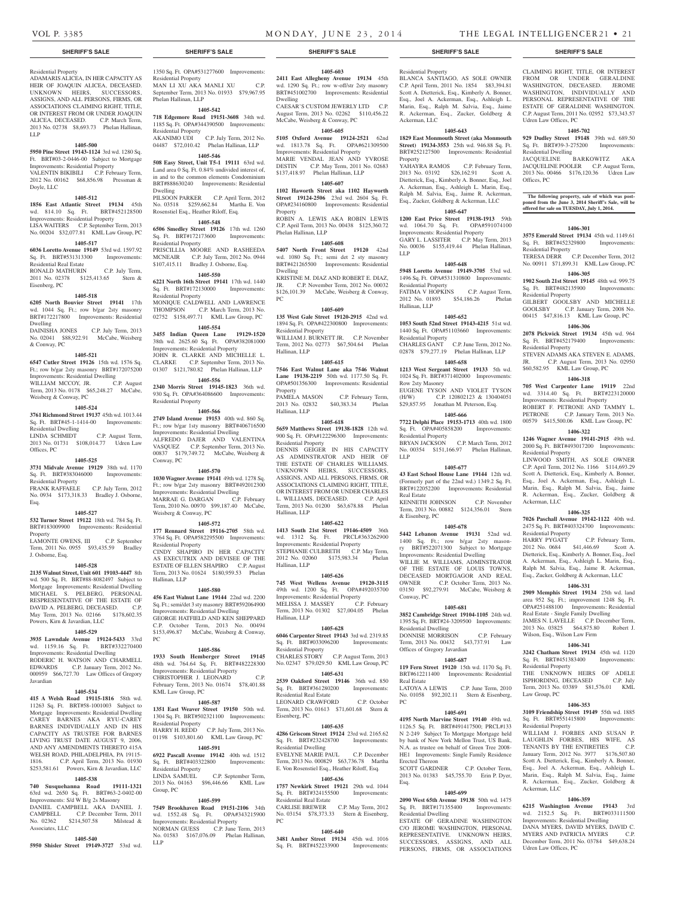Residential Property
ADAMARIS ALICEA, IN HER CAPACITY AS HEIR OF JOAQUIN ALICEA, DECEASED. UNKNOWN HEIRS, SUCCESSORS, ASSIGNS, AND ALL PERSONS, FIRMS, OR ASSOCIATIONS CLAIMING RIGHT, TITLE, OR INTEREST FROM OR UNDER JOAQUIN ALICEA, DECEASED. C.P. March Term, 2013 No. 02738 $8,693.73 Phelan Hallinan, LLP

**1405-500**

**5950 Pine Street 19143-1124** 3rd wd. 1280 Sq. Ft. BRT#03-2-0446-00 Subject to Mortgage Improvements: Residential Property
VALENTIN BIKIBILI C.P. February Term, 2012 No. 00162 $68,856.98 Pressman & Doyle, LLC

**1405-512**

**1856 East Atlantic Street 19134** 45th wd. 814.10 Sq. Ft. BRT#452128500 Improvements: Residential Property
LISA WAITERS C.P. September Term, 2013 No. 00204 $32,077.81 KML Law Group, PC

**1405-517**

**6036 Loretto Avenue 19149** 53rd wd. 1597.92 Sq. Ft. BRT#531313300 Improvements: Residential Real Estate
RONALD MATHURIN C.P. July Term, 2011 No. 02378 $125,413.65 Stern & Eisenberg, PC

**1405-518**

**6205 North Bouvier Street 19141** 17th wd. 1044 Sq. Ft.; row b/gar 2sty masonry BRT#172217800 Improvements: Residential Dwelling
DAINISHA JONES C.P. July Term, 2013 No. 02041 $88,922.91 McCabe, Weisberg & Conway, PC

**1405-521**

**6547 Cutler Street 19126** 15th wd. 1576 Sq. Ft.; row b/gar 2sty masonry BRT#172075200 Improvements: Residential Dwelling
WILLIAM MCCOY, JR. C.P. August Term, 2013 No. 0178 $65,248.27 McCabe, Weisberg & Conway, PC

**1405-524**

**3761 Richmond Street 19137** 45th wd. 1013.44 Sq. Ft. BRT#45-1-1414-00 Improvements: Residential Dwelling
LINDA SCHMIDT C.P. August Term, 2013 No. 01731 $108,014.77 Udren Law Offices, PC

**1405-525**

**3731 Midvale Avenue 19129** 38th wd. 1170 Sq. Ft. BRT#383046000 Improvements: Residential Property
FRANK RAFFAELE C.P. July Term, 2012 No. 0934 $173,318.33 Bradley J. Osborne, Esq.

**1405-527**

**532 Turner Street 19122** 18th wd. 784 Sq. Ft. BRT#183009900 Improvements: Residential Property
LAMONTE OWENS, III C.P. September Term, 2011 No. 0955 $93,435.59 Bradley J. Osborne, Esq.

**1405-528**

**2135 Walnut Street, Unit 601 19103-4447** 8th wd. 500 Sq. Ft. BRT#88-8082497 Subject to Mortgage Improvements: Residential Dwelling
MICHAEL S. PELBERG, PERSONAL RESPRESENTATIVE OF THE ESTATE OF DAVID A. PELBERG, DECEASED. C.P. May Term, 2013 No. 02166 $178,602.35 Powers, Kirn & Javardian, LLC

**1405-529**

**3935 Lawndale Avenue 19124-5433** 33rd wd. 1159.16 Sq. Ft. BRT#332270400 Improvements: Residential Dwelling
RODERIC H. WATSON AND CHARMELL EDWARDS C.P. January Term, 2012 No. 000959 $66,727.70 Law Offices of Gregory Javardian

**1405-534**

**415 A Welsh Road 19115-1816** 58th wd. 11263 Sq. Ft. BRT#58-1001003 Subject to Mortgage Improvements: Residential Dwelling
CAREY BARNES AKA RYU-CAREY BARNES INDIVIDUALLY AND IN HIS CAPACITY AS TRUSTEE FOR BARNES LIVING TRUST DATE AUGUST 9, 2006, AND ANY AMENDMENTS THERETO 415A WELSH ROAD, PHILADELPHIA, PA 19115-1816. C.P. April Term, 2013 No. 01930 $253,581.61 Powers, Kirn & Javardian, LLC

**1405-538**

**740 Susquehanna Road 19111-1321** 63rd wd. 2650 Sq. Ft. BRT#63-2-0402-00 Improvements: S/d W B/g 2s Masonry
DANIEL CAMPBELL AKA DANIEL J. CAMPBELL C.P. December Term, 2011 No. 02362 $214,507.58 Milstead & Associates, LLC

**1405-540**

**5950 Shisler Street 19149-3727** 53rd wd. 1350 Sq. Ft. OPA#531277600 Improvements: Residential Property
MAN LI XU AKA MANLI XU C.P. September Term, 2013 No. 01933 $79,967.95 Phelan Hallinan, LLP

**1405-542**

**718 Edgemore Road 19151-3608** 34th wd. 1185 Sq. Ft. OPA#344390500 Improvements: Residential Property
AKANIMO UDI C.P. July Term, 2012 No. 04487 $72,010.42 Phelan Hallinan, LLP

**1405-546**

**508 Easy Street, Unit T5-1 19111** 63rd wd. Land area 0 Sq. Ft. 0.84% undivided interest of, in and to the common elements Condominium BRT#888630240 Improvements: Residential Dwelling
PILSOON PARKER C.P. April Term, 2012 No. 03518 $259,662.84 Martha E. Von Rosenstiel Esq., Heather Riloff, Esq.

**1405-548**

**6506 Smedley Street 19126** 17th wd. 1260 Sq. Ft. BRT#172173600 Improvements: Residential Property
PRISCILLA MOORE AND RASHEEDA MCNEAIR C.P. July Term, 2012 No. 0944 $107,415.11 Bradley J. Osborne, Esq.

**1405-550**

**6221 North 16th Street 19141** 17th wd. 1440 Sq. Ft. BRT#172130000 Improvements: Residential Property
MONIQUE CALDWELL AND LAWRENCE THOMPSON C.P. March Term, 2013 No. 02752 $158,497.71 KML Law Group, PC

**1405-554**

**3455 Indian Queen Lane 19129-1520** 38th wd. 2625.60 Sq. Ft. OPA#382081000 Improvements: Residential Property
JOHN R. CLARKE AND MICHELLE L. CLARKE C.P. September Term, 2013 No. 01307 $121,780.82 Phelan Hallinan, LLP

**1405-556**

**2340 Morris Street 19145-1823** 36th wd. 930 Sq. Ft. OPA#364086600 Improvements: Residential Property

**1405-566**

**2749 Island Avenue 19153** 40th wd. 860 Sq. Ft.; row b/gar 1sty masonry BRT#406716500 Improvements: Residential Dwelling
ALFREDO DAJER AND VALENTINA VASQUEZ C.P. September Term, 2013 No. 00837 $179,749.72 McCabe, Weisberg & Conway, PC

**1405-570**

**1030 Wagner Avenue 19141** 49th wd. 1278 Sq. Ft.; row b/gar 2sty masonry BRT#492012300 Improvements: Residential Dwelling
MARRAE G. DARGAN C.P. February Term, 2010 No. 00970 $99,187.40 McCabe, Weisberg & Conway, PC

**1405-572**

**177 Rennard Street 19116-2705** 58th wd. 3764 Sq. Ft. OPA#582295500 Improvements: Residential Property
CINDY SHAPIRO IN HER CAPACITY AS EXECUTRIX AND DEVISEE OF THE ESTATE OF ELLEN SHAPIRO C.P. August Term, 2013 No. 01624 $180,959.53 Phelan Hallinan, LLP

**1405-580**

**456 East Walnut Lane 19144** 22nd wd. 2200 Sq. Ft.; semi/det 3 sty masonry BRT#592064900 Improvements: Residential Dwelling
GEORGE HATFIELD AND KEN SHEPPARD C.P. October Term, 2013 No. 00494 $153,496.87 McCabe, Weisberg & Conway, PC

**1405-586**

**1933 South Hemberger Street 19145** 48th wd. 764.64 Sq. Ft. BRT#482228300 Improvements: Residential Property
CHRISTOPHER J. LEONARD C.P. February Term, 2013 No. 01674 $78,401.88 KML Law Group, PC

**1405-587**

**1351 East Weaver Street 19150** 50th wd. 1304 Sq. Ft. BRT#502321100 Improvements: Residential Property
HARRY H. REDD C.P. July Term, 2013 No. 01198 $103,801.60 KML Law Group, PC

**1405-591**

**6922 Pascall Avenue 19142** 40th wd. 1512 Sq. Ft. BRT#403322800 Improvements: Residential Property
LINDA SAMUEL C.P. September Term, 2013 No. 04163 $96,446.66 KML Law Group, PC

**1405-599**

**7549 Brookhaven Road 19151-2106** 34th wd. 1552.48 Sq. Ft. OPA#343215900 Improvements: Residential Property
NORMAN GUESS C.P. June Term, 2013 No. 01583 $167,076.09 Phelan Hallinan, LLP

**1405-603**

**2411 East Allegheny Avenue 19134** 45th wd. 1290 Sq. Ft.; row w-off/str 2sty masonry BRT#451002700 Improvements: Residential Dwelling
CAESAR'S CUSTOM JEWERLY LTD C.P. August Term, 2013 No. 02262 $110,456.22 McCabe, Weisberg & Conway, PC

**1405-605**

**5105 Oxford Avenue 19124-2521** 62nd wd. 1813.78 Sq. Ft. OPA#621309500 Improvements: Residential Property
MARIE VENDAL JEAN AND YVROSE DESTIN C.P. May Term, 2011 No. 02683 $137,418.97 Phelan Hallinan, LLP

**1405-607**

**1102 Haworth Street aka 1102 Hayworth Street 19124-2506** 23rd wd. 2604 Sq. Ft. OPA#234160800 Improvements: Residential Property
ROBIN A. LEWIS AKA ROBIN LEWIS C.P. April Term, 2013 No. 00438 $125,360.72 Phelan Hallinan, LLP

**1405-608**

**5407 North Front Street 19120** 42nd wd. 1080 Sq. Ft.; semi det 2 sty masonry BRT#421265500 Improvements: Residential Dwelling
KRISTINE M. DIAZ AND ROBERT E. DIAZ, JR. C.P. November Term, 2012 No. 00032 $126,101.39 McCabe, Weisberg & Conway, PC

**1405-609**

**135 West Gale Street 19120-2915** 42nd wd. 1894 Sq. Ft. OPA#422300800 Improvements: Residential Property
WILLIAM J. BURNETT JR. C.P. November Term, 2012 No. 02773 $67,504.64 Phelan Hallinan, LLP

**1405-615**

**7546 East Walnut Lane aka 7546 Walnut Lane 19138-2219** 50th wd. 1177.50 Sq. Ft. OPA#501356300 Improvements: Residential Property
PAMELA MASON C.P. February Term, 2013 No. 02832 $40,383.34 Phelan Hallinan, LLP

**1405-618**

**5659 Matthews Street 19138-1828** 12th wd. 900 Sq. Ft. OPA#122296300 Improvements: Residential Property
DENNIS GEIGER IN HIS CAPACITY AS ADMINSTRATOR AND HEIR OF THE ESTATE OF CHARLES WILLIAMS. UNKNOWN HEIRS, SUCCESSORS, ASSIGNS, AND ALL PERSONS, FIRMS, OR ASSOCIATIONS CLAIMING RIGHT, TITLE, OR INTEREST FROM OR UNDER CHARLES L. WILLIAMS, DECEASED. C.P. April Term, 2013 No. 01200 $63,678.88 Phelan Hallinan, LLP

**1405-622**

**1413 South 21st Street 19146-4509** 36th wd. 1312 Sq. Ft. PRCL#363262900 Improvements: Residential Property
STEPHANIE CULBRETH C.P. May Term, 2012 No. 02060 $175,983.34 Phelan Hallinan, LLP

**1405-626**

**745 West Wellens Avenue 19120-3115** 49th wd. 1200 Sq. Ft. OPA#492035700 Improvements: Residential Property
MELISSA J. MASSEY C.P. February Term, 2013 No. 01302 $27,004.05 Phelan Hallinan, LLP

**1405-628**

**6046 Carpenter Street 19143** 3rd wd. 2319.85 Sq. Ft. BRT#033096200 Improvements: Residential Property
CHARLES STORY C.P. August Term, 2013 No. 02347 $79,029.50 KML Law Group, PC

**1405-631**

**2539 Oakford Street 19146** 36th wd. 850 Sq. Ft. BRT#361280200 Improvements: Residential Real Estate
LEONARD CRAWFORD C.P. October Term, 2013 No. 01613 $71,601.68 Stern & Eisenberg, PC

**1405-635**

**4286 Griscom Street 19124** 23rd wd. 2165.62 Sq. Ft. BRT#232428700 Improvements: Residential Dwelling
EVELYNE MARIE PAUL C.P. December Term, 2013 No. 00829 $63,736.78 Martha E. Von Rosenstiel Esq., Heather Riloff, Esq.

**1405-636**

**1757 Newkirk Street 19121** 29th wd. 1044 Sq. Ft. BRT#324155500 Improvements: Residential Real Estate
CARLISE BREWER C.P. May Term, 2012 No. 03154 $78,373.33 Stern & Eisenberg, PC

**1405-640**

**3481 Amber Street 19134** 45th wd. 1016 Sq. Ft. BRT#452233900 Improvements: Residential Property
BLANCA SANTIAGO, AS SOLE OWNER C.P. April Term, 2011 No. 1854 $83,394.81 Scott A. Dietterick, Esq., Kimberly A. Bonner, Esq., Joel A. Ackerman, Esq., Ashleigh L. Marin, Esq., Ralph M. Salvia, Esq., Jaime R. Ackerman, Esq., Zucker, Goldberg & Ackerman, LLC

**1405-643**

**1829 East Monmouth Street (aka Monmouth Street) 19134-3553** 25th wd. 946.88 Sq. Ft. BRT#252127500 Improvements: Residential Property
YAHAYRA RAMOS C.P. February Term, 2013 No. 03192 $26,162.91 Scott A. Dietterick, Esq., Kimberly A. Bonner, Esq., Joel A. Ackerman, Esq., Ashleigh L. Marin, Esq., Ralph M. Salvia, Esq., Jaime R. Ackerman, Esq., Zucker, Goldberg & Ackerman, LLC

**1405-647**

**1200 East Price Street 19138-1913** 59th wd. 1064.70 Sq. Ft. OPA#591074100 Improvements: Residential Property
GARY L. LASSITER C.P. May Term, 2013 No. 00036 $155,419.44 Phelan Hallinan, LLP

**1405-648**

**5948 Loretto Avenue 19149-3705** 53rd wd. 1496 Sq. Ft. OPA#531310800 Improvements: Residential Property
FATIMA V HOPKINS C.P. August Term, 2012 No. 01893 $54,186.26 Phelan Hallinan, LLP

**1405-652**

**1053 South 52nd Street 19143-4215** 51st wd. 1440 Sq. Ft. OPA#511003660 Improvements: Residential Property
CHARLES GANT C.P. June Term, 2012 No. 02878 $79,277.19 Phelan Hallinan, LLP

**1405-658**

**1213 West Sergeant Street 19133** 5th wd. 1024 Sq. Ft. BRT#371402000 Improvements: Row 2sty Masonry
EUGENE TYSON AND VIOLET TYSON (H/W) C.P. 120802123 & 130404051 $29,857.95 Jonathan M. Peterson, Esq.

**1405-666**

**7722 Delphi Place 19153-1713** 40th wd. 1800 Sq. Ft. OPA#405858200 Improvements: Residential Property
BRYAN JACKSON C.P. March Term, 2012 No. 00354 $151,166.97 Phelan Hallinan, LLP

**1405-677**

**43 East School House Lane 19144** 12th wd. (Formerly part of the 22nd wd.) 1349.2 Sq. Ft. BRT#122052200 Improvements: Residential Real Estate
KENNETH JOHNSON C.P. November Term, 2013 No. 00882 $124,356.01 Stern & Eisenberg, PC

**1405-678**

**5442 Lebanon Avenue 19131** 52nd wd. 1400 Sq. Ft.; row b/gar 2sty masonry BRT#522071300 Subject to Mortgage Improvements: Residential Dwelling
WILLIE M. WILLIAMS, ADMINSTRATOR OF THE ESTATE OF LOUIS TOWNS, DECEASED MORTGAGOR AND REAL OWNER C.P. October Term, 2013 No. 03150 $92,279.91 McCabe, Weisberg & Conway, PC

**1405-681**

**3852 Cambridge Street 19104-1105** 24th wd. 1395 Sq. Ft. BRT#24-3209500 Improvements: Residential Dwelling
DONNISE MORRISON C.P. February Term, 2013 No. 00432 $43,737.91 Law Offices of Gregory Javardian

**1405-687**

**119 Fern Street 19120** 15th wd. 1170 Sq. Ft. BRT#612211400 Improvements: Residential Real Estate
LATOYA A LEWIS C.P. June Term, 2010 No. 01058 $92,202.11 Stern & Eisenberg, PC

**1405-691**

**4195 North Marvine Street 19140** 49th wd. 1126.5 Sq. Ft. BRT#491417500; PRCL#133 N 2-249 Subject To Mortgage Mortgage held by bank of New York Mellon Trust, US Bank, N.A. as trustee on behalf of Green Tree 2008-HE1 Improvements: Single Family Residence Erected Thereon
SCOTT GARDNER C.P. October Term, 2013 No. 01383 $45,755.70 Erin P. Dyer, Esq.

**1405-699**

**2090 West 65th Avenue 19138** 50th wd. 1475 Sq. Ft. BRT#171355400 Improvements: Residential Dwelling
ESTATE OF GERADINE WASHINGTON C/O JEROME WASHINGTON, PERSONAL REPRESENTATIVE. UNKNOWN HEIRS, SUCCESSORS, ASSIGNS, AND ALL PERSONS, FIRMS, OR ASSOCIATIONS CLAIMING RIGHT, TITLE, OR INTEREST FROM OR UNDER GERALDINE WASHINGTON, DECEASED. JEROME WASHINGTON, INDIVIDUALLY AND PERSONAL REPRESENTATIVE OF THE ESTATE OF GERALDINE WASHINGTON. C.P. August Term, 2011 No. 02952 $73,343.57 Udren Law Offices, PC

**1405-702**

**929 Dudley Street 19148** 39th wd. 689.50 Sq. Ft. BRT#39-3-275200 Improvements: Residential Dwelling
JACQUELINE BARKOWITZ AKA JACQUELINE POOLER C.P. August Term, 2013 No. 00466 $176,120.36 Udren Law Offices, PC

**The following property, sale of which was postponed from the June 3, 2014 Sheriff's Sale, will be offered for sale on TUESDAY, July 1, 2014.**

**1406-301**

**3575 Emerald Street 19134** 45th wd. 1149.61 Sq. Ft. BRT#452329800 Improvements: Residential Property
TERESA DERR C.P. December Term, 2012 No. 00911 $71,899.31 KML Law Group, PC

**1406-305**

**1902 South 21st Street 19145** 48th wd. 999.75 Sq. Ft. BRT#482135900 Improvements: Residential Property
GILBERT GOOLSBY AND MICHELLE GOOLSBY C.P. January Term, 2008 No. 00415 $47,816.13 KML Law Group, PC

**1406-306**

**2078 Pickwick Street 19134** 45th wd. 964 Sq. Ft. BRT#452179400 Improvements: Residential Property
STEVEN ADAMS AKA STEVEN E. ADAMS, JR. C.P. August Term, 2013 No. 02950 $60,582.95 KML Law Group, PC

**1406-318**

**705 West Carpenter Lane 19119** 22nd wd. 3314.40 Sq. Ft. BRT#223120000 Improvements: Residential Property
ROBERT F. PETRONE AND TAMMY L. PETRONE C.P. January Term, 2013 No. 00579 $415,500.06 KML Law Group, PC

**1406-322**

**1246 Wagner Avenue 19141-2915** 49th wd. 2000 Sq. Ft. BRT#493017200 Improvements: Residential Property
LINWOOD SMITH, AS SOLE OWNER C.P. April Term, 2012 No. 1166 $114,693.29 Scott A. Dietterick, Esq., Kimberly A. Bonner, Esq., Joel A. Ackerman, Esq., Ashleigh L. Marin, Esq., Ralph M. Salvia, Esq., Jaime R. Ackerman, Esq., Zucker, Goldberg & Ackerman, LLC

**1406-325**

**7026 Paschall Avenue 19142-1122** 40th wd. 2475 Sq. Ft. BRT#403324700 Improvements: Residential Property
HARRY PYGATT C.P. February Term, 2012 No. 0684 $41,446.69 Scott A. Dietterick, Esq., Kimberly A. Bonner, Esq., Joel A. Ackerman, Esq., Ashleigh L. Marin, Esq., Ralph M. Salvia, Esq., Jaime R. Ackerman, Esq., Zucker, Goldberg & Ackerman, LLC

**1406-331**

**2909 Memphis Street 19134** 25th wd. land area 952 Sq. Ft.; improvement 1248 Sq. Ft. OPA#251488100 Improvements: Residential Real Estate - Single Family Dwelling
JAMES N. LAVELLE C.P. December Term, 2013 No. 03825 $64,875.80 Robert J. Wilson, Esq., Wilson Law Firm

**1406-341**

**3242 Chatham Street 19134** 45th wd. 1120 Sq. Ft. BRT#451383400 Improvements: Residential Property
THE UNKNOWN HEIRS OF ADELE ISPHORDING, DECEASED C.P. July Term, 2013 No. 03389 $81,576.01 KML Law Group, PC

**1406-353**

**3109 Friendship Street 19149** 55th wd. 1885 Sq. Ft. BRT#551415800 Improvements: Residential Property
WILLIAM J. FORBES AND SUSAN P. LAUGHLIN FORBES, HIS WIFE, AS TENANTS BY THE ENTIRETIES C.P. January Term, 2012 No. 3977 $176,507.80 Scott A. Dietterick, Esq., Kimberly A. Bonner, Esq., Joel A. Ackerman, Esq., Ashleigh L. Marin, Esq., Ralph M. Salvia, Esq., Jaime R. Ackerman, Esq., Zucker, Goldberg & Ackerman, LLC

**1406-359**

**6215 Washington Avenue 19143** 3rd wd. 2152.5 Sq. Ft. BRT#033111500 Improvements: Residential Dwelling
DANA MYERS, DAVID MYERS, DAVID C. MYERS AND PATRICIA MYERS C.P. December Term, 2011 No. 03784 $49,638.24 Udren Law Offices, PC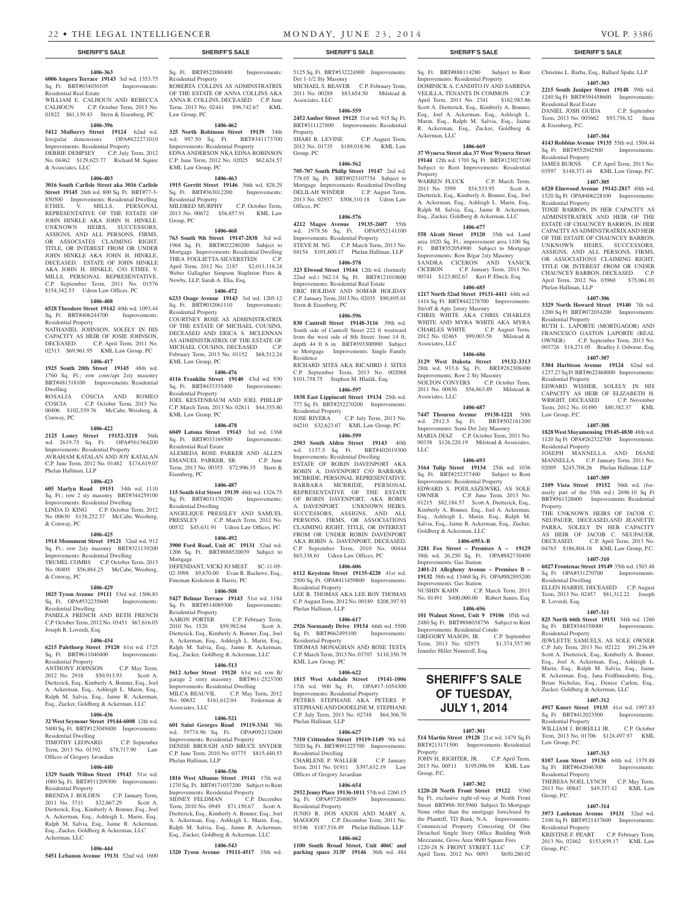**SHERIFF'S SALE**

**1406-363**

**6006 Angora Terrace 19143** 3rd wd. 1353.75 Sq. Ft. BRT#034030105 Improvements: Residential Real Estate

WILLIAM E. CALHOUN AND REBECCA CALHOUN C.P. October Term, 2013 No. 01822 $61,139.43 Stern & Eisenberg, PC

**1406-396**

**5412 Mulberry Street 19124** 62nd wd. Irregular dimensions OPA#622271010 Improvements: Residential Property

DEBBIE DEMPSEY C.P. July Term, 2012 No. 04462 $129,623.77 Richard M. Squire & Associates, LLC

**1406-403**

**3016 South Carlisle Street aka 3016 Carlisle Street 19145** 26th wd. 800 Sq. Ft. BRT#77-3-850500 Improvements: Residential Dwelling

ETHEL V. MILLS, PERSONAL REPRESENTATIVE OF THE ESTATE OF JOHN HINKLE AKA JOHN H. HINKLE. UNKNOWN HEIRS, SUCCESSORS, ASSIGNS, AND ALL PERSONS, FIRMS, OR ASSOCIATES CLAIMING RIGHT, TITLE, OR INTEREST FROM OR UNDER JOHN HINKLE AKA JOHN H. HINKLE, DECEASED. ESTATE OF JOHN HINKLE AKA JOHN H. HINKLE, C/O ETHEL V. MILLS, PERSONAL REPRESENTATIVE. C.P. September Term, 2011 No. 01576 $154,342.53 Udren Law Offices, PC

**1406-408**

**6528 Theodore Street 19142** 40th wd. 1093.44 Sq. Ft. BRT#406244700 Improvements: Residential Property

NATHANIEL JOHNSON, SOLELY IN HIS CAPACITY AS HEIR OF JOSIE JOHNSON, DECEASED. C.P. April Term, 2011 No. 02313 $69,961.95 KML Law Group, PC

**1406-417**

**1925 South 20th Street 19145** 48th wd. 1760 Sq. Ft.; row conv/apt 2sty masonry BRT#481318100 Improvements: Residential Dwelling

ROSALIA COSCIA AND ROMEO COSCIA C.P. October Term, 2013 No. 00406 $102,539.76 McCabe, Weisberg, & Conway, PC

**1406-422**

**2125 Loney Street 19152-3218** 56th wd. 2619.75 Sq. Ft. OPA#561564200 Improvements: Residential Property

AVRAHAM KATALAN AND JOY KATALAN C.P. June Term, 2012 No. 01482 $174,619.07 Phelan Hallinan, LLP

**1406-423**

**605 Marlyn Road 19151** 34th wd. 1110 Sq. Ft.; row 2 sty masonry BRT#344259100 Improvements: Residential Dwelling

LINDA D. KING C.P. October Term, 2012 No. 00630 $138,252.37 McCabe, Weisberg, & Conway, PC

**1406-425**

**1914 Monument Street 19121** 32nd wd. 912 Sq. Ft.; row 2sty masonry BRT#321139200 Improvements: Residential Dwelling

TRUMEL COMBS C.P. October Term, 2013 No. 00405 $56,884.25 McCabe, Weisberg, & Conway, PC

**1406-429**

**1025 Tyson Avenue 19111** 53rd wd. 1506.83 Sq. Ft. OPA#532235600 Improvements: Residential Dwelling

PAMELA FRENCH AND BETH FRENCH C.P. October Term, 2012 No. 03451 $67,616.03 Joseph R. Loverdi, Esq.

**1406-434**

**6215 Palethorp Street 19120** 61st wd. 1725 Sq. Ft. BRT#611040400 Improvements: Residential Property

ANTHONY JOHNSON C.P. May Term, 2012 No. 2918 $50,913.93 Scott A. Dietterick, Esq., Kimberly A. Bonner, Esq., Joel A. Ackerman, Esq., Ashleigh L. Marin, Esq., Ralph M. Salvia, Esq., Jaime R. Ackerman, Esq., Zucker, Goldberg & Ackerman, LLC

**1406-436**

**32 West Seymour Street 19144-6008** 12th wd. 5400 Sq. Ft. BRT#123049400 Improvements: Residential Dwelling

TIMOTHY LEONARD C.P. September Term, 2013 No. 01392 $78,717.90 Law Offices of Gregory Javardian

**1406-440**

**1329 South Wilton Street 19143** 51st wd. 1080 Sq. Ft. BRT#511209300 Improvements: Residential Property

BRENDA J. BOLDEN C.P. January Term, 2011 No. 3711 $32,667.29 Scott A. Dietterick, Esq., Kimberly A. Bonner, Esq., Joel A. Ackerman, Esq., Ashleigh L. Marin, Esq., Ralph M. Salvia, Esq., Jaime R. Ackerman, Esq., Zucker, Goldberg & Ackerman, LLC

**1406-444**

**5451 Lebanon Avenue 19131** 52nd wd. 1600 Sq. Ft. BRT#522080400 Improvements: Residential Property

ROBERTA COLLINS AS ADMINSTRATRIX OF THE ESTATE OF ANNA COLLINS AKA ANNA R. COLLINS, DECEASED C.P. June Term, 2013 No. 02441 $96,742.67 KML Law Group, PC

**1406-462**

**325 North Robinson Street 19139** 34th wd. 997.50 Sq. Ft. BRT#341173700 Improvements: Residential Property

EDNA ANDERSON NKA EDNA ROBINSON C.P. June Term, 2012 No. 02025 $62,624.57 KML Law Group, PC

**1406-463**

**1915 Gerritt Street 19146** 36th wd. 828.29 Sq. Ft. BRT#363012200 Improvements: Residential Property

MILDRED MURPHY C.P. October Term, 2013 No. 00672 $56,857.91 KML Law Group, PC

**1406-468**

**763 South 9th Street 19147-2838** 3rd wd. 1968 Sq. Ft. BRT#022280200 Subject to Mortgage Improvements: Residential Dwelling

THEA FOGLIETTA-SILVERSTEIN C.P. April Term, 2012 No. 2187 $2,011,118.24 Weber Gallagher Simpson Stapleton Fires & Newby, LLP, Sarah A. Elia, Esq.

**1406-472**

**6233 Osage Avenue 19143** 3rd wd. 1205.12 Sq. Ft. BRT#032061110 Improvements: Residential Property

COURTNEY ROSE AS ADMINISTRATRIX OF THE ESTATE OF MICHAEL COUSINS, DECEASED AND ERICA S. MCLENNAN AS ADMINISTRATRIX OF THE ESTATE OF MICHAEL COUSINS, DECEASED C.P. February Term, 2013 No. 01152 $68,512.24 KML Law Group, PC

**1406-476**

**4116 Franklin Street 19140** 43rd wd. 930 Sq. Ft. BRT#433335400 Improvements: Residential Property

JOEL KESTENBAUM AND JOEL PHILLIP C.P. March Term, 2013 No. 02811 $44,355.80 KML Law Group, PC

**1406-478**

**6049 Latona Street 19143** 3rd wd. 1368 Sq. Ft. BRT#033169500 Improvements: Residential Real Estate

ALEMEDA ROSE PARKER AND ALLEN EMANUEL PARKER, SR. C.P. June Term, 2013 No. 00355 $72,996.35 Stern & Eisenberg, PC

**1406-487**

**115 South 61st Street 19139** 46th wd. 1326.75 Sq. Ft. BRT#031170200 Improvements: Residential Dwelling

ANGELIQUE PRESSLEY AND SAMUEL PRESSLEY C.P. March Term, 2012 No. 00532 $45,631.91 Udren Law Offices, PC

**1406-492**

**3900 Ford Road, Unit 4C 19131** 52nd wd. 1206 Sq. Ft. BRT#888520039 Subject to Mortgage

DEFENDANT, VICKI JO MEST SC-11-05-02-3098 $9,670.00 Evan R. Bachove, Esq., Fineman Krekstein & Harris, PC

**1406-508**

**5427 Belmar Terrace 19143** 51st wd. 1184 Sq. Ft. BRT#514089300 Improvements: Residential Property

AARON PORTER C.P. February Term, 2010 No. 1520 $59,982.64 Scott A. Dietterick, Esq., Kimberly A. Bonner, Esq., Joel A. Ackerman, Esq., Ashleigh L. Marin, Esq., Ralph M. Salvia, Esq., Jaime R. Ackerman, Esq., Zucker, Goldberg & Ackerman, LLC

**1406-513**

**5612 Arbor Street 19120** 61st wd. row B/garage 2 story masonry BRT#61-2523700 Improvements: Residential Dwelling

MILCA BEAUVIL C.P. May Term, 2012 No. 00652 $161,612.04 Federman & Associates, LLC

**1406-521**

**601 Saint Georges Road 19119-3341** 9th wd. 39774.96 Sq. Ft. OPA#092132600 Improvements: Residential Property

DENISE BROUGH AND BRUCE SNYDER C.P. June Term, 2010 No. 03775 $815,440.53 Phelan Hallinan, LLP

**1406-536**

**1816 West Albanus Street 19141** 17th wd. 1270 Sq. Ft. BRT#171037200 Subject to Rent Improvements: Residential Property

SIDNEY FELDMAN C.P. December Term, 2010 No. 0949 $71,150.67 Scott A. Dietterick, Esq., Kimberly A. Bonner, Esq., Joel A. Ackerman, Esq., Ashleigh L. Marin, Esq., Ralph M. Salvia, Esq., Jaime R. Ackerman, Esq., Zucker, Goldberg & Ackerman, LLC

**1406-543**

**1320 Tyson Avenue 19111-4517** 35th wd. 5125 Sq. Ft. BRT#532224900 Improvements: Det 1-1/2 Sty Masonry

MICHAEL S. BEAVER C.P. February Term, 2011 No. 00288 $83,654.50 Milstead & Associates, LLC

**1406-559**

**2452 Amber Street 19125** 31st wd. 915 Sq. Ft. BRT#311127800 Improvements: Residential Property

SHARI B. LEVINE C.P. August Term, 2012 No. 01735 $189,018.96 KML Law Group, PC

**1406-562**

**705-707 South Philip Street 19147** 2nd wd. 778.05 Sq. Ft. BRT#023107754 Subject to Mortgage Improvements: Residential Dwelling

DELILAH WINDER C.P. August Term, 2013 No. 02937 $508,310.18 Udren Law Offices, PC

**1406-576**

**4212 Magee Avenue 19135-2607** 55th wd. 1978.56 Sq. Ft. OPA#552141100 Improvements: Residential Property

STEVE M. NG C.P. March Term, 2013 No. 04154 $101,600.17 Phelan Hallinan, LLP

**1406-578**

**323 Elwood Street 19144** 12th wd. (formerly 22nd wd.) 562.14 Sq. Ft. BRT#121010600 Improvements: Residential Real Estate

ERIC HOLIDAY AND SOMAR HOLIDAY C.P. January Term, 2013 No. 02035 $90,895.01 Stern & Eisenberg, PC

**1406-596**

**830 Cantrell Street 19148-3116** 39th wd. South side of Cantrell Street 222 ft westward from the west side of 8th Street; front 14 ft; depth 44 ft 6 in BRT#393300900 Subject to Mortgage Improvements: Single Family Residence

RICHARD SITES AKA RICAHRD J. SITES C.P. September Term, 2013 No. 002088 $101,758.75 Stephen M. Hladik, Esq.

**1406-597**

**1838 East Lippincott Street 19134** 25th wd. 777 Sq. Ft. BRT#252270200 Improvements: Residential Property

JOSE RIVERA C.P. July Term, 2013 No. 04210 $32,623.67 KML Law Group, PC

**1406-599**

**2503 South Alden Street 19143** 40th wd. 1137.5 Sq. Ft. BRT#402019300 Improvements: Residential Dwelling

ESTATE OF ROBIN DAVENPORT AKA ROBIN A. DAVENPORT C/O BARBARA MCBRIDE, PERSONAL REPRESENTATIVE. BARBARA MCBRIDE, PERSONAL REPRESENTATIVE OF THE ESTATE OF ROBIN DAVENPORT, AKA ROBIN A. DAVENPORT. UNKNOWN HEIRS, SUCCESSORS, ASSIGNS, AND ALL PERSONS, FIRMS, OR ASSOCIATIONS CLAIMING RIGHT, TITLE, OR INTEREST FROM OR UNDER ROBIN DAVENPORT AKA ROBIN A. DAVENPORT, DECEASED. C.P. September Term, 2010 No. 00444 $63,338.61 Udren Law Offices, PC

**1406-606**

**6112 Keystone Street 19135-4220** 41st wd. 2500 Sq. Ft. OPA#411459800 Improvements: Residential Property

LEE R. THOMAS AKA LEE ROY THOMAS C.P. August Term, 2012 No. 00189 $208,397.93 Phelan Hallinan, LLP

**1406-617**

**2926 Normandy Drive 19154** 66th wd. 5500 Sq. Ft. BRT#662495100 Improvements: Residential Property

THOMAS MONAGHAN AND ROSE TESTA C.P. March Term, 2013 No. 03707 $110,350.79 KML Law Group, PC

**1406-622**

**1815 West Ashdale Street 19141-1006** 17th wd. 900 Sq. Ft. OPA#17-1054300 Improvements: Residential Property

PETERS STEPHANE AKA PETERS P. STEPHANE AND DODELINE M. STEPHANE C.P. July Term, 2013 No. 02748 $64,306.70 Phelan Hallinan, LLP

**1406-627**

**7310 Crittenden Street 19119-1149** 9th wd. 7020 Sq. Ft. BRT#091225700 Improvements: Residential Dwelling

CHARLENE P. WALLER C.P. January Term, 2011 No. 01911 $397,632.19 Law Offices of Gregory Javardian

**1406-654**

**2932 Jenny Place 19136-1011** 57th wd. 2260.15 Sq. Ft. OPA#572040659 Improvements: Residential Property

JUNIO R. DOS ANJOS AND MARY A. MAGOON C.P. December Term, 2011 No. 01546 $187,516.49 Phelan Hallinan, LLP

**1406-662**

**1100 South Broad Street, Unit 406C and parking space 313P 19146** 36th wd. 484 Sq. Ft. BRT#888114280 Subject to Rent Improvements: Residential Property

DOMINICK A. CANDITO IV AND SABRINA VELILLA, TENANTS IN COMMON C.P. April Term, 2011 No. 2341 $162,983.86 Scott A. Dietterick, Esq., Kimberly A. Bonner, Esq., Joel A. Ackerman, Esq., Ashleigh L. Marin, Esq., Ralph M. Salvia, Esq., Jaime R. Ackerman, Esq., Zucker, Goldberg & Ackerman, LLC

**1406-669**

**37 Wyneva Street aka 37 West Wyneva Street 19144** 12th wd. 1701 Sq. Ft. BRT#123027100 Subject to Rent Improvements: Residential Property

WARREN FLUCK C.P. March Term, 2011 No. 3599 $54,533.95 Scott A. Dietterick, Esq., Kimberly A. Bonner, Esq., Joel A. Ackerman, Esq., Ashleigh L. Marin, Esq., Ralph M. Salvia, Esq., Jaime R. Ackerman, Esq., Zucker, Goldberg & Ackerman, LLC

**1406-677**

**558 Alcott Street 19120** 35th wd. Land area 1020 Sq. Ft.; improvement area 1100 Sq. Ft. BRT#352054900 Subject to Mortgage Improvements: Row B/gar 2sty Masonry

SANDRA CICERON AND YANICK CICERON C.P. January Term, 2011 No. 00741 $123,802.67 Keri P. Ebeck, Esq.

**1406-685**

**1217 North 52nd Street 19131-4411** 44th wd. 1416 Sq. Ft. BRT#442278700 Improvements: Str/off & Apts 2story Masonry

CHRIS WHITE AKA CHRIS CHARLES WHITE AND MYRA WHITE AKA MYRA CHARLES WHITE C.P. August Term, 2012 No. 02465 $99,003.58 Milstead & Associates, LLC

**1406-686**

**3129 West Dakota Street 19132-3313** 28th wd. 933.6 Sq. Ft. BRT#282308400 Improvements: Row 2 Sty Masonry

NOLTON CONYERS C.P. October Term, 2011 No. 00836 $56,863.89 Milstead & Associates, LLC

**1406-687**

**7447 Thouron Avenue 19138-1221** 50th wd. 2912.5 Sq. Ft. BRT#502161200 Improvements: Semi Det 2sty Masonry

MARIA DIAZ C.P. October Term, 2011 No. 00338 $126,220.19 Milstead & Associates, LLC

**1406-693**

**3164 Tulip Street 19134** 25th wd. 1036 Sq. Ft. BRT#252377400 Subject to Rent Improvements: Residential Property

EDWARD S. PODLASZEWSKI, AS SOLE OWNER C.P. June Term, 2013 No. 01215 $82,184.57 Scott A. Dietterick, Esq., Kimberly A. Bonner, Esq., Joel A. Ackerman, Esq., Ashleigh L. Marin, Esq., Ralph M. Salvia, Esq., Jaime R. Ackerman, Esq., Zucker, Goldberg & Ackerman, LLC

**1406-695A-B**

**3281 Fox Street – Premises A – 19129** 38th wd. 26,250 Sq. Ft. OPA#882730400 Improvements: Gas Station

**2401-21 Allegheny Avenue – Premises B – 19132** 38th wd. 13468 Sq. Ft. OPA#882895200 Improvements: Gas Station

NUSHIN KAHN C.P. March Term, 2011 No. 01491 $400,000.00 Robert Sanzo, Esq.

**1406-696**

**101 Walnut Street, Unit 9 19106** 05th wd. 2480 Sq. Ft. BRT#888038756 Subject to Rent Improvements: Residential Condo

GREGORY MASON, JR. C.P. September Term, 2013 No. 02975 $1,374,557.90 Jennifer Hiller Nimeroff, Esq.

# SHERIFF'S SALE OF TUESDAY, JULY 1, 2014

**1407-301**

**514 Martin Street 19128** 21st wd. 1479 Sq Ft BRT#213171500 Improvements: Residential Property

JOHN H. RIGHTER, JR. C.P. April Term, 2013 No. 00511 $195,096.99 KML Law Group, P.C.

**1407-302**

**1220-28 North Front Street 19122** 9360 Sq Ft, exclusive right-of-way at North Front Street BRT#88-3015960 Subject To Mortgage None other than the mortgage foreclosed by the Plaintiff, TD Bank, N.A. Improvements: Commercial Property Consisting Of One Detached Single Story Office Building With Mezzanine, Gross Area 9600 Square Fees

1220-28 N. FRONT STREET, LLC C.P. April Term, 2012 No. 0093 $650,280.02 Christine L. Barba, Esq., Ballard Spahr, LLP

**1407-303**

**2215 South Juniper Street 19148** 39th wd. 1240 Sq Ft BRT#394458600 Improvements: Residential Real Estate

DANIEL JOSH GUIDA C.P. September Term, 2013 No. 003662 $93,756.32 Stern & Eisenberg, P.C.

**1407-304**

**4143 Robbins Avenue 19135** 55th wd. 1504.44 Sq Ft BRT#552042500 Improvements: Residential Property

JAMES BURNS C.P. April Term, 2013 No. 03597 $148,371.44 KML Law Group, P.C.

**1407-305**

**6520 Elmwood Avenue 19142-2817** 40th wd. 1520 Sq Ft OPA#406228100 Improvements: Residential Property

TOXIE BARRON, IN HER CAPACITY AS ADMINISTRATRIX AND HEIR OF THE ESTATE OF CHAUNCEY BARRON, IN HER CAPACITY AS ADMINSTRATRIX AND HEIR OF THE ESTATE OF CHAUNCEY BARRON. UNKNOWN HEIRS, SUCCESSORS, ASSIGNS, AND ALL PERSONS, FIRMS, OR ASSOCIATIONS CLAIMING RIGHT, TITLE OR INTEREST FROM OR UNDER CHAUNCEY BARRON, DECEASED. C.P. April Term, 2012 No. 03960 $75,061.01 Phelan Hallinan, LLP

**1407-306**

**3329 North Howard Street 19140** 7th wd. 1200 Sq Ft BRT#072034200 Improvements: Residential Property

RUTH L. LAPORTE (MORTGAGOR) AND FRANCESCO GASTON LAPORTE (REAL OWNER) C.P. September Term, 2013 No. 003726 $18,271.05 Bradley J. Osborne, Esq.

**1407-307**

**5304 Harbison Avenue 19124** 62nd wd. 1237.27 Sq Ft BRT#622468000 Improvements: Residential Property

EDWARD WISHER, SOLELY IN HIS CAPACITY AS HEIR OF ELIZABETH H. WRIGHT, DECEASED C.P. November Term, 2012 No. 01490 $80,382.37 KML Law Group, P.C.

**1407-308**

**1828 West Moyamensing 19145-4830** 48th wd. 1120 Sq Ft OPA#262322700 Improvements: Residential Property

JOSEPH MANNELLA AND DIANE MANNELLA C.P. January Term, 2011 No. 02005 $245,708.26 Phelan Hallinan, LLP

**1407-309**

**2109 Vista Street 19152** 56th wd. (formerly part of the 35th wd.) 2696.10 Sq Ft BRT#561328600 Improvements: Residential Property

THE UNKNOWN HEIRS OF JACOB C. NEUPAUER, DECEASED,AND JEANETTE PARRA, SOLELY IN HER CAPACITY AS HEIR OF JACOB C. NEUPAUER, DECEASED. C.P. April Term, 2013 No. 04763 $186,804.18 KML Law Group, P.C.

**1407-310**

**6027 Frontenac Street 19149** 35th wd. 1503.48 Sq Ft OPA#531270700 Improvements: Residential Dwelling

ELLEN HARRIS, DECEASED C.P. August Term, 2013 No. 02457 $81,312.22 Joseph R. Loverdi, Esq.

**1407-311**

**825 North 66th Street 19151** 34th wd. 1260 Sq Ft BRT#344358000 Improvements: Residential Property

JEWLETTE SAMUELS, AS SOLE OWNER C.P. July Term, 2013 No. 02122 $91,236.89 Scott A. Dietterick, Esq., Kimberly A. Bonner, Esq., Joel A. Ackerman, Esq., Ashleigh L. Marin, Esq., Ralph M. Salvia, Esq., Jaime R. Ackerman, Esq., Jana Fridfinnsdottir, Esq., Brian Nicholas, Esq., Denise Carlon, Esq., Zucker, Goldberg & Ackerman, LLC

**1407-312**

**4917 Knorr Street 19135** 41st wd. 1997.83 Sq Ft BRT#412023500 Improvements: Residential Property

WILLIAM J. BORELLI JR. C.P. October Term, 2013 No. 01706 $124,497.97 KML Law Group, P.C.

**1407-313**

**8107 Leon Street 19136** 64th wd. 1379.88 Sq Ft BRT#642046300 Improvements: Residential Property

THERESA NOEL LYNCH C.P. May Term, 2013 No. 00847 $49,337.42 KML Law Group, P.C.

**1407-314**

**3973 Lankenau Avenue 19131** 52nd wd. 2100 Sq Ft BRT#521437600 Improvements: Residential Property

KRISTINE F. PEART C.P. February Term, 2013 No. 02462 $153,859.17 KML Law Group, P.C.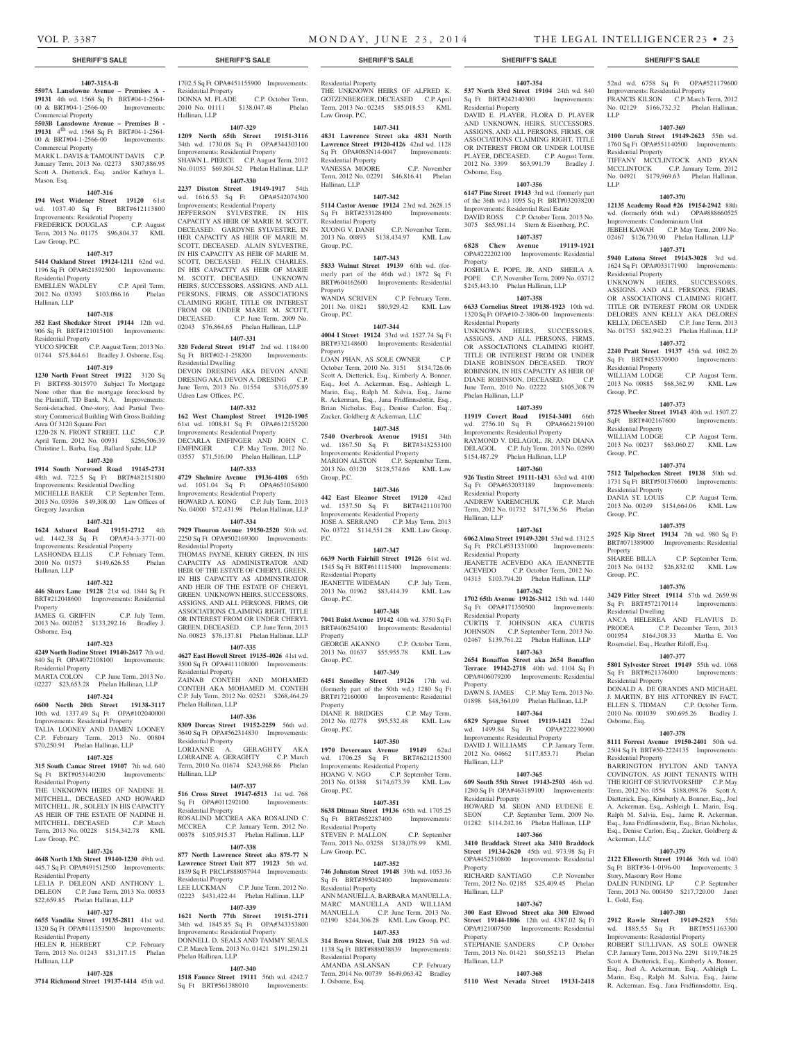## SHERIFF'S SALE

**1407-315A-B**

**5507A Lansdowne Avenue – Premises A - 19131** 4th wd. 1568 Sq Ft BRT#04-1-2564-00 & BRT#04-1-2566-00 Improvements: Commercial Property

**5503B Lansdowne Avenue – Premises B - 19131** 4th wd. 1568 Sq Ft BRT#04-1-2564-00 & BRT#04-1-2566-00 Improvements: Commercial Property

MARK L. DAVIS & TAMOUNT DAVIS C.P. January Term, 2013 No. 02273 $307,886.95 Scott A. Dietterick, Esq. and/or Kathryn L. Mason, Esq.

**1407-316**

**194 West Widener Street 19120** 61st wd. 1037.40 Sq Ft BRT#612113800 Improvements: Residential Property

FREDERICK DOUGLAS C.P. August Term, 2013 No. 01175 $96,804.37 KML Law Group, P.C.

**1407-317**

**5414 Oakland Street 19124-1211** 62nd wd. 1196 Sq Ft OPA#621392500 Improvements: Residential Property

EMELLEN WADLEY C.P. April Term, 2012 No. 03393 $103,086.16 Phelan Hallinan, LLP

**1407-318**

**352 East Shedaker Street 19144** 12th wd. 906 Sq Ft BRT#121015100 Improvements: Residential Property

YUCO SPICER C.P. August Term, 2013 No. 01744 $75,844.61 Bradley J. Osborne, Esq.

**1407-319**

**1230 North Front Street 19122** 3120 Sq Ft BRT#88-3015970 Subject To Mortgage None other than the mortgage foreclosed by the Plaintiff, TD Bank, N.A. Improvements: Semi-detached, One-story, And Partial Two-story Commercial Building With Gross Building Area Of 3120 Square Feet

1220-28 N. FRONT STREET, LLC C.P. April Term, 2012 No. 00931 $256,506.39 Christine L. Barba, Esq. ,Ballard Spahr, LLP

**1407-320**

**1914 South Norwood Road 19145-2731** 48th wd. 722.5 Sq Ft BRT#482151800 Improvements: Residential Dwelling

MICHELLE BAKER C.P. September Term, 2013 No. 03936 $49,308.00 Law Offices of Gregory Javardian

**1407-321**

**1624 Ashurst Road 19151-2712** 4th wd. 1442.38 Sq Ft OPA#34-3-3771-00 Improvements: Residential Property

LASHONDA ELLIS C.P. February Term, 2010 No. 01573 $149,626.55 Phelan Hallinan, LLP

**1407-322**

**446 Shurs Lane 19128** 21st wd. 1844 Sq Ft BRT#212048600 Improvements: Residential Property

JAMES G. GRIFFIN C.P. July Term, 2013 No. 002052 $133,292.16 Bradley J. Osborne, Esq.

**1407-323**

**4249 North Bodine Street 19140-2617** 7th wd. 840 Sq Ft OPA#072108100 Improvements: Residential Property

MARTA COLON C.P. June Term, 2013 No. 02227 $23,653.28 Phelan Hallinan, LLP

**1407-324**

**6600 North 20th Street 19138-3117** 10th wd. 1337.49 Sq Ft OPA#102040000 Improvements: Residential Property

TALIA LOONEY AND DAMEN LOONEY C.P. February Term, 2013 No. 00804 $70,250.91 Phelan Hallinan, LLP

**1407-325**

**315 South Camac Street 19107** 7th wd. 640 Sq Ft BRT#053140200 Improvements: Residential Property

THE UNKNOWN HEIRS OF NADINE H. MITCHELL, DECEASED AND HOWARD MITCHELL, JR., SOLELY IN HIS CAPACITY AS HEIR OF THE ESTATE OF NADINE H. MITCHELL, DECEASED C.P. March Term, 2013 No. 00228 $154,342.78 KML Law Group, P.C.

**1407-326**

**4648 North 13th Street 19140-1230** 49th wd. 445.7 Sq Ft OPA#491512500 Improvements: Residential Property

LELIA P. DELEON AND ANTHONY L. DELEON C.P. June Term, 2013 No. 00353 $22,659.85 Phelan Hallinan, LLP

**1407-327**

**6655 Vandike Street 19135-2811** 41st wd. 1320 Sq Ft OPA#411353500 Improvements: Residential Property

HELEN R. HERBERT C.P. February Term, 2013 No. 01243 $31,317.15 Phelan Hallinan, LLP

**1407-328**

**3714 Richmond Street 19137-1414** 45th wd. 1702.5 Sq Ft OPA#451155900 Improvements: Residential Property

DONNA M. FLADE C.P. October Term, 2010 No. 01111 $138,047.48 Phelan Hallinan, LLP

**1407-329**

**1209 North 65th Street 19151-3116** 34th wd. 1730.08 Sq Ft OPA#344303100 Improvements: Residential Property

SHAWN L. PIERCE C.P. August Term, 2012 No. 01053 $69,804.52 Phelan Hallinan, LLP

**1407-330**

**2237 Disston Street 19149-1917** 54th wd. 1616.53 Sq Ft OPA#542074300 Improvements: Residential Property

JEFFERSON SYLVESTRE, IN HIS CAPACITY AS HEIR OF MARIE M. SCOTT, DECEASED. GARDYNE SYLVESTRE, IN HER CAPACITY AS HEIR OF MARIE M. SCOTT, DECEASED. ALAIN SYLVESTRE, IN HIS CAPACITY AS HEIR OF MARIE M. SCOTT, DECEASED. FELIX CHARLES, IN HIS CAPACITY AS HEIR OF MARIE M. SCOTT, DECEASED. UNKNOWN HEIRS, SUCCESSORS, ASSIGNS, AND ALL PERSONS, FIRMS, OR ASSOCIATIONS CLAIMING RIGHT, TITLE OR INTEREST FROM OR UNDER MARIE M. SCOTT, DECEASED. C.P. June Term, 2009 No. 02043 $76,864.65 Phelan Hallinan, LLP

**1407-331**

**320 Federal Street 19147** 2nd wd. 1184.00 Sq Ft BRT#02-1-258200 Improvements: Residential Dwelling

DEVON DRESING AKA DEVON ANNE DRESING AKA DEVON A. DRESING C.P. June Term, 2013 No. 01554 $316,075.89 Udren Law Offices, P.C.

**1407-332**

**162 West Champlost Street 19120-1905** 61st wd. 1008.81 Sq Ft OPA#612155200 Improvements: Residential Property

DECARLA EMFINGER AND JOHN C. EMFINGER C.P. May Term, 2012 No. 03557 $71,516.00 Phelan Hallinan, LLP

**1407-333**

**4729 Shelmire Avenue 19136-4108** 65th wd. 1051.04 Sq Ft OPA#651054800 Improvements: Residential Property

HOWARD A. KONG C.P. July Term, 2013 No. 04000 $72,431.98 Phelan Hallinan, LLP

**1407-334**

**7929 Thouron Avenue 19150-2520** 50th wd. 2250 Sq Ft OPA#502169300 Improvements: Residential Property

THOMAS PAYNE, KERRY GREEN, IN HIS CAPACITY AS ADMINISTRATOR AND HEIR OF THE ESTATE OF CHERYL GREEN, IN HIS CAPACITY AS ADMINSTRATOR AND HEIR OF THE ESTATE OF CHERYL GREEN. UNKNOWN HEIRS, SUCCESSORS, ASSIGNS, AND ALL PERSONS, FIRMS, OR ASSOCIATIONS CLAIMING RIGHT, TITLE OR INTEREST FROM OR UNDER CHERYL GREEN, DECEASED. C.P. June Term, 2013 No. 00823 $76,137.81 Phelan Hallinan, LLP

**1407-335**

**4627 East Howell Street 19135-4026** 41st wd. 3500 Sq Ft OPA#411108000 Improvements: Residential Property

ZAINAB CONTEH AND MOHAMED CONTEH AKA MOHAMED M. CONTEH C.P. July Term, 2012 No. 02521 $268,464.29 Phelan Hallinan, LLP

**1407-336**

**8309 Dorcas Street 19152-2259** 56th wd. 3640 Sq Ft OPA#562314830 Improvements: Residential Property

LORIANNE A. GERAGHTY AKA LORRAINE A. GERAGHTY C.P. March Term, 2010 No. 01674 $243,968.86 Phelan Hallinan, LLP

**1407-337**

**516 Cross Street 19147-6513** 1st wd. 768 Sq Ft OPA#011292100 Improvements: Residential Property

ROSALIND MCCREA AKA ROSALIND C. MCCREA C.P. January Term, 2012 No. 00378 $105,915.37 Phelan Hallinan, LLP

**1407-338**

**877 North Lawrence Street aka 875-77 N Lawrence Street Unit 877 19123** 5th wd. 1839 Sq Ft PRCL#888057944 Improvements: Residential Property

LEE LUCKMAN C.P. June Term, 2012 No. 02223 $431,422.44 Phelan Hallinan, LLP

**1407-339**

**1621 North 77th Street 19151-2711** 34th wd. 1845.85 Sq Ft OPA#343353800 Improvements: Residential Property

DONNELL D. SEALS AND TAMMY SEALS C.P. March Term, 2013 No. 01421 $191,250.21 Phelan Hallinan, LLP

**1407-340**

**1518 Faunce Street 19111** 56th wd. 4242.7 Sq Ft BRT#561388010 Improvements: Residential Property

THE UNKNOWN HEIRS OF ALFRED K. GOTZENBERGER, DECEASED C.P. April Term, 2013 No. 02245 $85,018.53 KML Law Group, P.C.

**1407-341**

**4831 Lawrence Street aka 4831 North Lawrence Street 19120-4126** 42nd wd. 1128 Sq Ft OPA#085N14-0047 Improvements: Residential Property

VANESSA MOORE C.P. November Term, 2012 No. 02291 $46,816.41 Phelan Hallinan, LLP

**1407-342**

**5114 Castor Avenue 19124** 23rd wd. 2628.15 Sq Ft BRT#233128400 Improvements: Residential Property

XUONG V. DANH C.P. November Term, 2013 No. 00893 $138,434.97 KML Law Group, P.C.

**1407-343**

**5833 Walnut Street 19139** 60th wd. (formerly part of the 46th wd.) 1872 Sq Ft BRT#604162600 Improvements: Residential Property

WANDA SCRIVEN C.P. February Term, 2011 No. 01821 $80,929.42 KML Law Group, P.C.

**1407-344**

**4004 I Street 19124** 33rd wd. 1527.74 Sq Ft BRT#332148600 Improvements: Residential Property

LOAN PHAN, AS SOLE OWNER C.P. October Term, 2010 No. 3151 $134,726.06 Scott A. Dietterick, Esq., Kimberly A. Bonner, Esq., Joel A. Ackerman, Esq., Ashleigh L. Marin, Esq., Ralph M. Salvia, Esq., Jaime R. Ackerman, Esq., Jana Fridfinnsdottir, Esq., Brian Nicholas, Esq., Denise Carlon, Esq., Zucker, Goldberg & Ackerman, LLC

**1407-345**

**7540 Overbrook Avenue 19151** 34th wd. 1867.50 Sq Ft BRT#343253100 Improvements: Residential Property

MARION ALSTON C.P. September Term, 2013 No. 03120 $128,574.66 KML Law Group, P.C.

**1407-346**

**442 East Eleanor Street 19120** 42nd wd. 1537.50 Sq Ft BRT#421101700 Improvements: Residential Property

JOSE A. SERRANO C.P. May Term, 2013 No. 03722 $114,551.28 KML Law Group, P.C.

**1407-347**

**6639 North Fairhill Street 19126** 61st wd. 1545 Sq Ft BRT#611115400 Improvements: Residential Property

JEANETTE WIDEMAN C.P. July Term, 2013 No. 01962 $83,414.39 KML Law Group, P.C.

**1407-348**

**7041 Buist Avenue 19142** 40th wd. 3750 Sq Ft BRT#406254100 Improvements: Residential Property

GEORGE AKANNO C.P. October Term, 2013 No. 01637 $55,955.78 KML Law Group, P.C.

**1407-349**

**6451 Smedley Street 19126** 17th wd. (formerly part of the 50th wd.) 1280 Sq Ft BRT#172160000 Improvements: Residential Property

DIANE R. BRIDGES C.P. May Term, 2012 No. 02778 $95,532.48 KML Law Group, P.C.

**1407-350**

**1970 Devereaux Avenue 19149** 62nd wd. 1706.25 Sq Ft BRT#621215500 Improvements: Residential Property

HOANG V. NGO C.P. September Term, 2013 No. 01388 $174,673.39 KML Law Group, P.C.

**1407-351**

**8638 Ditman Street 19136** 65th wd. 1705.25 Sq Ft BRT#652287400 Improvements: Residential Property

STEVEN P. MALLON C.P. September Term, 2013 No. 03258 $138,078.99 KML Law Group, P.C.

**1407-352**

**746 Johnston Street 19148** 39th wd. 1053.36 Sq Ft BRT#395042400 Improvements: Residential Property

ANN MANUELLA, BARBARA MANUELLA, MARC MANUELLA AND WILLIAM MANUELLA C.P. June Term, 2013 No. 02190 $244,306.28 KML Law Group, P.C.

**1407-353**

**314 Brown Street, Unit 208 19123** 5th wd. 1138 Sq Ft BRT#888038839 Improvements: Residential Property

AMANDA ASLANSAN C.P. February Term, 2014 No. 00739 $649,063.42 Bradley J. Osborne, Esq.

**1407-354**

**537 North 33rd Street 19104** 24th wd. 840 Sq Ft BRT#242140300 Improvements: Residential Property

DAVID E. PLAYER, FLORA D. PLAYER AND UNKNOWN, HEIRS, SUCCESSORS, ASSIGNS, AND ALL PERSONS, FIRMS, OR ASSOCIATIONS CLAIMING RIGHT, TITLE OR INTEREST FROM OR UNDER LOUISE PLAYER, DECEASED. C.P. August Term, 2012 No. 3399 $63,991.79 Bradley J. Osborne, Esq.

**1407-356**

**6147 Pine Street 19143** 3rd wd. (formerly part of the 36th wd.) 1095 Sq Ft BRT#032038200 Improvements: Residential Real Estate

DAVID ROSS C.P. October Term, 2013 No. 3075 $65,981.14 Stern & Eisenberg, P.C.

**1407-357**

**6828 Chew Avenue 19119-1921** OPA#222202100 Improvements: Residential Property

JOSHUA E. POPE, JR. AND SHEILA A. POPE C.P. November Term, 2009 No. 03712 $245,443.10 Phelan Hallinan, LLP

**1407-358**

**6633 Cornelius Street 19138-1923** 10th wd. 1320 Sq Ft OPA#10-2-3806-00 Improvements: Residential Property

UNKNOWN HEIRS, SUCCESSORS, ASSIGNS, AND ALL PERSONS, FIRMS, OR ASSOCIATIONS CLAIMING RIGHT, TITLE OR INTEREST FROM OR UNDER DIANE ROBINSON DECEASED. TROY ROBINSON, IN HIS CAPACITY AS HEIR OF DIANE ROBINSON, DECEASED. C.P. June Term, 2010 No. 02222 $105,308.79 Phelan Hallinan, LLP

**1407-359**

**11919 Covert Road 19154-3401** 66th wd. 2756.10 Sq Ft OPA#662159100 Improvements: Residential Property

RAYMOND V. DELAGOL, JR. AND DIANA DELAGOL C.P. July Term, 2013 No. 02890 $154,487.29 Phelan Hallinan, LLP

**1407-360**

**926 Tustin Street 19111-1431** 63rd wd. 4100 Sq Ft OPA#632033189 Improvements: Residential Property

ANDREW YAREMCHUK C.P. March Term, 2012 No. 01732 $171,536.56 Phelan Hallinan, LLP

**1407-361**

**6062 Alma Street 19149-3201** 53rd wd. 1312.5 Sq Ft PRCL#531331000 Improvements: Residential Property

JEANETTE ACEVEDO AKA JEANNETTE ACEVEDO C.P. October Term, 2012 No. 04313 $103,794.20 Phelan Hallinan, LLP

**1407-362**

**1702 65th Avenue 19126-3412** 15th wd. 1440 Sq Ft OPA#171350500 Improvements: Residential Property

CURTIS T. JOHNSON AKA CURTIS JOHNSON C.P. September Term, 2013 No. 02467 $139,761.22 Phelan Hallinan, LLP

**1407-363**

**2654 Bonaffon Street aka 2654 Bonaffon Terrace 19142-2718** 40th wd. 1104 Sq Ft OPA#406079200 Improvements: Residential Property

DAWN S. JAMES C.P. May Term, 2013 No. 01898 $48,364.09 Phelan Hallinan, LLP

**1407-364**

**6829 Sprague Street 19119-1421** 22nd wd. 1499.84 Sq Ft OPA#222230900 Improvements: Residential Property

DAVID J. WILLIAMS C.P. January Term, 2012 No. 04662 $117,853.71 Phelan Hallinan, LLP

**1407-365**

**609 South 55th Street 19143-2503** 46th wd. 1280 Sq Ft OPA#463189100 Improvements: Residential Property

HOWARD M. SEON AND EUDENE E. SEON C.P. September Term, 2009 No. 01282 $114,242.16 Phelan Hallinan, LLP

**1407-366**

**3410 Braddock Street aka 3410 Braddock Street 19134-2620** 45th wd. 973.98 Sq Ft OPA#452310800 Improvements: Residential Property

RICHARD SANTIAGO C.P. November Term, 2012 No. 02185 $25,409.45 Phelan Hallinan, LLP

**1407-367**

**300 East Elwood Street aka 300 Elwood Street 19144-1806** 12th wd. 4387.02 Sq Ft OPA#121007500 Improvements: Residential Property

STEPHANIE SANDERS C.P. October Term, 2013 No. 01421 $60,552.13 Phelan Hallinan, LLP

**1407-368**

**5110 West Nevada Street 19131-2418** 52nd wd. 6758 Sq Ft OPA#521179600 Improvements: Residential Property

FRANCIS KILSON C.P. March Term, 2012 No. 02129 $166,732.32 Phelan Hallinan, LLP

**1407-369**

**3100 Unruh Street 19149-2623** 55th wd. 1760 Sq Ft OPA#551140500 Improvements: Residential Property

TIFFANY MCCLINTOCK AND RYAN MCCLINTOCK C.P. January Term, 2012 No. 04921 $179,969.63 Phelan Hallinan, LLP

**1407-370**

**12135 Academy Road #26 19154-2942** 88th wd. (formerly 66th wd.) OPA#888660525 Improvements: Condominium Unit

JEBEH KAWAH C.P. May Term, 2009 No. 02467 $126,730.90 Phelan Hallinan, LLP

**1407-371**

**5940 Latona Street 19143-3028** 3rd wd. 1624 Sq Ft OPA#033171900 Improvements: Residential Property

UNKNOWN HEIRS, SUCCESSORS, ASSIGNS, AND ALL PERSONS, FIRMS, OR ASSOCIATIONS CLAIMING RIGHT, TITLE OR INTEREST FROM OR UNDER DELORES ANN KELLY AKA DELORES KELLY, DECEASED C.P. June Term, 2013 No. 01753 $82,942.23 Phelan Hallinan, LLP

**1407-372**

**2240 Pratt Street 19137** 45th wd. 1082.26 Sq Ft BRT#453370900 Improvements: Residential Property

WILLIAM LODGE C.P. August Term, 2013 No. 00885 $68,362.99 KML Law Group, P.C.

**1407-373**

**5725 Wheeler Street 19143** 40th wd. 1507.27 SqFt BRT#402167600 Improvements: Residential Property

WILLIAM LODGE C.P. August Term, 2013 No. 00237 $63,060.27 KML Law Group, P.C.

**1407-374**

**7512 Tulpehocken Street 19138** 50th wd. 1731 Sq Ft BRT#501376600 Improvements: Residential Property

DANIA ST. LOUIS C.P. August Term, 2013 No. 00249 $154,664.06 KML Law Group, P.C.

**1407-375**

**2925 Kip Street 19134** 7th wd. 980 Sq Ft BRT#071389000 Improvements: Residential Property

SHAREE BILLA C.P. September Term, 2013 No. 04132 $26,832.02 KML Law Group, P.C.

**1407-376**

**3429 Fitler Street 19114** 57th wd. 2659.98 Sq Ft BRT#572170114 Improvements: Residential Dwelling

ANCA HELEREA AND FLAVIUS D. PRODEA C.P. December Term, 2013 001954 $164,308.33 Martha E. Von Rosenstiel, Esq., Heather Riloff, Esq.

**1407-377**

**5801 Sylvester Street 19149** 55th wd. 1068 Sq Ft BRT#621376000 Improvements: Residential Property

DONALD A. DE GRANDIS AND MICHAEL J. MARTIN, BY HIS ATTONREY IN FACT, ELLEN S. TIDMAN C.P. October Term, 2010 No. 001039 $90,695.26 Bradley J. Osborne, Esq.

**1407-378**

**8111 Forrest Avenue 19150-2401** 50th wd. 2504 Sq Ft BRT#50-2224135 Improvements: Residential Property

BARRINGTON HYLTON AND TANYA COVINGTON, AS JOINT TENANTS WITH THE RIGHT OF SURVIVORSHIP C.P. May Term, 2012 No. 0554 $188,098.76 Scott A. Dietterick, Esq., Kimberly A. Bonner, Esq., Joel A. Ackerman, Esq., Ashleigh L. Marin, Esq., Ralph M. Salvia, Esq., Jaime R. Ackerman, Esq., Jana Fridfinnsdottir, Esq., Brian Nicholas, Esq., Denise Carlon, Esq., Zucker, Goldberg & Ackerman, LLC

**1407-379**

**2122 Ellsworth Street 19146** 36th wd. 1040 Sq Ft BRT#36-1-0196-00 Improvements: 3 Story, Masonry Row Home

DALIN FUNDING, LP C.P. September Term, 2013 No. 000450 $217,720.00 Janet L. Gold, Esq.

**1407-380**

**2912 Rawle Street 19149-2523** 55th wd. 1885.55 Sq Ft BRT#551163300 Improvements: Residential Property

ROBERT SULLIVAN, AS SOLE OWNER C.P. January Term, 2013 No. 2291 $119,748.25 Scott A. Dietterick, Esq., Kimberly A. Bonner, Esq., Joel A. Ackerman, Esq., Ashleigh L. Marin, Esq., Ralph M. Salvia, Esq., Jaime R. Ackerman, Esq., Jana Fridfinnsdottir, Esq.,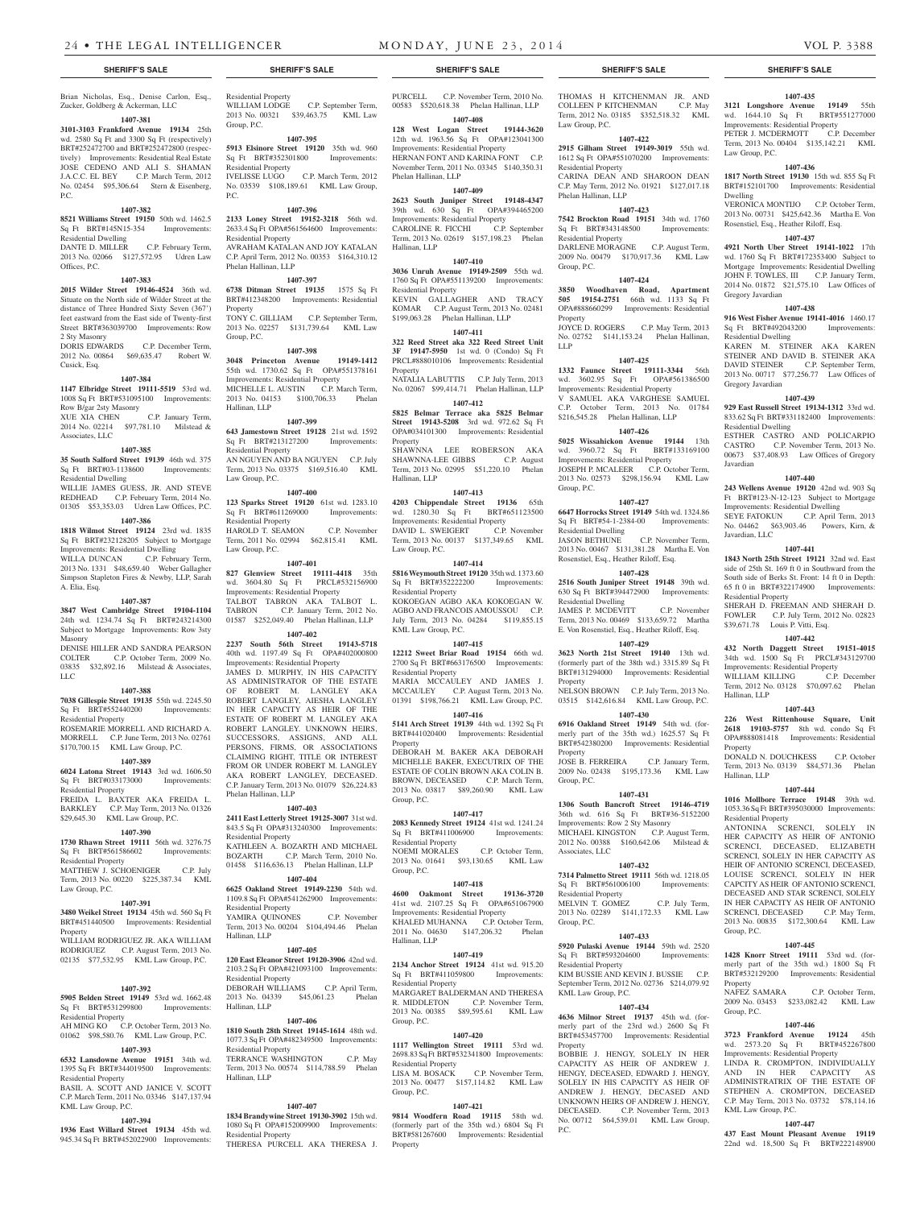Brian Nicholas, Esq., Denise Carlon, Esq., Zucker, Goldberg & Ackerman, LLC

**1407-381**

**3101-3103 Frankford Avenue 19134** 25th wd. 2580 Sq Ft and 3300 Sq Ft (respectively) BRT#252472700 and BRT#252472800 (respectively) Improvements: Residential Real Estate JOSE CEDENO AND ALI S. SHAMAN J.A.C.C. EL BEY C.P. March Term, 2012 No. 02454 $95,306.64 Stern & Eisenberg, P.C.

**1407-382**

**8521 Williams Street 19150** 50th wd. 1462.5 Sq Ft BRT#145N15-354 Improvements: Residential Dwelling

DANTE D. MILLER C.P. February Term, 2013 No. 02066 $127,572.95 Udren Law Offices, P.C.

**1407-383**

**2015 Wilder Street 19146-4524** 36th wd. Situate on the North side of Wilder Street at the distance of Three Hundred Sixty Seven (367') feet eastward from the East side of Twenty-first Street BRT#363039700 Improvements: Row 2 Sty Masonry

DORIS EDWARDS C.P. December Term, 2012 No. 00864 $69,635.47 Robert W. Cusick, Esq.

**1407-384**

**1147 Elbridge Street 19111-5519** 53rd wd. 1008 Sq Ft BRT#531095100 Improvements: Row B/gar 2sty Masonry

XUE XIA CHEN C.P. January Term, 2014 No. 02214 $97,781.10 Milstead & Associates, LLC

**1407-385**

**35 South Salford Street 19139** 46th wd. 375 Sq Ft BRT#03-1138600 Improvements: Residential Dwelling

WILLIE JAMES GUESS, JR. AND STEVE REDHEAD C.P. February Term, 2014 No. 01305 $53,353.03 Udren Law Offices, P.C.

**1407-386**

**1818 Wilmot Street 19124** 23rd wd. 1835 Sq Ft BRT#232128205 Subject to Mortgage Improvements: Residential Dwelling

WILLA DUNCAN C.P. February Term, 2013 No. 1331 $48,659.40 Weber Gallagher Simpson Stapleton Fires & Newby, LLP, Sarah A. Elia, Esq.

**1407-387**

**3847 West Cambridge Street 19104-1104** 24th wd. 1234.74 Sq Ft BRT#243214300 Subject to Mortgage Improvements: Row 3sty Masonry

DENISE HILLER AND SANDRA PEARSON COLTER C.P. October Term, 2009 No. 03835 $32,892.16 Milstead & Associates, LLC

**1407-388**

**7038 Gillespie Street 19135** 55th wd. 2245.50 Sq Ft BRT#552440200 Improvements: Residential Property

ROSEMARIE MORRELL AND RICHARD A. MORRELL C.P. June Term, 2013 No. 02761 $170,700.15 KML Law Group, P.C.

**1407-389**

**6024 Latona Street 19143** 3rd wd. 1606.50 Sq Ft BRT#033173000 Improvements: Residential Property

FREIDA L. BAXTER AKA FREIDA L. BARKLEY C.P. May Term, 2013 No. 01326 $29,645.30 KML Law Group, P.C.

**1407-390**

**1730 Rhawn Street 19111** 56th wd. 3276.75 Sq Ft BRT#561586602 Improvements: Residential Property

MATTHEW J. SCHOENIGER C.P. July Term, 2013 No. 00220 $225,387.34 KML Law Group, P.C.

**1407-391**

**3480 Weikel Street 19134** 45th wd. 560 Sq Ft BRT#451440500 Improvements: Residential Property

WILLIAM RODRIGUEZ JR. AKA WILLIAM RODRIGUEZ C.P. August Term, 2013 No. 02135 $77,532.95 KML Law Group, P.C.

**1407-392**

**5905 Belden Street 19149** 53rd wd. 1662.48 Sq Ft BRT#531299800 Improvements: Residential Property

AH MING KO C.P. October Term, 2013 No. 01062 $98,580.76 KML Law Group, P.C.

**1407-393**

**6532 Lansdowne Avenue 19151** 34th wd. 1395 Sq Ft BRT#344019500 Improvements: Residential Property

BASIL A. SCOTT AND JANICE V. SCOTT C.P. March Term, 2011 No. 03346 $147,137.94 KML Law Group, P.C.

**1407-394**

**1936 East Willard Street 19134** 45th wd. 945.34 Sq Ft BRT#452022900 Improvements: Residential Property

WILLIAM LODGE C.P. September Term, 2013 No. 00321 $39,463.75 KML Law Group, P.C.

**1407-395**

**5913 Elsinore Street 19120** 35th wd. 960 Sq Ft BRT#352301800 Improvements: Residential Property

IVELISSE LUGO C.P. March Term, 2012 No. 03539 $108,189.61 KML Law Group, P.C.

**1407-396**

**2133 Loney Street 19152-3218** 56th wd. 2633.4 Sq Ft OPA#561564600 Improvements: Residential Property

AVRAHAM KATALAN AND JOY KATALAN C.P. April Term, 2012 No. 00353 $164,310.12 Phelan Hallinan, LLP

**1407-397**

**6738 Ditman Street 19135** 1575 Sq Ft BRT#412348200 Improvements: Residential Property

TONY C. GILLIAM C.P. September Term, 2013 No. 02257 $131,739.64 KML Law Group, P.C.

**1407-398**

**3048 Princeton Avenue 19149-1412** 55th wd. 1730.62 Sq Ft OPA#551378161 Improvements: Residential Property

MICHELLE L. AUSTIN C.P. March Term, 2013 No. 04153 $100,706.33 Phelan Hallinan, LLP

**1407-399**

**643 Jamestown Street 19128** 21st wd. 1592 Sq Ft BRT#213127200 Improvements: Residential Property

AN NGUYEN AND BA NGUYEN C.P. July Term, 2013 No. 03375 $169,516.40 KML Law Group, P.C.

**1407-400**

**123 Sparks Street 19120** 61st wd. 1283.10 Sq Ft BRT#611269000 Improvements: Residential Property

HAROLD T. SEAMON C.P. November Term, 2011 No. 02994 $62,815.41 KML Law Group, P.C.

**1407-401**

**827 Glenview Street 19111-4418** 35th wd. 3604.80 Sq Ft PRCL#532156900 Improvements: Residential Property

TALBOT TABRON AKA TALBOT L. TABRON C.P. January Term, 2012 No. 01587 $252,049.40 Phelan Hallinan, LLP

**1407-402**

**2237 South 56th Street 19143-5718** 40th wd. 1197.49 Sq Ft OPA#402000800 Improvements: Residential Property

JAMES D. MURPHY, IN HIS CAPACITY AS ADMINISTRATOR OF THE ESTATE OF ROBERT M. LANGLEY AKA ROBERT LANGLEY, AIESHA LANGLEY IN HER CAPACITY AS HEIR OF THE ESTATE OF ROBERT M. LANGLEY AKA ROBERT LANGLEY. UNKNOWN HEIRS, SUCCESSORS, ASSIGNS, AND ALL PERSONS, FIRMS, OR ASSOCIATIONS CLAIMING RIGHT, TITLE OR INTEREST FROM OR UNDER ROBERT M. LANGLEY AKA ROBERT LANGLEY, DECEASED. C.P. January Term, 2013 No. 01079 $26,224.83 Phelan Hallinan, LLP

**1407-403**

**2411 East Letterly Street 19125-3007** 31st wd. 843.5 Sq Ft OPA#313240300 Improvements: Residential Property

KATHLEEN A. BOZARTH AND MICHAEL BOZARTH C.P. March Term, 2010 No. 01458 $116,636.13 Phelan Hallinan, LLP

**1407-404**

**6625 Oakland Street 19149-2230** 54th wd. 1109.8 Sq Ft OPA#541262900 Improvements: Residential Property

YAMIRA QUINONES C.P. November Term, 2013 No. 00204 $104,494.46 Phelan Hallinan, LLP

**1407-405**

**120 East Eleanor Street 19120-3906** 42nd wd. 2103.2 Sq Ft OPA#421093100 Improvements: Residential Property

DEBORAH WILLIAMS C.P. April Term, 2013 No. 04339 $45,061.23 Phelan Hallinan, LLP

**1407-406**

**1810 South 28th Street 19145-1614** 48th wd. 1077.3 Sq Ft OPA#482349500 Improvements: Residential Property

TERRANCE WASHINGTON C.P. May Term, 2013 No. 00574 $114,788.59 Phelan Hallinan, LLP

**1407-407**

**1834 Brandywine Street 19130-3902** 15th wd. 1080 Sq Ft OPA#152009900 Improvements: Residential Property

THERESA PURCELL AKA THERESA J. PURCELL C.P. November Term, 2010 No. 00583 $520,618.38 Phelan Hallinan, LLP

**1407-408**

**128 West Logan Street 19144-3620** 12th wd. 1963.56 Sq Ft OPA#123041300 Improvements: Residential Property

HERNAN FONT AND KARINA FONT C.P. November Term, 2011 No. 03345 $140,350.31 Phelan Hallinan, LLP

**1407-409**

**2623 South Juniper Street 19148-4347** 39th wd. 630 Sq Ft OPA#394465200 Improvements: Residential Property

CAROLINE R. FICCHI C.P. September Term, 2013 No. 02619 $157,198.23 Phelan Hallinan, LLP

**1407-410**

**3036 Unruh Avenue 19149-2509** 55th wd. 1760 Sq Ft OPA#551139200 Improvements: Residential Property

KEVIN GALLAGHER AND TRACY KOMAR C.P. August Term, 2013 No. 02481 $199,063.28 Phelan Hallinan, LLP

**1407-411**

**322 Reed Street aka 322 Reed Street Unit 3F 19147-5950** 1st wd. 0 (Condo) Sq Ft PRCL#888010106 Improvements: Residential Property

NATALIA LABUTTIS C.P. July Term, 2013 No. 02067 $99,414.71 Phelan Hallinan, LLP

**1407-412**

**5825 Belmar Terrace aka 5825 Belmar Street 19143-5208** 3rd wd. 972.62 Sq Ft OPA#034101300 Improvements: Residential Property

SHAWNNA LEE ROBERSON AKA SHAWNNA-LEE GIBBS C.P. August Term, 2013 No. 02995 $51,220.10 Phelan Hallinan, LLP

**1407-413**

**4203 Chippendale Street 19136** 65th wd. 1280.30 Sq Ft BRT#651123500 Improvements: Residential Property

DAVID L. SWEIGERT C.P. November Term, 2013 No. 00137 $137,349.65 KML Law Group, P.C.

**1407-414**

**5816 Weymouth Street 19120** 35th wd. 1373.60 Sq Ft BRT#352222200 Improvements: Residential Property

KOKOEGAN AGBO AKA KOKOEGAN W. AGBO AND FRANCOIS AMOUSSOU C.P. July Term, 2013 No. 04284 $119,855.15 KML Law Group, P.C.

**1407-415**

**12212 Sweet Briar Road 19154** 66th wd. 2700 Sq Ft BRT#663176500 Improvements: Residential Property

MARIA MCCAULEY AND JAMES J. MCCAULEY C.P. August Term, 2013 No. 01391 $198,766.21 KML Law Group, P.C.

**1407-416**

**5141 Arch Street 19139** 44th wd. 1392 Sq Ft BRT#441020400 Improvements: Residential Property

DEBORAH M. BAKER AKA DEBORAH MICHELLE BAKER, EXECUTRIX OF THE ESTATE OF COLIN BROWN AKA COLIN B. BROWN, DECEASED C.P. March Term, 2013 No. 03817 $89,260.90 KML Law Group, P.C.

**1407-417**

**2083 Kennedy Street 19124** 41st wd. 1241.24 Sq Ft BRT#411006900 Improvements: Residential Property

NOEMI MORALES C.P. October Term, 2013 No. 01641 $93,130.65 KML Law Group, P.C.

**1407-418**

**4600 Oakmont Street 19136-3720** 41st wd. 2107.25 Sq Ft OPA#651067900 Improvements: Residential Property

KHALED MUHANNA C.P. October Term, 2011 No. 04630 $147,206.32 Phelan Hallinan, LLP

**1407-419**

**2134 Anchor Street 19124** 41st wd. 915.20 Sq Ft BRT#411059800 Improvements: Residential Property

MARGARET BALDERMAN AND THERESA R. MIDDLETON C.P. November Term, 2013 No. 00385 $89,595.61 KML Law Group, P.C.

**1407-420**

**1117 Wellington Street 19111** 53rd wd. 2698.83 Sq Ft BRT#532341800 Improvements: Residential Property

LISA M. BOSACK C.P. November Term, 2013 No. 00477 $157,114.82 KML Law Group, P.C.

**1407-421**

**9814 Woodfern Road 19115** 58th wd. (formerly part of the 35th wd.) 6804 Sq Ft BRT#581267600 Improvements: Residential Property

THOMAS H KITCHENMAN JR. AND COLLEEN P KITCHENMAN C.P. May Term, 2012 No. 03185 $352,518.32 KML Law Group, P.C.

**1407-422**

**2915 Gilham Street 19149-3019** 55th wd. 1612 Sq Ft OPA#551070200 Improvements: Residential Property

CARINA DEAN AND SHAROON DEAN C.P. May Term, 2012 No. 01921 $127,017.18 Phelan Hallinan, LLP

**1407-423**

**7542 Brockton Road 19151** 34th wd. 1760 Sq Ft BRT#343148500 Improvements: Residential Property

DARLENE MORAGNE C.P. August Term, 2009 No. 00479 $170,917.36 KML Law Group, P.C.

**1407-424**

**3850 Woodhaven Road, Apartment 505 19154-2751** 66th wd. 1133 Sq Ft OPA#888660299 Improvements: Residential Property

JOYCE D. ROGERS C.P. May Term, 2013 No. 02752 $141,153.24 Phelan Hallinan, LLP

**1407-425**

**1332 Faunce Street 19111-3344** 56th wd. 3602.95 Sq Ft OPA#561386500 Improvements: Residential Property

V SAMUEL AKA VARGHESE SAMUEL C.P. October Term, 2013 No. 01784 $216,545.28 Phelan Hallinan, LLP

**1407-426**

**5025 Wissahickon Avenue 19144** 13th wd. 3960.72 Sq Ft BRT#133169100 Improvements: Residential Property

JOSEPH P. MCALEER C.P. October Term, 2013 No. 02573 $298,156.94 KML Law Group, P.C.

**1407-427**

**6647 Horrocks Street 19149** 54th wd. 1324.86 Sq Ft BRT#54-1-2384-00 Improvements: Residential Dwelling

JASON BETHUNE C.P. November Term, 2013 No. 00467 $131,381.28 Martha E. Von Rosenstiel, Esq., Heather Riloff, Esq.

**1407-428**

**2516 South Juniper Street 19148** 39th wd. 630 Sq Ft BRT#394472900 Improvements: Residential Dwelling

JAMES P. MCDEVITT C.P. November Term, 2013 No. 00469 $133,659.72 Martha E. Von Rosenstiel, Esq., Heather Riloff, Esq.

**1407-429**

**3623 North 21st Street 19140** 13th wd. (formerly part of the 38th wd.) 3315.89 Sq Ft BRT#131294000 Improvements: Residential Property

NELSON BROWN C.P. July Term, 2013 No. 03515 $142,616.84 KML Law Group, P.C.

**1407-430**

**6916 Oakland Street 19149** 54th wd. (formerly part of the 35th wd.) 1625.57 Sq Ft BRT#542380200 Improvements: Residential Property

JOSE B. FERREIRA C.P. January Term, 2009 No. 02438 $195,173.36 KML Law Group, P.C.

**1407-431**

**1306 South Bancroft Street 19146-4719** 36th wd. 616 Sq Ft BRT#36-5152200 Improvements: Row 2 Sty Masonry

MICHAEL KINGSTON C.P. August Term, 2012 No. 00388 $160,642.06 Milstead & Associates, LLC

**1407-432**

**7314 Palmetto Street 19111** 56th wd. 1218.05 Sq Ft BRT#561006100 Improvements: Residential Property

MELVIN T. GOMEZ C.P. July Term, 2013 No. 02289 $141,172.33 KML Law Group, P.C.

**1407-433**

**5920 Pulaski Avenue 19144** 59th wd. 2520 Sq Ft BRT#593204600 Improvements: Residential Property

KIM BUSSIE AND KEVIN J. BUSSIE C.P. September Term, 2012 No. 02736 $214,079.92 KML Law Group, P.C.

**1407-434**

**4636 Milnor Street 19137** 45th wd. (formerly part of the 23rd wd.) 2600 Sq Ft BRT#453457700 Improvements: Residential Property

BOBBIE J. HENGY, SOLELY IN HER CAPACITY AS HEIR OF ANDREW J. HENGY, DECEASED, EDWARD J. HENGY, SOLELY IN HIS CAPACITY AS HEIR OF ANDREW J. HENGY, DECASED AND UNKNOWN HEIRS OF ANDREW J. HENGY, DECEASED. C.P. November Term, 2013 No. 00712 $64,539.01 KML Law Group, P.C.

**1407-435**

**3121 Longshore Avenue 19149** 55th wd. 1644.10 Sq Ft BRT#551277000 Improvements: Residential Property

PETER J. MCDERMOTT C.P. December Term, 2013 No. 00404 $135,142.21 KML Law Group, P.C.

**1407-436**

**1817 North Street 19130** 15th wd. 855 Sq Ft BRT#152101700 Improvements: Residential Dwelling

VERONICA MONTIJO C.P. October Term, 2013 No. 00731 $425,642.36 Martha E. Von Rosenstiel, Esq., Heather Riloff, Esq.

**1407-437**

**4921 North Uber Street 19141-1022** 17th wd. 1760 Sq Ft BRT#172353400 Subject to Mortgage Improvements: Residential Dwelling JOHN F. TOWLES, III C.P. January Term, 2014 No. 01872 $21,575.10 Law Offices of Gregory Javardian

**1407-438**

**916 West Fisher Avenue 19141-4016** 1460.17 Sq Ft BRT#492043200 Improvements: Residential Dwelling

KAREN M. STEINER AKA KAREN STEINER AND DAVID B. STEINER AKA DAVID STEINER C.P. September Term, 2013 No. 00717 $77,256.77 Law Offices of Gregory Javardian

**1407-439**

**929 East Russell Street 19134-1312** 33rd wd. 833.62 Sq Ft BRT#331182400 Improvements: Residential Dwelling

ESTHER CASTRO AND POLICARPIO CASTRO C.P. November Term, 2013 No. 00673 $37,408.93 Law Offices of Gregory Javardian

**1407-440**

**243 Wellens Avenue 19120** 42nd wd. 903 Sq Ft BRT#123-N-12-123 Subject to Mortgage Improvements: Residential Dwelling

SEYE FATOKUN C.P. April Term, 2013 No. 04462 $63,903.46 Powers, Kirn, & Javardian, LLC

**1407-441**

**1843 North 25th Street 19121** 32nd wd. East side of 25th St. 169 ft 0 in Southward from the South side of Berks St. Front: 14 ft 0 in Depth: 65 ft 0 in BRT#322174900 Improvements: Residential Property

SHERAH D. FREEMAN AND SHERAH D. FOWLER C.P. July Term, 2012 No. 02823 $39,671.78 Louis P. Vitti, Esq.

**1407-442**

**432 North Daggett Street 19151-4015** 34th wd. 1500 Sq Ft PRCL#343129700 Improvements: Residential Property

WILLIAM KILLING C.P. December Term, 2012 No. 03128 $70,097.62 Phelan Hallinan, LLP

**1407-443**

**226 West Rittenhouse Square, Unit 2618 19103-5757** 8th wd. condo Sq Ft OPA#888081418 Improvements: Residential Property

DONALD N. DOUCHKESS C.P. October Term, 2013 No. 03139 $84,571.36 Phelan Hallinan, LLP

**1407-444**

**1016 Mollbore Terrace 19148** 39th wd. 1053.36 Sq Ft BRT#395030000 Improvements: Residential Property

ANTONINA SCRENCI, SOLELY IN HER CAPACITY AS HEIR OF ANTONIO SCRENCI, DECEASED, ELIZABETH SCRENCI, SOLELY IN HER CAPACITY AS HEIR OF ANTONIO SCRENCI, DECEASED, LOUISE SCRENCI, SOLELY IN HER CAPCITY AS HEIR OF ANTONIO SCRENCI, DECEASED AND STAR SCRENCI, SOLELY IN HER CAPACITY AS HEIR OF ANTONIO SCRENCI, DECEASED C.P. May Term, 2013 No. 00835 $172,300.64 KML Law Group, P.C.

**1407-445**

**1428 Knorr Street 19111** 53rd wd. (formerly part of the 35th wd.) 1800 Sq Ft BRT#532129200 Improvements: Residential Property

NAFEZ SAMARA C.P. October Term, 2009 No. 03453 $233,082.42 KML Law Group, P.C.

**1407-446**

**3723 Frankford Avenue 19124** 45th wd. 2573.20 Sq Ft BRT#452267800 Improvements: Residential Property

LINDA R. CROMPTON, INDIVIDUALLY AND IN HER CAPACITY AS ADMINISTRATRIX OF THE ESTATE OF STEPHEN A. CROMPTON, DECEASED C.P. May Term, 2013 No. 03732 $78,114.16 KML Law Group, P.C.

**1407-447**

**437 East Mount Pleasant Avenue 19119** 22nd wd. 18,500 Sq Ft BRT#222148900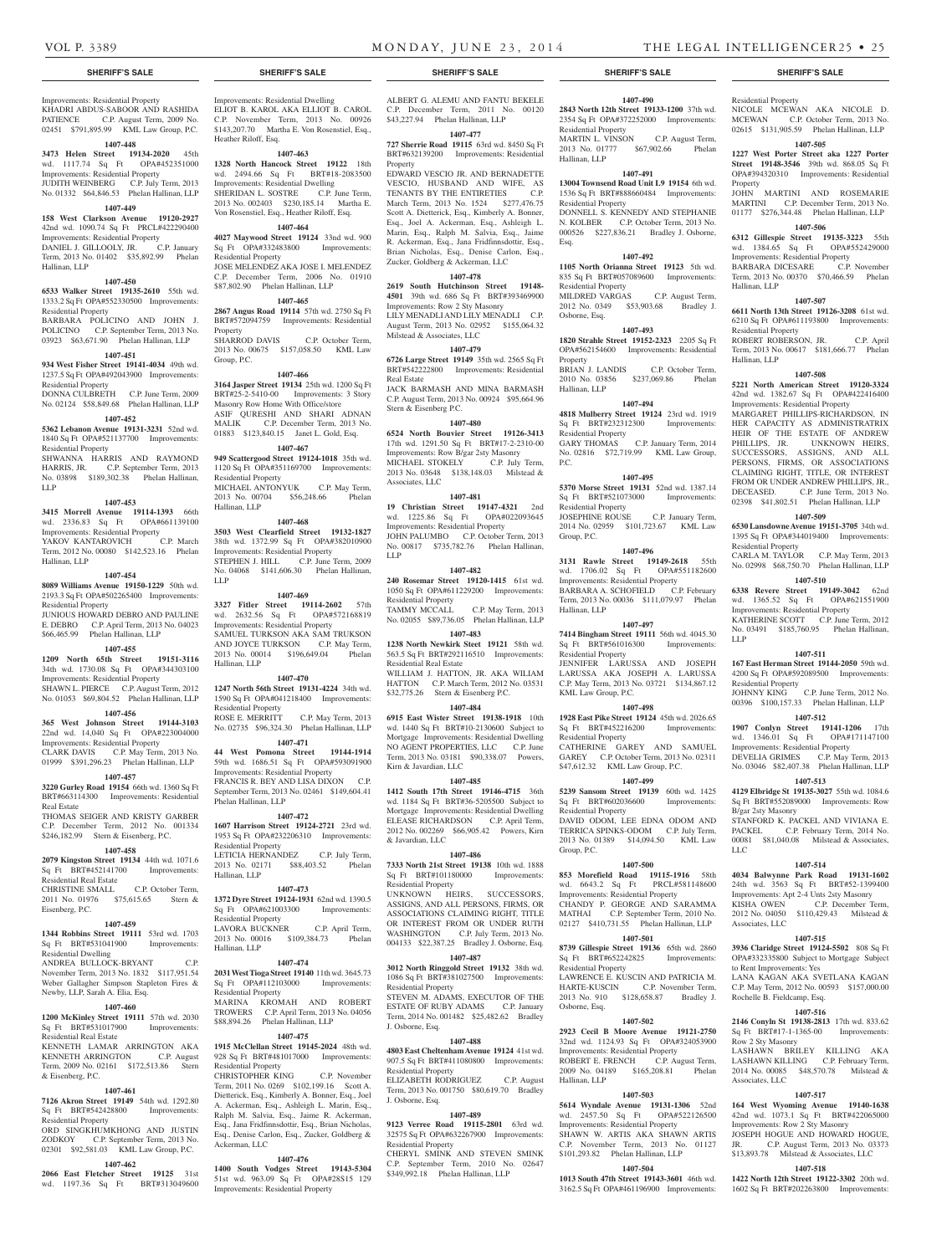## SHERIFF'S SALE

Improvements: Residential Property
KHADRI ABDUS-SABOOR AND RASHIDA PATIENCE C.P. August Term, 2009 No. 02451 $791,895.99 KML Law Group, P.C.

**1407-448**

**3473 Helen Street 19134-2020** 45th wd. 1117.74 Sq Ft OPA#452351000 Improvements: Residential Property
JUDITH WEINBERG C.P. July Term, 2013 No. 01332 $64,846.53 Phelan Hallinan, LLP

**1407-449**

**158 West Clarkson Avenue 19120-2927** 42nd wd. 1090.74 Sq Ft PRCL#422290400 Improvements: Residential Property
DANIEL J. GILLOOLY, JR. C.P. January Term, 2013 No. 01402 $35,892.99 Phelan Hallinan, LLP

**1407-450**

**6533 Walker Street 19135-2610** 55th wd. 1333.2 Sq Ft OPA#552330500 Improvements: Residential Property
BARBARA POLICINO AND JOHN J. POLICINO C.P. September Term, 2013 No. 03923 $63,671.90 Phelan Hallinan, LLP

**1407-451**

**934 West Fisher Street 19141-4034** 49th wd. 1237.5 Sq Ft OPA#492043900 Improvements: Residential Property
DONNA CULBRETH C.P. June Term, 2009 No. 02124 $58,849.68 Phelan Hallinan, LLP

**1407-452**

**5362 Lebanon Avenue 19131-3231** 52nd wd. 1840 Sq Ft OPA#521137700 Improvements: Residential Property
SHWANNA HARRIS AND RAYMOND HARRIS, JR. C.P. September Term, 2013 No. 03898 $189,302.38 Phelan Hallinan, LLP

**1407-453**

**3415 Morrell Avenue 19114-1393** 66th wd. 2336.83 Sq Ft OPA#661139100 Improvements: Residential Property
YAKOV KANTAROVICH C.P. March Term, 2012 No. 00080 $142,523.16 Phelan Hallinan, LLP

**1407-454**

**8089 Williams Avenue 19150-1229** 50th wd. 2193.3 Sq Ft OPA#502265400 Improvements: Residential Property
JUNIOUS HOWARD DEBRO AND PAULINE E. DEBRO C.P. April Term, 2013 No. 04023 $66,465.99 Phelan Hallinan, LLP

**1407-455**

**1209 North 65th Street 19151-3116** 34th wd. 1730.08 Sq Ft OPA#344303100 Improvements: Residential Property
SHAWN L. PIERCE C.P. August Term, 2012 No. 01053 $69,804.52 Phelan Hallinan, LLP

**1407-456**

**365 West Johnson Street 19144-3103** 22nd wd. 14,040 Sq Ft OPA#223004000 Improvements: Residential Property
CLARK DAVIS C.P. May Term, 2013 No. 01999 $391,296.23 Phelan Hallinan, LLP

**1407-457**

**3220 Gurley Road 19154** 66th wd. 1360 Sq Ft BRT#663114300 Improvements: Residential Real Estate
THOMAS SEIGER AND KRISTY GARBER C.P. December Term, 2012 No. 001334 $246,182.99 Stern & Eisenberg, P.C.

**1407-458**

**2079 Kingston Street 19134** 44th wd. 1071.6 Sq Ft BRT#452141700 Improvements: Residential Real Estate
CHRISTINE SMALL C.P. October Term, 2011 No. 01976 $75,615.65 Stern & Eisenberg, P.C.

**1407-459**

**1344 Robbins Street 19111** 53rd wd. 1703 Sq Ft BRT#531041900 Improvements: Residential Dwelling
ANDREA BULLOCK-BRYANT C.P. November Term, 2013 No. 1832 $117,951.54 Weber Gallagher Simpson Stapleton Fires & Newby, LLP, Sarah A. Elia, Esq.

**1407-460**

**1200 McKinley Street 19111** 57th wd. 2030 Sq Ft BRT#531017900 Improvements: Residential Real Estate
KENNETH LAMAR ARRINGTON AKA KENNETH ARRINGTON C.P. August Term, 2009 No. 02161 $172,513.86 Stern & Eisenberg, P.C.

**1407-461**

**7126 Akron Street 19149** 54th wd. 1292.80 Sq Ft BRT#542428800 Improvements: Residential Property
ORD SINGKHUMKHONG AND JUSTIN ZODKOY C.P. September Term, 2013 No. 02301 $92,581.03 KML Law Group, P.C.

**1407-462**

**2066 East Fletcher Street 19125** 31st wd. 1197.36 Sq Ft BRT#313049600 Improvements: Residential Dwelling
ELIOT B. KAROL AKA ELLIOT B. CAROL C.P. November Term, 2013 No. 00926 $143,207.70 Martha E. Von Rosenstiel, Esq., Heather Riloff, Esq.

**1407-463**

**1328 North Hancock Street 19122** 18th wd. 2494.66 Sq Ft BRT#18-2083500 Improvements: Residential Dwelling
SHERIDAN L. SOSTRE C.P. June Term, 2013 No. 002403 $230,185.14 Martha E. Von Rosenstiel, Esq., Heather Riloff, Esq.

**1407-464**

**4027 Maywood Street 19124** 33nd wd. 900 Sq Ft OPA#332483800 Improvements: Residential Property
JOSE MELENDEZ AKA JOSE I. MELENDEZ C.P. December Term, 2006 No. 01910 $87,802.90 Phelan Hallinan, LLP

**1407-465**

**2867 Angus Road 19114** 57th wd. 2750 Sq Ft BRT#572094759 Improvements: Residential Property
SHARROD DAVIS C.P. October Term, 2013 No. 00675 $157,058.50 KML Law Group, P.C.

**1407-466**

**3164 Jasper Street 19134** 25th wd. 1200 Sq Ft BRT#25-2-5410-00 Improvements: 3 Story Masonry Row Home With Office/store
ASIF QURESHI AND SHARI ADNAN MALIK C.P. December Term, 2013 No. 01883 $123,840.15 Janet L. Gold, Esq.

**1407-467**

**949 Scattergood Street 19124-1018** 35th wd. 1120 Sq Ft OPA#351169700 Improvements: Residential Property
MICHAEL ANTONYUK C.P. May Term, 2013 No. 00704 $56,248.66 Phelan Hallinan, LLP

**1407-468**

**3503 West Clearfield Street 19132-1827** 38th wd. 1372.99 Sq Ft OPA#382010900 Improvements: Residential Property
STEPHEN J. HILL C.P. June Term, 2009 No. 04068 $141,606.30 Phelan Hallinan, LLP

**1407-469**

**3327 Fitler Street 19114-2602** 57th wd. 2632.56 Sq Ft OPA#572168819 Improvements: Residential Property
SAMUEL TURKSON AKA SAM TRUKSON AND JOYCE TURKSON C.P. May Term, 2013 No. 00014 $196,649.04 Phelan Hallinan, LLP

**1407-470**

**1247 North 56th Street 19131-4224** 34th wd. 1590 Sq Ft OPA#041218400 Improvements: Residential Property
ROSE E. MERRITT C.P. May Term, 2013 No. 02735 $96,324.30 Phelan Hallinan, LLP

**1407-471**

**44 West Pomona Street 19144-1914** 59th wd. 1686.51 Sq Ft OPA#593091900 Improvements: Residential Property
FRANCIS R. BEY AND LISA DIXON C.P. September Term, 2013 No. 02461 $149,604.41 Phelan Hallinan, LLP

**1407-472**

**1607 Harrison Street 19124-2721** 23rd wd. 1953 Sq Ft OPA#232206310 Improvements: Residential Property
LETICIA HERNANDEZ C.P. July Term, 2013 No. 02171 $88,403.52 Phelan Hallinan, LLP

**1407-473**

**1372 Dyre Street 19124-1931** 62nd wd. 1390.5 Sq Ft OPA#621003300 Improvements: Residential Property
LAVORA BUCKNER C.P. April Term, 2013 No. 00016 $109,384.73 Phelan Hallinan, LLP

**1407-474**

**2031 West Tioga Street 19140** 11th wd. 3645.73 Sq Ft OPA#112103000 Improvements: Residential Property
MARINA KROMAH AND ROBERT TROWERS C.P. April Term, 2013 No. 04056 $88,894.26 Phelan Hallinan, LLP

**1407-475**

**1915 McClellan Street 19145-2024** 48th wd. 928 Sq Ft BRT#481017000 Improvements: Residential Property
CHRISTOPHER KING C.P. November Term, 2011 No. 0269 $102,199.16 Scott A. Dietterick, Esq., Kimberly A. Bonner, Esq., Joel A. Ackerman, Esq., Ashleigh L. Marin, Esq., Ralph M. Salvia, Esq., Jaime R. Ackerman, Esq., Jana Fridfinnsdottir, Esq., Brian Nicholas, Esq., Denise Carlon, Esq., Zucker, Goldberg & Ackerman, LLC

**1407-476**

**1400 South Vodges Street 19143-5304** 51st wd. 963.09 Sq Ft OPA#28S15 129 Improvements: Residential Property
ALBERT G. ALEMU AND FANTU BEKELE C.P. December Term, 2011 No. 00120 $43,227.94 Phelan Hallinan, LLP

**1407-477**

**727 Sherrie Road 19115** 63rd wd. 8450 Sq Ft BRT#632139200 Improvements: Residential Property
EDWARD VESCIO JR. AND BERNADETTE VESCIO, HUSBAND AND WIFE, AS TENANTS BY THE ENTIRETIES C.P. March Term, 2013 No. 1524 $277,476.75 Scott A. Dietterick, Esq., Kimberly A. Bonner, Esq., Joel A. Ackerman, Esq., Ashleigh L. Marin, Esq., Ralph M. Salvia, Esq., Jaime R. Ackerman, Esq., Jana Fridfinnsdottir, Esq., Brian Nicholas, Esq., Denise Carlon, Esq., Zucker, Goldberg & Ackerman, LLC

**1407-478**

**2619 South Hutchinson Street 19148-4501** 39th wd. 686 Sq Ft BRT#393469900 Improvements: Row 2 Sty Masonry
LILY MENADLI AND LILY MENADLI C.P. August Term, 2013 No. 02952 $155,064.32 Milstead & Associates, LLC

**1407-479**

**6726 Large Street 19149** 35th wd. 2565 Sq Ft BRT#542222800 Improvements: Residential Real Estate
JACK BARMASH AND MINA BARMASH C.P. August Term, 2013 No. 00924 $95,664.96 Stern & Eisenberg P.C.

**1407-480**

**6524 North Bouvier Street 19126-3413** 17th wd. 1291.50 Sq Ft BRT#17-2-2310-00 Improvements: Row B/gar 2sty Masonry
MICHAEL STOKELY C.P. July Term, 2013 No. 03648 $138,148.03 Milstead & Associates, LLC

**1407-481**

**19 Christian Street 19147-4321** 2nd wd. 1225.86 Sq Ft OPA#022093645 Improvements: Residential Property
JOHN PALUMBO C.P. October Term, 2013 No. 00817 $735,782.76 Phelan Hallinan, LLP

**1407-482**

**240 Rosemar Street 19120-1415** 61st wd. 1050 Sq Ft OPA#611229200 Improvements: Residential Property
TAMMY MCCALL C.P. May Term, 2013 No. 02055 $89,736.05 Phelan Hallinan, LLP

**1407-483**

**1238 North Newkirk Steet 19121** 58th wd. 563.5 Sq Ft BRT#292116510 Improvements: Residential Real Estate
WILLIAM J. HATTON, JR. AKA WILIAM HATTON C.P. March Term, 2012 No. 03531 $32,775.26 Stern & Eisenberg P.C.

**1407-484**

**6915 East Wister Street 19138-1918** 10th wd. 1440 Sq Ft BRT#10-2130600 Subject to Mortgage Improvements: Residential Dwelling
NO AGENT PROPERTIES, LLC C.P. June Term, 2013 No. 03181 $90,338.07 Powers, Kirn & Javardian, LLC

**1407-485**

**1412 South 17th Street 19146-4715** 36th wd. 1184 Sq Ft BRT#36-5205500 Subject to Mortgage Improvements: Residential Dwelling
ELEASE RICHARDSON C.P. April Term, 2012 No. 002269 $66,905.42 Powers, Kirn & Javardian, LLC

**1407-486**

**7333 North 21st Street 19138** 10th wd. 1888 Sq Ft BRT#101180000 Improvements: Residential Property
UNKNOWN HEIRS, SUCCESSORS, ASSIGNS, AND ALL PERSONS, FIRMS, OR ASSOCIATIONS CLAIMING RIGHT, TITLE OR INTEREST FROM OR UNDER RUTH WASHINGTON C.P. July Term, 2013 No. 004133 $22,387.25 Bradley J. Osborne, Esq.

**1407-487**

**3012 North Ringgold Street 19132** 38th wd. 1086 Sq Ft BRT#381027500 Improvements: Residential Property
STEVEN M. ADAMS, EXECUTOR OF THE ESTATE OF RUBY ADAMS C.P. January Term, 2014 No. 001482 $25,482.62 Bradley J. Osborne, Esq.

**1407-488**

**4803 East Cheltenham Avenue 19124** 41st wd. 907.5 Sq Ft BRT#411080800 Improvements: Residential Property
ELIZABETH RODRIGUEZ C.P. August Term, 2013 No. 001750 $80,619.70 Bradley J. Osborne, Esq.

**1407-489**

**9123 Verree Road 19115-2801** 63rd wd. 32575 Sq Ft OPA#632267900 Improvements: Residential Property
CHERYL SMINK AND STEVEN SMINK C.P. September Term, 2010 No. 02647 $349,992.18 Phelan Hallinan, LLP

**1407-490**

**2843 North 12th Street 19133-1200** 37th wd. 2354 Sq Ft OPA#372252000 Improvements: Residential Property
MARTIN L. VINSON C.P. August Term, 2013 No. 01777 $67,902.66 Phelan Hallinan, LLP

**1407-491**

**13004 Townsend Road Unit L9 19154** 6th wd. 1536 Sq Ft BRT#888660484 Improvements: Residential Property
DONNELL S. KENNEDY AND STEPHANIE N. KOLBER C.P. October Term, 2013 No. 000826 $227,836.21 Bradley J. Osborne, Esq.

**1407-492**

**1105 North Orianna Street 19123** 5th wd. 835 Sq Ft BRT#057089600 Improvements: Residential Property
MILDRED VARGAS C.P. August Term, 2012 No. 0349 $53,903.68 Bradley J. Osborne, Esq.

**1407-493**

**1820 Strahle Street 19152-2323** 2205 Sq Ft OPA#562154600 Improvements: Residential Property
BRIAN J. LANDIS C.P. October Term, 2010 No. 03856 $237,069.86 Phelan Hallinan LLP

**1407-494**

**4818 Mulberry Street 19124** 23rd wd. 1919 Sq Ft BRT#232312300 Improvements: Residential Property
GARY THOMAS C.P. January Term, 2014 No. 02816 $72,719.99 KML Law Group, P.C.

**1407-495**

**5370 Morse Street 19131** 52nd wd. 1387.14 Sq Ft BRT#521073000 Improvements: Residential Property
JOSEPHINE ROUSE C.P. January Term, 2014 No. 02959 $101,723.67 KML Law Group, P.C.

**1407-496**

**3131 Rawle Street 19149-2618** 55th wd. 1706.02 Sq Ft OPA#551182600 Improvements: Residential Property
BARBARA A. SCHOFIELD C.P. February Term, 2013 No. 00036 $111,079.97 Phelan Hallinan, LLP

**1407-497**

**7414 Bingham Street 19111** 56th wd. 4045.30 Sq Ft BRT#561016300 Improvements: Residential Property
JENNIFER LARUSSA AND JOSEPH LARUSSA AKA JOSEPH A. LARUSSA C.P. May Term, 2013 No. 03721 $134,867.12 KML Law Group, P.C.

**1407-498**

**1928 East Pike Street 19124** 45th wd. 2026.65 Sq Ft BRT#452216200 Improvements: Residential Property
CATHERINE GAREY AND SAMUEL GAREY C.P. October Term, 2013 No. 02311 $47,612.32 KML Law Group, P.C.

**1407-499**

**5239 Sansom Street 19139** 60th wd. 1425 Sq Ft BRT#602036600 Improvements: Residential Property
DAVID ODOM, LEE EDNA ODOM AND TERRICA SPINKS-ODOM C.P. July Term, 2013 No. 01389 $14,094.50 KML Law Group, P.C.

**1407-500**

**853 Morefield Road 19115-1916** 58th wd. 6643.2 Sq Ft PRCL#581148600 Improvements: Residential Property
CHANDY P. GEORGE AND SARAMMA MATHAI C.P. September Term, 2010 No. 02127 $410,731.55 Phelan Hallinan, LLP

**1407-501**

**8739 Gillespie Street 19136** 65th wd. 2860 Sq Ft BRT#652242825 Improvements: Residential Property
LAWRENCE E. KUSCIN AND PATRICIA M. HARTE-KUSCIN C.P. November Term, 2013 No. 910 $128,658.87 Bradley J. Osborne, Esq.

**1407-502**

**2923 Cecil B Moore Avenue 19121-2750** 32nd wd. 1124.93 Sq Ft OPA#324053900 Improvements: Residential Property
ROBERT E. FRENCH C.P. August Term, 2009 No. 04189 $165,208.81 Phelan Hallinan, LLP

**1407-503**

**5614 Wyndale Avenue 19131-1306** 52nd wd. 2457.50 Sq Ft OPA#522126500 Improvements: Residential Property
SHAWN W. ARTIS AKA SHAWN ARTIS C.P. November Term, 2013 No. 01127 $101,293.82 Phelan Hallinan, LLP

**1407-504**

**1013 South 47th Street 19143-3601** 46th wd. 3162.5 Sq Ft OPA#461196900 Improvements: Residential Property
NICOLE MCEWAN AKA NICOLE D. MCEWAN C.P. October Term, 2013 No. 02615 $131,905.59 Phelan Hallinan, LLP

**1407-505**

**1227 West Porter Street aka 1227 Porter Street 19148-3546** 39th wd. 868.05 Sq Ft OPA#394320310 Improvements: Residential Property
JOHN MARTINI AND ROSEMARIE MARTINI C.P. December Term, 2013 No. 01177 $276,344.48 Phelan Hallinan, LLP

**1407-506**

**6312 Gillespie Street 19135-3223** 55th wd. 1384.65 Sq Ft OPA#552429000 Improvements: Residential Property
BARBARA DICESARE C.P. November Term, 2013 No. 00370 $70,466.59 Phelan Hallinan, LLP

**1407-507**

**6611 North 13th Street 19126-3208** 61st wd. 6210 Sq Ft OPA#611193800 Improvements: Residential Property
ROBERT ROBERSON, JR. C.P. April Term, 2013 No. 00617 $181,666.77 Phelan Hallinan, LLP

**1407-508**

**5221 North American Street 19120-3324** 42nd wd. 1382.67 Sq Ft OPA#422416400 Improvements: Residential Property
MARGARET PHILLIPS-RICHARDSON, IN HER CAPACITY AS ADMINISTRATRIX HEIR OF THE ESTATE OF ANDREW PHILLIPS, JR. UNKNOWN HEIRS, SUCCESSORS, ASSIGNS, AND ALL PERSONS, FIRMS, OR ASSOCIATIONS CLAIMING RIGHT, TITLE, OR INTEREST FROM OR UNDER ANDREW PHILLIPS, JR., DECEASED. C.P. June Term, 2013 No. 02398 $41,802.51 Phelan Hallinan, LLP

**1407-509**

**6530 Lansdowne Avenue 19151-3705** 34th wd. 1395 Sq Ft OPA#344019400 Improvements: Residential Property
CARLA M. TAYLOR C.P. May Term, 2013 No. 02998 $68,750.70 Phelan Hallinan, LLP

**1407-510**

**6338 Revere Street 19149-3042** 62nd wd. 1365.52 Sq Ft OPA#621551900 Improvements: Residential Property
KATHERINE SCOTT C.P. June Term, 2012 No. 03491 $185,760.95 Phelan Hallinan, LLP

**1407-511**

**167 East Herman Street 19144-2050** 59th wd. 4200 Sq Ft OPA#592089500 Improvements: Residential Property
JOHNNY KING C.P. June Term, 2012 No. 00396 $100,157.33 Phelan Hallinan, LLP

**1407-512**

**1907 Conlyn Street 19141-1206** 17th wd. 1346.01 Sq Ft OPA#171147100 Improvements: Residential Property
DEVELIA GRIMES C.P. May Term, 2013 No. 03046 $82,407.38 Phelan Hallinan, LLP

**1407-513**

**4129 Elbridge St 19135-3027** 55th wd. 1084.6 Sq Ft BRT#552089000 Improvements: Row B/gar 2sty Masonry
STANFORD K. PACKEL AND VIVIANA E. PACKEL C.P. February Term, 2014 No. 00081 $81,040.08 Milstead & Associates, LLC

**1407-514**

**4034 Balwynne Park Road 19131-1602** 24th wd. 3563 Sq Ft BRT#52-1399400 Improvements: Apt 2-4 Unts 2sty Masonry
KISHA OWEN C.P. December Term, 2012 No. 04050 $110,429.43 Milstead & Associates, LLC

**1407-515**

**3936 Claridge Street 19124-5502** 808 Sq Ft OPA#332335800 Subject to Mortgage Subject to Rent Improvements: Yes
LANA KAGAN AKA SVETLANA KAGAN C.P. May Term, 2012 No. 00593 $157,000.00 Rochelle B. Fieldcamp, Esq.

**1407-516**

**2146 Conyln St 19138-2813** 17th wd. 833.62 Sq Ft BRT#17-1-1365-00 Improvements: Row 2 Sty Masonry
LASHAWN BRILEY KILLING AKA LASHAWN KILLING C.P. February Term, 2014 No. 00085 $48,570.78 Milstead & Associates, LLC

**1407-517**

**164 West Wyoming Avenue 19140-1638** 42nd wd. 1073.1 Sq Ft BRT#422065000 Improvements: Row 2 Sty Masonry
JOSEPH HOGUE AND HOWARD HOGUE, JR. C.P. August Term, 2013 No. 03373 $13,893.78 Milstead & Associates, LLC

**1407-518**

**1422 North 12th Street 19122-3302** 20th wd. 1602 Sq Ft BRT#202263800 Improvements: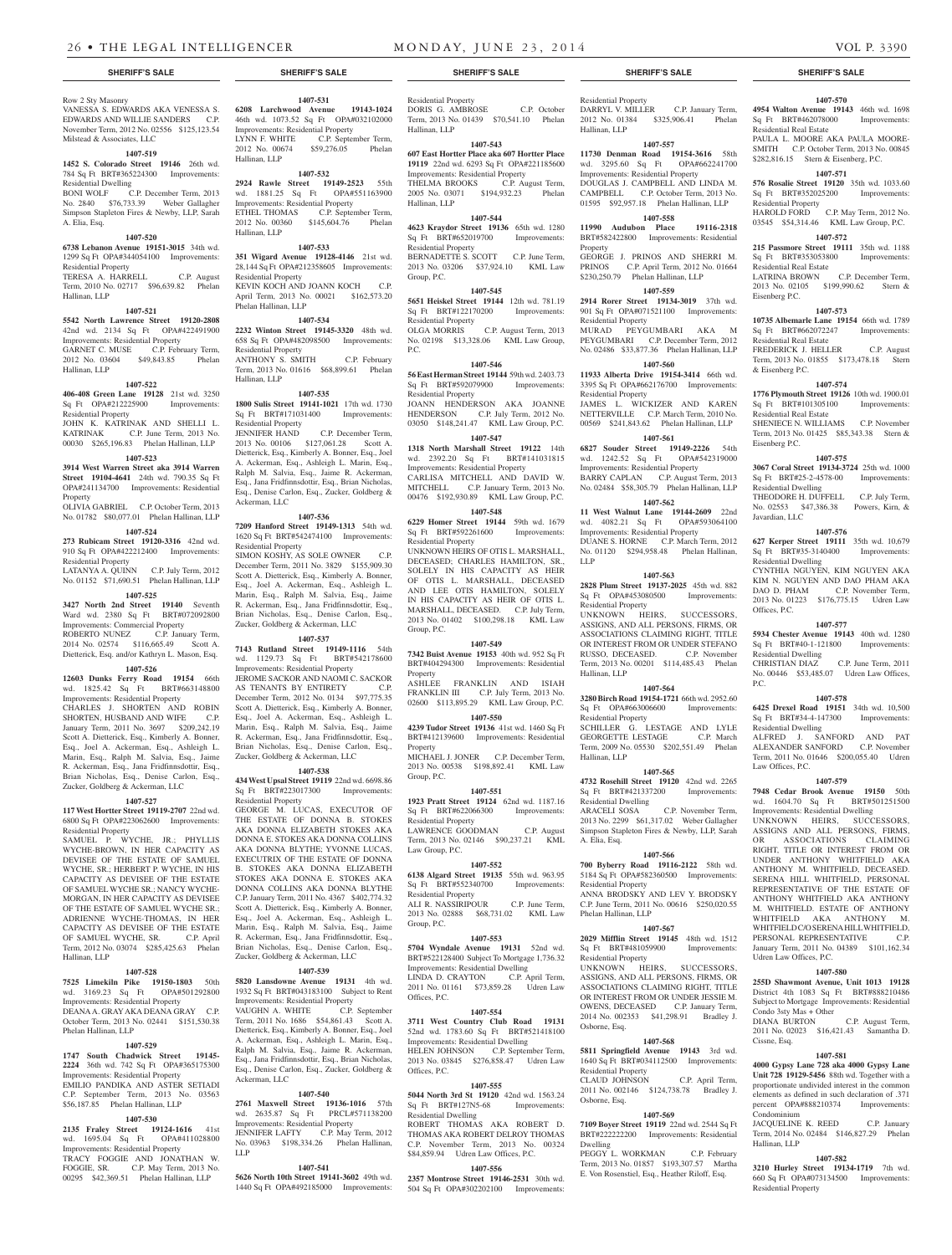Row 2 Sty Masonry
VANESSA S. EDWARDS AKA VENESSA S. EDWARDS AND WILLIE SAUNDERS C.P. November Term, 2012 No. 02556 $125,123.54 Milstead & Associates, LLC

**1407-519**

**1452 S. Colorado Street 19146** 26th wd. 784 Sq Ft BRT#365224300 Improvements: Residential Dwelling
BONI WOLF C.P. December Term, 2013 No. 2840 $76,733.39 Weber Gallagher Simpson Stapleton Fires & Newby, LLP, Sarah A. Elia, Esq.

**1407-520**

**6738 Lebanon Avenue 19151-3015** 34th wd. 1299 Sq Ft OPA#344054100 Improvements: Residential Property
TERESA A. HARRELL C.P. August Term, 2010 No. 02717 $96,639.82 Phelan Hallinan, LLP

**1407-521**

**5542 North Lawrence Street 19120-2808** 42nd wd. 2134 Sq Ft OPA#422491900 Improvements: Residential Property
GARNET C. MUSE C.P. February Term, 2012 No. 03604 $49,843.85 Phelan Hallinan, LLP

**1407-522**

**406-408 Green Lane 19128** 21st wd. 3250 Sq Ft OPA#212225900 Improvements: Residential Property
JOHN K. KATRINAK AND SHELLI L. KATRINAK C.P. June Term, 2013 No. 00030 $265,196.83 Phelan Hallinan, LLP

**1407-523**

**3914 West Warren Street aka 3914 Warren Street 19104-4641** 24th wd. 790.35 Sq Ft OPA#241134700 Improvements: Residential Property
OLIVIA GABRIEL C.P. October Term, 2013 No. 01782 $80,077.01 Phelan Hallinan, LLP

**1407-524**

**273 Rubicam Street 19120-3316** 42nd wd. 910 Sq Ft OPA#422212400 Improvements: Residential Property
LATANYA A. QUINN C.P. July Term, 2012 No. 01152 $71,690.51 Phelan Hallinan, LLP

**1407-525**

**3427 North 2nd Street 19140** Seventh Ward wd. 2380 Sq Ft BRT#072092800 Improvements: Commercial Property
ROBERTO NUNEZ C.P. January Term, 2014 No. 02574 $116,665.49 Scott A. Dietterick, Esq. and/or Kathryn L. Mason, Esq.

**1407-526**

**12603 Dunks Ferry Road 19154** 66th wd. 1825.42 Sq Ft BRT#663148800 Improvements: Residential Property
CHARLES J. SHORTEN AND ROBIN SHORTEN, HUSBAND AND WIFE C.P. January Term, 2011 No. 3697 $209,242.19 Scott A. Dietterick, Esq., Kimberly A. Bonner, Esq., Joel A. Ackerman, Esq., Ashleigh L. Marin, Esq., Ralph M. Salvia, Esq., Jaime R. Ackerman, Esq., Jana Fridfinnsdottir, Esq., Brian Nicholas, Esq., Denise Carlon, Esq., Zucker, Goldberg & Ackerman, LLC

**1407-527**

**117 West Hortter Street 19119-2707** 22nd wd. 6800 Sq Ft OPA#223062600 Improvements: Residential Property
SAMUEL P. WYCHE, JR.; PHYLLIS WYCHE-BROWN, IN HER CAPACITY AS DEVISEE OF THE ESTATE OF SAMUEL WYCHE, SR.; HERBERT P. WYCHE, IN HIS CAPACITY AS DEVISEE OF THE ESTATE OF SAMUEL WYCHE SR.; NANCY WYCHE-MORGAN, IN HER CAPACITY AS DEVISEE OF THE ESTATE OF SAMUEL WYCHE SR.; ADRIENNE WYCHE-THOMAS, IN HER CAPACITY AS DEVISEE OF THE ESTATE OF SAMUEL WYCHE, SR. C.P. April Term, 2012 No. 03074 $285,425.63 Phelan Hallinan, LLP

**1407-528**

**7525 Limekiln Pike 19150-1803** 50th wd. 3169.23 Sq Ft OPA#501292800 Improvements: Residential Property
DEANA A. GRAY AKA DEANA GRAY C.P. October Term, 2013 No. 02441 $151,530.38 Phelan Hallinan, LLP

**1407-529**

**1747 South Chadwick Street 19145-2224** 36th wd. 742 Sq Ft OPA#365175300 Improvements: Residential Property
EMILIO PANDIKA AND ASTER SETIADI C.P. September Term, 2013 No. 03563 $56,187.85 Phelan Hallinan, LLP

**1407-530**

**2135 Fraley Street 19124-1616** 41st wd. 1695.04 Sq Ft OPA#411028800 Improvements: Residential Property
TRACY FOGGIE AND JONATHAN W. FOGGIE, SR. C.P. May Term, 2013 No. 00295 $42,369.51 Phelan Hallinan, LLP

**1407-531**

**6208 Larchwood Avenue 19143-1024** 46th wd. 1073.52 Sq Ft OPA#032102000 Improvements: Residential Property
LYNN F. WHITE C.P. September Term, 2012 No. 00674 $59,276.05 Phelan Hallinan, LLP

**1407-532**

**2924 Rawle Street 19149-2523** 55th wd. 1881.25 Sq Ft OPA#551163900 Improvements: Residential Property
ETHEL THOMAS C.P. September Term, 2012 No. 00360 $145,604.76 Phelan Hallinan, LLP

**1407-533**

**351 Wigard Avenue 19128-4146** 21st wd. 28,144 Sq Ft OPA#212358605 Improvements: Residential Property
KEVIN KOCH AND JOANN KOCH C.P. April Term, 2013 No. 00021 $162,573.20 Phelan Hallinan, LLP

**1407-534**

**2232 Winton Street 19145-3320** 48th wd. 658 Sq Ft OPA#482098500 Improvements: Residential Property
ANTHONY S. SMITH C.P. February Term, 2013 No. 01616 $68,899.61 Phelan Hallinan, LLP

**1407-535**

**1800 Sulis Street 19141-1021** 17th wd. 1730 Sq Ft BRT#171031400 Improvements: Residential Property
JENNIFER HAND C.P. December Term, 2013 No. 00106 $127,061.28 Scott A. Dietterick, Esq., Kimberly A. Bonner, Esq., Joel A. Ackerman, Esq., Ashleigh L. Marin, Esq., Ralph M. Salvia, Esq., Jaime R. Ackerman, Esq., Jana Fridfinnsdottir, Esq., Brian Nicholas, Esq., Denise Carlon, Esq., Zucker, Goldberg & Ackerman, LLC

**1407-536**

**7209 Hanford Street 19149-1313** 54th wd. 1620 Sq Ft BRT#542474100 Improvements: Residential Property
SIMON KOSHY, AS SOLE OWNER C.P. December Term, 2011 No. 3829 $155,909.30 Scott A. Dietterick, Esq., Kimberly A. Bonner, Esq., Joel A. Ackerman, Esq., Ashleigh L. Marin, Esq., Ralph M. Salvia, Esq., Jaime R. Ackerman, Esq., Jana Fridfinnsdottir, Esq., Brian Nicholas, Esq., Denise Carlon, Esq., Zucker, Goldberg & Ackerman, LLC

**1407-537**

**7143 Rutland Street 19149-1116** 54th wd. 1129.73 Sq Ft BRT#542178600 Improvements: Residential Property
JEROME SACKOR AND NAOMI C. SACKOR AS TENANTS BY ENTIRETY C.P. December Term, 2012 No. 0134 $97,775.35 Scott A. Dietterick, Esq., Kimberly A. Bonner, Esq., Joel A. Ackerman, Esq., Ashleigh L. Marin, Esq., Ralph M. Salvia, Esq., Jaime R. Ackerman, Esq., Jana Fridfinnsdottir, Esq., Brian Nicholas, Esq., Denise Carlon, Esq., Zucker, Goldberg & Ackerman, LLC

**1407-538**

**434 West Upsal Street 19119** 22nd wd. 6698.86 Sq Ft BRT#223017300 Improvements: Residential Property
GEORGE M. LUCAS, EXECUTOR OF THE ESTATE OF DONNA B. STOKES AKA DONNA ELIZABETH STOKES AKA DONNA E. STOKES AKA DONNA COLLINS AKA DONNA BLYTHE; YVONNE LUCAS, EXECUTRIX OF THE ESTATE OF DONNA B. STOKES AKA DONNA ELIZABETH STOKES AKA DONNA E. STOKES AKA DONNA COLLINS AKA DONNA BLYTHE C.P. January Term, 2011 No. 4367 $402,774.32 Scott A. Dietterick, Esq., Kimberly A. Bonner, Esq., Joel A. Ackerman, Esq., Ashleigh L. Marin, Esq., Ralph M. Salvia, Esq., Jaime R. Ackerman, Esq., Jana Fridfinnsdottir, Esq., Brian Nicholas, Esq., Denise Carlon, Esq., Zucker, Goldberg & Ackerman, LLC

**1407-539**

**5820 Lansdowne Avenue 19131** 4th wd. 1932 Sq Ft BRT#043183100 Subject to Rent Improvements: Residential Property
VAUGHN A. WHITE C.P. September Term, 2011 No. 1686 $54,861.43 Scott A. Dietterick, Esq., Kimberly A. Bonner, Esq., Joel A. Ackerman, Esq., Ashleigh L. Marin, Esq., Ralph M. Salvia, Esq., Jaime R. Ackerman, Esq., Jana Fridfinnsdottir, Esq., Brian Nicholas, Esq., Denise Carlon, Esq., Zucker, Goldberg & Ackerman, LLC

**1407-540**

**2761 Maxwell Street 19136-1016** 57th wd. 2635.87 Sq Ft PRCL#571138200 Improvements: Residential Property
JENNIFER LAFTY C.P. May Term, 2012 No. 03963 $198,334.26 Phelan Hallinan, LLP

**1407-541**

**5626 North 10th Street 19141-3602** 49th wd. 1440 Sq Ft OPA#492185000 Improvements: Residential Property
DORIS G. AMBROSE C.P. October Term, 2013 No. 01439 $70,541.10 Phelan Hallinan, LLP

**1407-543**

**607 East Hortter Place aka 607 Hortter Place 19119** 22nd wd. 6293 Sq Ft OPA#221185600 Improvements: Residential Property
THELMA BROOKS C.P. August Term, 2005 No. 03071 $194,932.23 Phelan Hallinan, LLP

**1407-544**

**4623 Kraydor Street 19136** 65th wd. 1280 Sq Ft BRT#652019700 Improvements: Residential Property
BERNADETTE S. SCOTT C.P. June Term, 2013 No. 03206 $37,924.10 KML Law Group, P.C.

**1407-545**

**5651 Heiskel Street 19144** 12th wd. 781.19 Sq Ft BRT#122170200 Improvements: Residential Property
OLGA MORRIS C.P. August Term, 2013 No. 02198 $13,328.06 KML Law Group, P.C.

**1407-546**

**56 East Herman Street 19144** 59th wd. 2403.73 Sq Ft BRT#592079900 Improvements: Residential Property
JOANN HENDERSON AKA JOANNE HENDERSON C.P. July Term, 2012 No. 03050 $148,241.47 KML Law Group, P.C.

**1407-547**

**1318 North Marshall Street 19122** 14th wd. 2392.20 Sq Ft BRT#141031815 Improvements: Residential Property
CARLISA MITCHELL AND DAVID W. MITCHELL C.P. January Term, 2013 No. 00476 $192,930.89 KML Law Group, P.C.

**1407-548**

**6229 Homer Street 19144** 59th wd. 1679 Sq Ft BRT#592261600 Improvements: Residential Property
UNKNOWN HEIRS OF OTIS L. MARSHALL, DECEASED; CHARLES HAMILTON, SR., SOLELY IN HIS CAPACITY AS HEIR OF OTIS L. MARSHALL, DECEASED AND LEE OTIS HAMILTON, SOLELY IN HIS CAPACITY AS HEIR OF OTIS L. MARSHALL, DECEASED. C.P. July Term, 2013 No. 01402 $100,298.18 KML Law Group, P.C.

**1407-549**

**7342 Buist Avenue 19153** 40th wd. 952 Sq Ft BRT#404294300 Improvements: Residential Property
ASHLEE FRANKLIN AND ISIAH FRANKLIN III C.P. July Term, 2013 No. 02600 $113,895.29 KML Law Group, P.C.

**1407-550**

**4239 Tudor Street 19136** 41st wd. 1460 Sq Ft BRT#412139600 Improvements: Residential Property
MICHAEL J. JONER C.P. December Term, 2013 No. 00538 $198,892.41 KML Law Group, P.C.

**1407-551**

**1923 Pratt Street 19124** 62nd wd. 1187.16 Sq Ft BRT#622066300 Improvements: Residential Property
LAWRENCE GOODMAN C.P. August Term, 2013 No. 02146 $90,237.21 KML Law Group, P.C.

**1407-552**

**6138 Algard Street 19135** 55th wd. 963.95 Sq Ft BRT#552340700 Improvements: Residential Property
ALI R. NASSIRIPOUR C.P. June Term, 2013 No. 02888 $68,731.02 KML Law Group, P.C.

**1407-553**

**5704 Wyndale Avenue 19131** 52nd wd. BRT#522128400 Subject To Mortgage 1,736.32 Improvements: Residential Dwelling
LINDA D. CRAYTON C.P. April Term, 2011 No. 01161 $73,859.28 Udren Law Offices, P.C.

**1407-554**

**3711 West Country Club Road 19131** 52nd wd. 1783.60 Sq Ft BRT#521418100 Improvements: Residential Dwelling
HELEN JOHNSON C.P. September Term, 2013 No. 03845 $276,858.47 Udren Law Offices, P.C.

**1407-555**

**5044 North 3rd St 19120** 42nd wd. 1563.24 Sq Ft BRT#127N5-68 Improvements: Residential Dwelling
ROBERT THOMAS AKA ROBERT D. THOMAS AKA ROBERT DELROY THOMAS C.P. November Term, 2013 No. 00324 $84,859.94 Udren Law Offices, P.C.

**1407-556**

**2357 Montrose Street 19146-2531** 30th wd. 504 Sq Ft OPA#302202100 Improvements: Residential Property
DARRYL V. MILLER C.P. January Term, 2012 No. 01384 $325,906.41 Phelan Hallinan, LLP

**1407-557**

**11730 Denman Road 19154-3616** 58th wd. 3295.60 Sq Ft OPA#662241700 Improvements: Residential Property
DOUGLAS J. CAMPBELL AND LINDA M. CAMPBELL C.P. October Term, 2013 No. 01595 $92,957.18 Phelan Hallinan, LLP

**1407-558**

**11990 Audubon Place 19116-2318** BRT#582422800 Improvements: Residential Property
GEORGE J. PRINOS AND SHERRI M. PRINOS C.P. April Term, 2012 No. 01664 $230,250.79 Phelan Hallinan, LLP

**1407-559**

**2914 Rorer Street 19134-3019** 37th wd. 901 Sq Ft OPA#071521100 Improvements: Residential Property
MURAD PEYGUMBARI AKA M PEYGUMBARI C.P. December Term, 2012 No. 02486 $33,877.36 Phelan Hallinan, LLP

**1407-560**

**11933 Alberta Drive 19154-3414** 66th wd. 3395 Sq Ft OPA#662176700 Improvements: Residential Property
JAMES L. WICKIZER AND KAREN NETTERVILLE C.P. March Term, 2010 No. 00569 $241,843.62 Phelan Hallinan, LLP

**1407-561**

**6827 Souder Street 19149-2226** 54th wd. 1242.52 Sq Ft OPA#542319000 Improvements: Residential Property
BARRY CAPLAN C.P. August Term, 2013 No. 02484 $58,305.79 Phelan Hallinan, LLP

**1407-562**

**11 West Walnut Lane 19144-2609** 22nd wd. 4082.21 Sq Ft OPA#593064100 Improvements: Residential Property
DUANE S. HORNE C.P. March Term, 2012 No. 01120 $294,958.48 Phelan Hallinan, LLP

**1407-563**

**2828 Plum Street 19137-2025** 45th wd. 882 Sq Ft OPA#453080500 Improvements: Residential Property
UNKNOWN HEIRS, SUCCESSORS, ASSIGNS, AND ALL PERSONS, FIRMS, OR ASSOCIATIONS CLAIMING RIGHT, TITLE OR INTEREST FROM OR UNDER STEFANO RUSSO, DECEASED. C.P. November Term, 2013 No. 00201 $114,485.43 Phelan Hallinan, LLP

**1407-564**

**3280 Birch Road 19154-1721** 66th wd. 2952.60 Sq Ft OPA#663006600 Improvements: Residential Property
SCHILLER G. LESTAGE AND LYLE GEORGETTE LESTAGE C.P. March Term, 2009 No. 05530 $202,551.49 Phelan Hallinan, LLP

**1407-565**

**4732 Rosehill Street 19120** 42nd wd. 2265 Sq Ft BRT#421337200 Improvements: Residential Dwelling
ARACELI SOSA C.P. November Term, 2013 No. 2299 $61,317.02 Weber Gallagher Simpson Stapleton Fires & Newby, LLP, Sarah A. Elia, Esq.

**1407-566**

**700 Byberry Road 19116-2122** 58th wd. 5184 Sq Ft OPA#582360500 Improvements: Residential Property
ANNA BRODSKY AND LEV Y. BRODSKY C.P. June Term, 2011 No. 00616 $250,020.55 Phelan Hallinan, LLP

**1407-567**

**2029 Mifflin Street 19145** 48th wd. 1512 Sq Ft BRT#481059900 Improvements: Residential Property
UNKNOWN HEIRS, SUCCESSORS, ASSIGNS, AND ALL PERSONS, FIRMS, OR ASSOCIATIONS CLAIMING RIGHT, TITLE OR INTEREST FROM OR UNDER JESSIE M. OWENS, DECEASED C.P. January Term, 2014 No. 002353 $41,298.91 Bradley J. Osborne, Esq.

**1407-568**

**5811 Springfield Avenue 19143** 3rd wd. 1640 Sq Ft BRT#034112500 Improvements: Residential Property
CLAUD JOHNSON C.P. April Term, 2011 No. 002146 $124,738.78 Bradley J. Osborne, Esq.

**1407-569**

**7109 Boyer Street 19119** 22nd wd. 2544 Sq Ft BRT#222222200 Improvements: Residential Dwelling
PEGGY L. WORKMAN C.P. February Term, 2013 No. 01857 $193,307.57 Martha E. Von Rosenstiel, Esq., Heather Riloff, Esq.

**1407-570**

**4954 Walton Avenue 19143** 46th wd. 1698 Sq Ft BRT#462078000 Improvements: Residential Real Estate
PAULA L. MOORE AKA PAULA MOORE-SMITH C.P. October Term, 2013 No. 00845 $282,816.15 Stern & Eisenberg, P.C.

**1407-571**

**576 Rosalie Street 19120** 35th wd. 1033.60 Sq Ft BRT#352025200 Improvements: Residential Property
HAROLD FORD C.P. May Term, 2012 No. 03545 $54,314.46 KML Law Group, P.C.

**1407-572**

**215 Passmore Street 19111** 35th wd. 1188 Sq Ft BRT#353053800 Improvements: Residential Real Estate
LATRINA BROWN C.P. December Term, 2013 No. 02105 $199,990.62 Stern & Eisenberg P.C.

**1407-573**

**10735 Albemarle Lane 19154** 66th wd. 1789 Sq Ft BRT#662072247 Improvements: Residential Real Estate
FREDERICK J. HELLER C.P. August Term, 2013 No. 01855 $173,478.18 Stern & Eisenberg P.C.

**1407-574**

**1776 Plymouth Street 19126** 10th wd. 1900.01 Sq Ft BRT#101305100 Improvements: Residential Real Estate
SHENIECE N. WILLIAMS C.P. November Term, 2013 No. 01425 $85,343.38 Stern & Eisenberg P.C.

**1407-575**

**3067 Coral Street 19134-3724** 25th wd. 1000 Sq Ft BRT#25-2-4578-00 Improvements: Residential Dwelling
THEODORE H. DUFFELL C.P. July Term, No. 02553 $47,386.38 Powers, Kirn, & Javardian, LLC

**1407-576**

**627 Kerper Street 19111** 35th wd. 10,679 Sq Ft BRT#35-3140400 Improvements: Residential Dwelling
CYNTHIA NGUYEN, KIM NGUYEN AKA KIM N. NGUYEN AND DAO PHAM AKA DAO D. PHAM C.P. November Term, 2013 No. 01223 $176,775.15 Udren Law Offices, P.C.

**1407-577**

**5934 Chester Avenue 19143** 40th wd. 1280 Sq Ft BRT#40-1-121800 Improvements: Residential Dwelling
CHRISTIAN DIAZ C.P. June Term, 2011 No. 00446 $53,485.07 Udren Law Offices, P.C.

**1407-578**

**6425 Drexel Road 19151** 34th wd. 10,500 Sq Ft BRT#34-4-147300 Improvements: Residential Dwelling
ALFRED J. SANFORD AND PAT ALEXANDER SANFORD C.P. November Term, 2011 No. 01646 $200,055.40 Udren Law Offices, P.C.

**1407-579**

**7948 Cedar Brook Avenue 19150** 50th wd. 1604.70 Sq Ft BRT#501251500 Improvements: Residential Dwelling
UNKNOWN HEIRS, SUCCESSORS, ASSIGNS AND ALL PERSONS, FIRMS, OR ASSOCIATIONS CLAIMING RIGHT, TITLE OR INTEREST FROM OR UNDER ANTHONY WHITFIELD AKA ANTHONY M. WHITFIELD, DECEASED. SERENA HILL WHITFIELD, PERSONAL REPRESENTATIVE OF THE ESTATE OF ANTHONY WHITFIELD AKA ANTHONY M. WHITFIELD. ESTATE OF ANTHONY WHITFIELD AKA ANTHONY M. WHITFIELD C/O SERENA HILL WHITFIELD, PERSONAL REPRESENTATIVE C.P. January Term, 2011 No. 04389 $101,162.34 Udren Law Offices, P.C.

**1407-580**

**255D Shawmont Avenue, Unit 1013 19128** District 4th 1083 Sq Ft BRT#888210486 Subject to Mortgage Improvements: Residential Condo 3sty Mas + Other
DIANA BURTON C.P. August Term, 2011 No. 02023 $16,421.43 Samantha D. Cissne, Esq.

**1407-581**

**4000 Gypsy Lane 728 aka 4000 Gypsy Lane Unit 728 19129-5456** 88th wd. Together with a proportionate undivided interest in the common elements as defined in such declaration of .371 percent OPA#888210374 Improvements: Condominium
JACQUELINE K. REED C.P. January Term, 2014 No. 02484 $146,827.29 Phelan Hallinan, LLP

**1407-582**

**3210 Hurley Street 19134-7719** 7th wd. 660 Sq Ft OPA#073134500 Improvements: Residential Property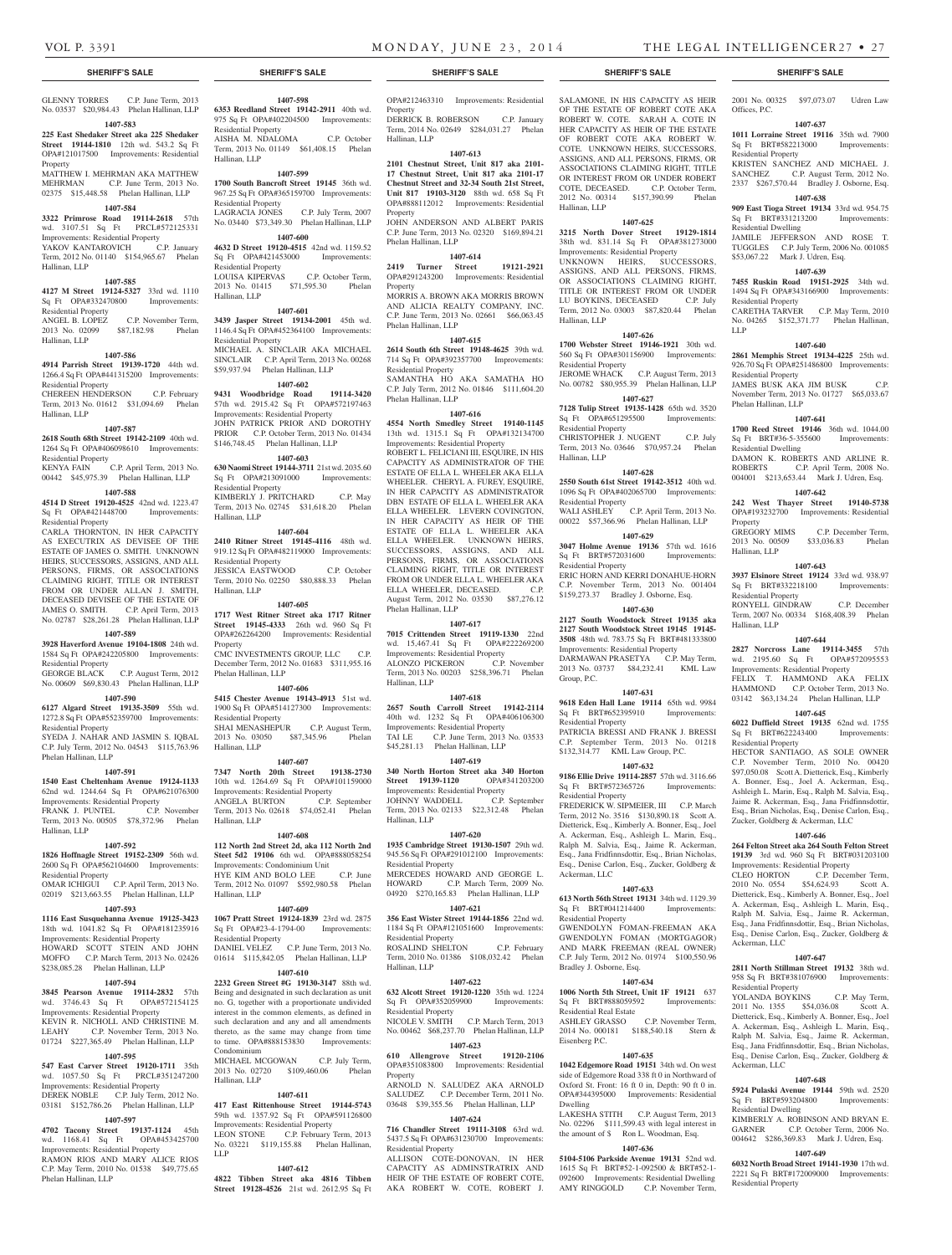GLENNY TORRES C.P. June Term, 2013 No. 03537 $20,984.43 Phelan Hallinan, LLP

**1407-583**

**225 East Shedaker Street aka 225 Shedaker Street 19144-1810** 12th wd. 543.2 Sq Ft OPA#121017500 Improvements: Residential Property

MATTHEW I. MEHRMAN AKA MATTHEW MEHRMAN C.P. June Term, 2013 No. 02375 $15,448.58 Phelan Hallinan, LLP

**1407-584**

**3322 Primrose Road 19114-2618** 57th wd. 3107.51 Sq Ft PRCL#572125331 Improvements: Residential Property

YAKOV KANTAROVICH C.P. January Term, 2012 No. 01140 $154,965.67 Phelan Hallinan, LLP

**1407-585**

**4127 M Street 19124-5327** 33rd wd. 1110 Sq Ft OPA#332470800 Improvements: Residential Property

ANGEL B. LOPEZ C.P. November Term, 2013 No. 02099 $87,182.98 Phelan Hallinan, LLP

**1407-586**

**4914 Parrish Street 19139-1720** 44th wd. 1266.4 Sq Ft OPA#441315200 Improvements: Residential Property

CHEREEN HENDERSON C.P. February Term, 2013 No. 01612 $31,094.69 Phelan Hallinan, LLP

**1407-587**

**2618 South 68th Street 19142-2109** 40th wd. 1264 Sq Ft OPA#406098610 Improvements: Residential Property

KENYA FAIN C.P. April Term, 2013 No. 00442 $45,975.39 Phelan Hallinan, LLP

**1407-588**

**4514 D Street 19120-4525** 42nd wd. 1223.47 Sq Ft OPA#421448700 Improvements: Residential Property

CARLA THORNTON, IN HER CAPACITY AS EXECUTRIX AS DEVISEE OF THE ESTATE OF JAMES O. SMITH. UNKNOWN HEIRS, SUCCESSORS, ASSIGNS, AND ALL PERSONS, FIRMS, OR ASSOCIATIONS CLAIMING RIGHT, TITLE OR INTEREST FROM OR UNDER ALLAN J. SMITH, DECEASED DEVISEE OF THE ESTATE OF JAMES O. SMITH. C.P. April Term, 2013 No. 02787 $28,261.28 Phelan Hallinan, LLP

**1407-589**

**3928 Haverford Avenue 19104-1808** 24th wd. 1584 Sq Ft OPA#242205800 Improvements: Residential Property

GEORGE BLACK C.P. August Term, 2012 No. 00609 $69,830.43 Phelan Hallinan, LLP

**1407-590**

**6127 Algard Street 19135-3509** 55th wd. 1272.8 Sq Ft OPA#552359700 Improvements: Residential Property

SYEDA J. NAHAR AND JASMIN S. IQBAL C.P. July Term, 2012 No. 04543 $115,763.96 Phelan Hallinan, LLP

**1407-591**

**1540 East Cheltenham Avenue 19124-1133** 62nd wd. 1244.64 Sq Ft OPA#621076300 Improvements: Residential Property

FRANK J. PUNTEL C.P. November Term, 2013 No. 00505 $78,372.96 Phelan Hallinan, LLP

**1407-592**

**1826 Hoffnagle Street 19152-2309** 56th wd. 2600 Sq Ft OPA#562104600 Improvements: Residential Property

OMAR ICHIGUI C.P. April Term, 2013 No. 02019 $213,663.55 Phelan Hallinan, LLP

**1407-593**

**1116 East Susquehanna Avenue 19125-3423** 18th wd. 1041.82 Sq Ft OPA#181235916 Improvements: Residential Property

HOWARD SCOTT STEIN AND JOHN MOFFO C.P. March Term, 2013 No. 02426 $238,085.28 Phelan Hallinan, LLP

**1407-594**

**3845 Pearson Avenue 19114-2832** 57th wd. 3746.43 Sq Ft OPA#572154125 Improvements: Residential Property

KEVIN R. NICHOLL AND CHRISTINE M. LEAHY C.P. November Term, 2013 No. 01724 $227,365.49 Phelan Hallinan, LLP

**1407-595**

**547 East Carver Street 19120-1711** 35th wd. 1057.50 Sq Ft PRCL#351247200 Improvements: Residential Property

DEREK NOBLE C.P. July Term, 2012 No. 03181 $152,786.26 Phelan Hallinan, LLP

**1407-597**

**4702 Tacony Street 19137-1124** 45th wd. 1168.41 Sq Ft OPA#453425700 Improvements: Residential Property

RAMON RIOS AND MARY ALICE RIOS C.P. May Term, 2010 No. 01538 $49,775.65 Phelan Hallinan, LLP

**1407-598**

**6353 Reedland Street 19142-2911** 40th wd. 975 Sq Ft OPA#402204500 Improvements: Residential Property

AISHA M. NDALOMA C.P. October Term, 2013 No. 01149 $61,408.15 Phelan Hallinan, LLP

**1407-599**

**1700 South Bancroft Street 19145** 36th wd. 967.25 Sq Ft OPA#365159700 Improvements: Residential Property

LAGRACIA JONES C.P. July Term, 2007 No. 03440 $73,349.30 Phelan Hallinan, LLP

**1407-600**

**4632 D Street 19120-4515** 42nd wd. 1159.52 Sq Ft OPA#421453000 Improvements: Residential Property

LOUISA KIPERVAS C.P. October Term, 2013 No. 01415 $71,595.30 Phelan Hallinan, LLP

**1407-601**

**3439 Jasper Street 19134-2001** 45th wd. 1146.4 Sq Ft OPA#452364100 Improvements: Residential Property

MICHAEL A. SINCLAIR AKA MICHAEL SINCLAIR C.P. April Term, 2013 No. 00268 $59,937.94 Phelan Hallinan, LLP

**1407-602**

**9431 Woodbridge Road 19114-3420** 57th wd. 2915.42 Sq Ft OPA#572197463 Improvements: Residential Property

JOHN PATRICK PRIOR AND DOROTHY PRIOR C.P. October Term, 2013 No. 01434 $146,748.45 Phelan Hallinan, LLP

**1407-603**

**630 Naomi Street 19144-3711** 21st wd. 2035.60 Sq Ft OPA#213091000 Improvements: Residential Property

KIMBERLY J. PRITCHARD C.P. May Term, 2013 No. 02745 $31,618.20 Phelan Hallinan, LLP

**1407-604**

**2410 Ritner Street 19145-4116** 48th wd. 919.12 Sq Ft OPA#482119000 Improvements: Residential Property

JESSICA EASTWOOD C.P. October Term, 2010 No. 02250 $80,888.33 Phelan Hallinan, LLP

**1407-605**

**1717 West Ritner Street aka 1717 Ritner Street 19145-4333** 26th wd. 960 Sq Ft OPA#262264200 Improvements: Residential Property

CMC INVESTMENTS GROUP, LLC C.P. December Term, 2012 No. 01683 $311,955.16 Phelan Hallinan, LLP

**1407-606**

**5415 Chester Avenue 19143-4913** 51st wd. 1900 Sq Ft OPA#514127300 Improvements: Residential Property

SHAI MENASHEPUR C.P. August Term, 2013 No. 03050 $87,345.96 Phelan Hallinan, LLP

**1407-607**

**7347 North 20th Street 19138-2730** 10th wd. 1264.69 Sq Ft OPA#101159000 Improvements: Residential Property

ANGELA BURTON C.P. September Term, 2013 No. 02618 $74,052.41 Phelan Hallinan, LLP

**1407-608**

**112 North 2nd Street 2d, aka 112 North 2nd Steet 5d2 19106** 6th wd. OPA#888058254 Improvements: Condominium Unit

HYE KIM AND BOLO LEE C.P. June Term, 2012 No. 01097 $592,980.58 Phelan Hallinan, LLP

**1407-609**

**1067 Pratt Street 19124-1839** 23rd wd. 2875 Sq Ft OPA#23-4-1794-00 Improvements: Residential Property

DANIEL VELEZ C.P. June Term, 2013 No. 01614 $115,842.05 Phelan Hallinan, LLP

**1407-610**

**2232 Green Street #G 19130-3147** 88th wd. Being and designated in such declaration as unit no. G, together with a proportionate undivided interest in the common elements, as defined in such declaration and any and all amendments thereto, as the same may change from time to time. OPA#888153830 Improvements: Condominium

MICHAEL MCGOWAN C.P. July Term, 2013 No. 02720 $109,460.06 Phelan Hallinan, LLP

**1407-611**

**417 East Rittenhouse Street 19144-5743** 59th wd. 1357.92 Sq Ft OPA#591126800 Improvements: Residential Property

LEON STONE C.P. February Term, 2013 No. 03221 $119,155.88 Phelan Hallinan, LLP

**1407-612**

**4822 Tibben Street aka 4816 Tibben Street 19128-4526** 21st wd. 2612.95 Sq Ft OPA#212463310 Improvements: Residential Property

DERRICK B. ROBERSON C.P. January Term, 2014 No. 02649 $284,031.27 Phelan Hallinan, LLP

**1407-613**

**2101 Chestnut Street, Unit 817 aka 2101-17 Chestnut Street, Unit 817 aka 2101-17 Chestnut Street and 32-34 South 21st Street, Unit 817 19103-3120** 88th wd. 658 Sq Ft OPA#888112012 Improvements: Residential Property

JOHN ANDERSON AND ALBERT PARIS C.P. June Term, 2013 No. 02320 $169,894.21 Phelan Hallinan, LLP

**1407-614**

**2419 Turner Street 19121-2921** OPA#291243200 Improvements: Residential Property

MORRIS A. BROWN AKA MORRIS BROWN AND ALICIA REALTY COMPANY, INC. C.P. June Term, 2013 No. 02661 $66,063.45 Phelan Hallinan, LLP

**1407-615**

**2614 South 6th Street 19148-4625** 39th wd. 714 Sq Ft OPA#392357700 Improvements: Residential Property

SAMANTHA HO AKA SAMATHA HO C.P. July Term, 2012 No. 01846 $111,604.20 Phelan Hallinan, LLP

**1407-616**

**4554 North Smedley Street 19140-1145** 13th wd. 1315.1 Sq Ft OPA#132134700 Improvements: Residential Property

ROBERT L. FELICIANI III, ESQUIRE, IN HIS CAPACITY AS ADMINISTRATOR OF THE ESTATE OF ELLA L. WHEELER AKA ELLA WHEELER. CHERYL A. FUREY, ESQUIRE, IN HER CAPACITY AS ADMINISTRATOR DBN ESTATE OF ELLA L. WHEELER AKA ELLA WHEELER. LEVERN COVINGTON, IN HER CAPACITY AS HEIR OF THE ESTATE OF ELLA L. WHEELER AKA ELLA WHEELER. UNKNOWN HEIRS, SUCCESSORS, ASSIGNS, AND ALL PERSONS, FIRMS, OR ASSOCIATIONS CLAIMING RIGHT, TITLE OR INTEREST FROM OR UNDER ELLA L. WHEELER AKA ELLA WHEELER, DECEASED. C.P. August Term, 2012 No. 03530 $87,276.12 Phelan Hallinan, LLP

**1407-617**

**7015 Crittenden Street 19119-1330** 22nd wd. 15,467.41 Sq Ft OPA#222269200 Improvements: Residential Property

ALONZO PICKERON C.P. November Term, 2013 No. 00203 $258,396.71 Phelan Hallinan, LLP

**1407-618**

**2657 South Carroll Street 19142-2114** 40th wd. 1232 Sq Ft OPA#406106300 Improvements: Residential Property

TAI LE C.P. June Term, 2013 No. 03533 $45,281.13 Phelan Hallinan, LLP

**1407-619**

**340 North Horton Street aka 340 Horton Street 19139-1120** OPA#341203200 Improvements: Residential Property

JOHNNY WADDELL C.P. September Term, 2013 No. 02133 $22,312.48 Phelan Hallinan, LLP

**1407-620**

**1935 Cambridge Street 19130-1507** 29th wd. 945.56 Sq Ft OPA#291012100 Improvements: Residential Property

MERCEDES HOWARD AND GEORGE L. HOWARD C.P. March Term, 2009 No. 04920 $270,165.83 Phelan Hallinan, LLP

**1407-621**

**356 East Wister Street 19144-1856** 22nd wd. 1184 Sq Ft OPA#121051600 Improvements: Residential Property

ROSALIND SHELTON C.P. February Term, 2010 No. 01386 $108,032.42 Phelan Hallinan, LLP

**1407-622**

**632 Alcott Street 19120-1220** 35th wd. 1224 Sq Ft OPA#352059900 Improvements: Residential Property

NICOLE V. SMITH C.P. March Term, 2013 No. 00462 $68,237.70 Phelan Hallinan, LLP

**1407-623**

**610 Allengrove Street 19120-2106** OPA#351083800 Improvements: Residential Property

ARNOLD N. SALUDEZ AKA ARNOLD SALUDEZ C.P. December Term, 2011 No. 03648 $39,355.56 Phelan Hallinan, LLP

**1407-624**

**716 Chandler Street 19111-3108** 63rd wd. 5437.5 Sq Ft OPA#631230700 Improvements: Residential Property

ALLISON COTE-DONOVAN, IN HER CAPACITY AS ADMINSTRATRIX AND HEIR OF THE ESTATE OF ROBERT COTE, AKA ROBERT W. COTE, ROBERT J. SALAMONE, IN HIS CAPACITY AS HEIR OF THE ESTATE OF ROBERT COTE AKA ROBERT W. COTE. SARAH A. COTE IN HER CAPACITY AS HEIR OF THE ESTATE OF ROBERT COTE AKA ROBERT W. COTE. UNKNOWN HEIRS, SUCCESSORS, ASSIGNS, AND ALL PERSONS, FIRMS, OR ASSOCIATIONS CLAIMING RIGHT, TITLE OR INTEREST FROM OR UNDER ROBERT COTE, DECEASED. C.P. October Term, 2012 No. 00314 $157,390.99 Phelan Hallinan, LLP

**1407-625**

**3215 North Dover Street 19129-1814** 38th wd. 831.14 Sq Ft OPA#381273000 Improvements: Residential Property

UNKNOWN HEIRS, SUCCESSORS, ASSIGNS, AND ALL PERSONS, FIRMS, OR ASSOCIATIONS CLAIMING RIGHT, TITLE OR INTEREST FROM OR UNDER LU BOYKINS, DECEASED C.P. July Term, 2012 No. 03003 $87,820.44 Phelan Hallinan, LLP

**1407-626**

**1700 Webster Street 19146-1921** 30th wd. 560 Sq Ft OPA#301156900 Improvements: Residential Property

JEROME WHACK C.P. August Term, 2013 No. 00782 $80,955.39 Phelan Hallinan, LLP

**1407-627**

**7128 Tulip Street 19135-1428** 65th wd. 3520 Sq Ft OPA#651295500 Improvements: Residential Property

CHRISTOPHER J. NUGENT C.P. July Term, 2013 No. 03646 $70,957.24 Phelan Hallinan, LLP

**1407-628**

**2550 South 61st Street 19142-3512** 40th wd. 1096 Sq Ft OPA#402065700 Improvements: Residential Property

WALI ASHLEY C.P. April Term, 2013 No. 00022 $57,366.96 Phelan Hallinan, LLP

**1407-629**

**3047 Holme Avenue 19136** 57th wd. 1616 Sq Ft BRT#572031600 Improvements: Residential Property

ERIC HORN AND KERRI DONAHUE-HORN C.P. November Term, 2013 No. 001404 $159,273.37 Bradley J. Osborne, Esq.

**1407-630**

**2127 South Woodstock Street 19135 aka 2127 South Woodstock Street 19145 19145-3508** 48th wd. 783.75 Sq Ft BRT#481333800 Improvements: Residential Property

DARMAWAN PRASETYA C.P. May Term, 2013 No. 03737 $84,232.41 KML Law Group, P.C.

**1407-631**

**9618 Eden Hall Lane 19114** 65th wd. 9984 Sq Ft BRT#652395910 Improvements: Residential Property

PATRICIA BRESSI AND FRANK J. BRESSI C.P. September Term, 2013 No. 01218 $132,314.77 KML Law Group, P.C.

**1407-632**

**9186 Ellie Drive 19114-2857** 57th wd. 3116.66 Sq Ft BRT#572365726 Improvements: Residential Property

FREDERICK W. SIPMEIER, III C.P. March Term, 2012 No. 3516 $130,890.18 Scott A. Dietterick, Esq., Kimberly A. Bonner, Esq., Joel A. Ackerman, Esq., Ashleigh L. Marin, Esq., Ralph M. Salvia, Esq., Jaime R. Ackerman, Esq., Jana Fridfinnsdottir, Esq., Brian Nicholas, Esq., Denise Carlon, Esq., Zucker, Goldberg & Ackerman, LLC

**1407-633**

**613 North 56th Street 19131** 34th wd. 1129.39 Sq Ft BRT#041214400 Improvements: Residential Property

GWENDOLYN FOMAN-FREEMAN AKA GWENDOLYN FOMAN (MORTGAGOR) AND MARK FREEMAN (REAL OWNER) C.P. July Term, 2012 No. 01974 $100,550.96 Bradley J. Osborne, Esq.

**1407-634**

**1006 North 5th Street, Unit 1F 19121** 637 Sq Ft BRT#888059592 Improvements: Residential Real Estate

ASHLEY GRASSO C.P. November Term, 2014 No. 000181 $188,540.18 Stern & Eisenberg P.C.

**1407-635**

**1042 Edgemore Road 19151** 34th wd. On west side of Edgemore Road 338 ft 0 in Northward of Oxford St. Front: 16 ft 0 in, Depth: 90 ft 0 in. OPA#344395000 Improvements: Residential Dwelling

LAKESHA STITH C.P. August Term, 2013 No. 02296 $111,599.43 with legal interest in the amount of $ Ron L. Woodman, Esq.

**1407-636**

**5104-5106 Parkside Avenue 19131** 52nd wd. 1615 Sq Ft BRT#52-1-092500 & BRT#52-1-092600 Improvements: Residential Dwelling

AMY RINGGOLD C.P. November Term, 2001 No. 00325 $97,073.07 Udren Law Offices, P.C.

**1407-637**

**1011 Lorraine Street 19116** 35th wd. 7900 Sq Ft BRT#582213000 Improvements: Residential Property

KRISTEN SANCHEZ AND MICHAEL J. SANCHEZ C.P. August Term, 2012 No. 2337 $267,570.44 Bradley J. Osborne, Esq.

**1407-638**

**909 East Tioga Street 19134** 33rd wd. 954.75 Sq Ft BRT#331213200 Improvements: Residential Dwelling

JAMILE JEFFERSON AND ROSE T. TUGGLES C.P. July Term, 2006 No. 001085 $53,067.22 Mark J. Udren, Esq.

**1407-639**

**7455 Ruskin Road 19151-2925** 34th wd. 1494 Sq Ft OPA#343166900 Improvements: Residential Property

CARETHA TARVER C.P. May Term, 2010 No. 04265 $152,371.77 Phelan Hallinan, LLP

**1407-640**

**2861 Memphis Street 19134-4225** 25th wd. 926.70 Sq Ft OPA#251486800 Improvements: Residential Property

JAMES BUSK AKA JIM BUSK C.P. November Term, 2013 No. 01727 $65,033.67 Phelan Hallinan, LLP

**1407-641**

**1700 Reed Street 19146** 36th wd. 1044.00 Sq Ft BRT#36-5-355600 Improvements: Residential Dwelling

DAMON K. ROBERTS AND ARLINE R. ROBERTS C.P. April Term, 2008 No. 004001 $213,653.44 Mark J. Udren, Esq.

**1407-642**

**242 West Thayer Street 19140-5738** OPA#193232700 Improvements: Residential Property

GREGORY MIMS C.P. December Term, 2013 No. 00509 $33,036.83 Phelan Hallinan, LLP

**1407-643**

**3937 Elsinore Street 19124** 33rd wd. 938.97 Sq Ft BRT#332218100 Improvements: Residential Property

RONYELL GINDRAW C.P. December Term, 2007 No. 00334 $168,408.39 Phelan Hallinan, LLP

**1407-644**

**2827 Norcross Lane 19114-3455** 57th wd. 2195.60 Sq Ft OPA#572095553 Improvements: Residential Property

FELIX T. HAMMOND AKA FELIX HAMMOND C.P. October Term, 2013 No. 03142 $63,134.24 Phelan Hallinan, LLP

**1407-645**

**6022 Duffield Street 19135** 62nd wd. 1755 Sq Ft BRT#622243400 Improvements: Residential Property

HECTOR SANTIAGO, AS SOLE OWNER C.P. November Term, 2010 No. 00420 $97,050.08 Scott A. Dietterick, Esq., Kimberly A. Bonner, Esq., Joel A. Ackerman, Esq., Ashleigh L. Marin, Esq., Ralph M. Salvia, Esq., Jaime R. Ackerman, Esq., Jana Fridfinnsdottir, Esq., Brian Nicholas, Esq., Denise Carlon, Esq., Zucker, Goldberg & Ackerman, LLC

**1407-646**

**264 Felton Street aka 264 South Felton Street 19139** 3rd wd. 960 Sq Ft BRT#031203100 Improvements: Residential Property

CLEO HORTON C.P. December Term, 2010 No. 0554 $54,624.93 Scott A. Dietterick, Esq., Kimberly A. Bonner, Esq., Joel A. Ackerman, Esq., Ashleigh L. Marin, Esq., Ralph M. Salvia, Esq., Jaime R. Ackerman, Esq., Jana Fridfinnsdottir, Esq., Brian Nicholas, Esq., Denise Carlon, Esq., Zucker, Goldberg & Ackerman, LLC

**1407-647**

**2811 North Stillman Street 19132** 38th wd. 958 Sq Ft BRT#381076900 Improvements: Residential Property

YOLANDA BOYKINS C.P. May Term, 2011 No. 1355 $54,036.08 Scott A. Dietterick, Esq., Kimberly A. Bonner, Esq., Joel A. Ackerman, Esq., Ashleigh L. Marin, Esq., Ralph M. Salvia, Esq., Jaime R. Ackerman, Esq., Jana Fridfinnsdottir, Esq., Brian Nicholas, Esq., Denise Carlon, Esq., Zucker, Goldberg & Ackerman, LLC

**1407-648**

**5924 Pulaski Avenue 19144** 59th wd. 2520 Sq Ft BRT#593204800 Improvements: Residential Dwelling

KIMBERLY A. ROBINSON AND BRYAN E. GARNER C.P. October Term, 2006 No. 004642 $286,369.83 Mark J. Udren, Esq.

**1407-649**

**6032 North Broad Street 19141-1930** 17th wd. 2221 Sq Ft BRT#172009000 Improvements: Residential Property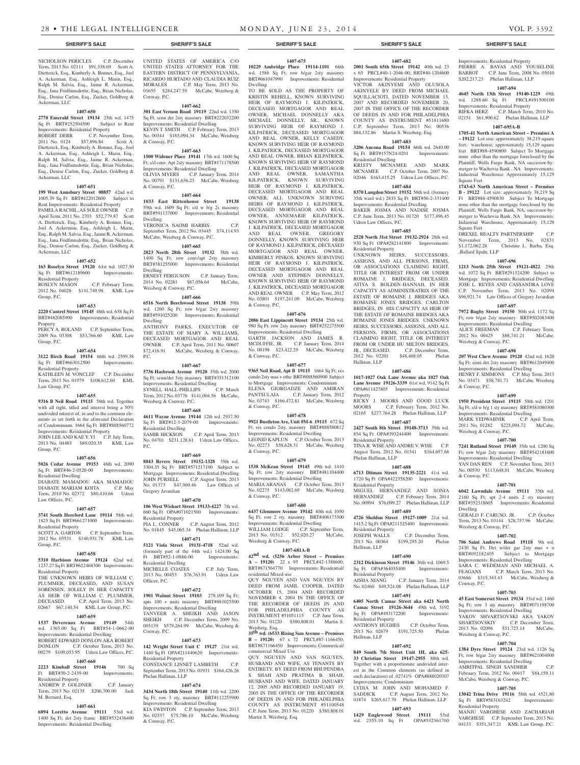NICHOLSON PERICLES C.P. December Term, 2013 No. 02111 $91,338.69 Scott A. Dietterick, Esq., Kimberly A. Bonner, Esq., Joel A. Ackerman, Esq., Ashleigh L. Marin, Esq., Ralph M. Salvia, Esq., Jaime R. Ackerman, Esq., Jana Fridfinnsdottir, Esq., Brian Nicholas, Esq., Denise Carlon, Esq., Zucker, Goldberg & Ackerman, LLC

**1407-650**

**2770 Emerald Street 19134** 25th wd. 1475 Sq Ft BRT#252504500 Subject to Rent Improvements: Residential Property
ROBERT DERR C.P. November Term, 2011 No. 0124 $57,896.84 Scott A. Dietterick, Esq., Kimberly A. Bonner, Esq., Joel A. Ackerman, Esq., Ashleigh L. Marin, Esq., Ralph M. Salvia, Esq., Jaime R. Ackerman, Esq., Jana Fridfinnsdottir, Esq., Brian Nicholas, Esq., Denise Carlon, Esq., Zucker, Goldberg & Ackerman, LLC

**1407-651**

**199 West Annsbury Street 08857** 42nd wd. 1005.39 Sq Ft BRT#422012600 Subject to Rent Improvements: Residential Property
PAMELA RACHIL, AS SOLE OWNER C.P. April Term, 2011 No. 2703 $52,779.87 Scott A. Dietterick, Esq., Kimberly A. Bonner, Esq., Joel A. Ackerman, Esq., Ashleigh L. Marin, Esq., Ralph M. Salvia, Esq., Jaime R. Ackerman, Esq., Jana Fridfinnsdottir, Esq., Brian Nicholas, Esq., Denise Carlon, Esq., Zucker, Goldberg & Ackerman, LLC

**1407-652**

**163 Roselyn Street 19120** 61st wd. 1027.50 Sq Ft BRT#612189600 Improvements: Residential Property
ROSLYN MASON C.P. February Term, 2012 No. 04028 $141,749.98 KML Law Group, P.C.

**1407-653**

**2220 Cantrel Street 19145** 48th wd. 658 Sq Ft BRT#482085900 Improvements: Residential Property
PERCY A. ROLAND C.P. September Term, 2009 No. 03308 $53,766.60 KML Law Group, P.C.

**1407-654**

**3122 Birch Road 19154** 66th wd. 2599.38 Sq Ft BRT#663012500 Improvements: Residential Property
KATHLEEN M. VONCLEF C.P. December Term, 2013 No. 01979 $108,612.60 KML Law Group, P.C.

**1407-655**

**9316 B Neil Road 19115** 56th wd. Together with all right, titled and interest being a 50% undivided interest of, in and to the common elements as set forth in the aforesaid Declaration of Condominium. 1664 Sq Ft BRT#888560772 Improvements: Residential Property
JOHN LEE AND KAE Y. YI C.P. July Term, 2013 No. 04485 $89,020.35 KML Law Group, P.C.

**1407-656**

**5026 Cedar Avenue 19153** 46th wd. 2090 Sq Ft BRT#46-2-0520-00 Improvements: Residential Dwelling
DIABATE MAMADOU AKA MAMADOU DIABATE MARIAM KOITA C.P. May Term, 2010 No. 02372 $80,410.66 Udren Law Offices, P.C.

**1407-657**

**3741 South Hereford Lane 19114** 58th wd. 1825 Sq Ft BRT#661271000 Improvements: Residential Property
SCOTT A. GARTON C.P. September Term, 2012 No. 03531 $140,931.78 KML Law Group, P.C.

**1407-658**

**5310 Harbison Avenue 19124** 62nd wd. 1237.27 Sq Ft BRT#622468300 Improvements: Residential Property
THE UNKNOWN HEIRS OF WILLIAM C. PLUMMER, DECEASED, AND SUSAN SORENSEN, SOLELY IN HER CAPACITY AS HEIR OF WILLIAM C. PLUMMER, DECEASED. C.P. April Term, 2013 No. 02667 $67,140.54 KML Law Group, P.C.

**1407-659**

**1537 Devereaux Avenue 19149** 54th wd. 1365.00 Sq Ft BRT#54-1-0662-00 Improvements: Residential Dwelling
ROBERT EDWARD DONLON AKA ROBERT DONLON C.P. October Term, 2013 No. 00279 $109,053.95 Udren Law Offices, P.C.

**1407-660**

**2223 Kimball Street 19146** 700 Sq Ft BRT#30-2-2439-00 Improvements: Residential Property
ANDREW P. GOLDNER C.P. January Term, 2013 No. 02135 $206,700.00 Jack M. Bernard, Esq.

**1407-661**

**6894 Loretto Avenue 19111** 53rd wd. 1400 Sq Ft; det 2sty frame BRT#532436400 Improvements: Residential Dwelling
UNITED STATES OF AMERICA C/O UNITED STATES ATTORNEY FOR THE EASTERN DISTRICT OF PENNSYLVANIA, RICARDO HURTADO AND CLAUDIA RUIZ MORALES C.P. May Term, 2013 No. 01655 $284,247.59 McCabe, Weisberg & Conway, P.C.

**1407-662**

**301 East Vernon Road 19119** 22nd wd. 1350 Sq Ft; semi det 2sty masonry BRT#222032200 Improvements: Residential Dwelling
KEVIN T. SMITH C.P. February Term, 2013 No. 00344 $185,094.34 McCabe, Weisberg & Conway, P.C.

**1407-663**

**1500 Widener Place 19141** 17th wd. 1600 Sq Ft; s/d conv. Apt 2sty masonry BRT#171178500 Improvements: Residential Dwelling
OLIVIA MYERS C.P. January Term, 2014 No. 00791 $131,636.23 McCabe, Weisberg & Conway, P.C.

**1407-664**

**1033 East Rittenhouse Street 19138** 59th wd. 1609 Sq Ft; s/d w b/g 2s masonry BRT#591137000 Improvements: Residential Dwelling
VERONICA NAOMI HARRIS C.P. September Term, 2012 No. 03445 $74,114.93 McCabe, Weisberg & Conway, P.C.

**1407-665**

**2823 North 28th Street 19132** 38th wd. 1400 Sq Ft; row conv/apt 2sty masonry BRT#381255000 Improvements: Residential Dwelling
ERNEST FERGUSON C.P. January Term, 2014 No. 02281 $87,056.64 McCabe, Weisberg & Conway, P.C.

**1407-666**

**6516 North Beechwood Street 19138** 59th wd. 1260 Sq Ft; row b/gar 2sty masonry BRT#591025200 Improvements: Residential Dwelling
ANTHONY PARKS, EXECUTOR OF THE ESTATE OF MARY A. WILLIAMS, DECEASED MORTGAGOR AND REAL OWNER C.P. April Term, 2011 No. 00607 $72,416.91 McCabe, Weisberg & Conway, P.C.

**1407-667**

**5736 Hasbrook Avenue 19120** 35th wd. 2000 Sq Ft; semi/det 3sty masonry BRT#351312100 Improvements: Residential Dwelling
SYNELL HALL-PHILLIPS C.P. March Term, 2012 No. 03776 $141,004.56 McCabe, Weisberg & Conway, P.C.

**1407-668**

**4611 Wayne Avenue 19144** 12th wd. 2937.50 Sq Ft BRT#12-3-2079-00 Improvements: Residential Dwelling
SAMIR HICKSON C.P. April Term, 2013 No. 04701 $231,128.61 Udren Law Offices, P.C.

**1407-669**

**8843 Revere Street 19152-1328** 35th wd. 3304.35 Sq Ft BRT#571217100 Subject to Mortgage Improvements: Residential Dwelling
JOHN PURSELL C.P. August Term, 2013 No. 01373 $47,969.46 Law Offices of Gregory Javardian

**1407-670**

**106 West Wishart Street 19133-4227** 7th wd. 660 Sq Ft OPA#071021500 Improvements: Residential Property
PIA L. CONNER C.P. August Term, 2012 No. 01845 $45,065.34 Phelan Hallinan, LLP

**1407-671**

**5121 Viola Street 19131-4718** 52nd wd. (formerly part of the 44th wd.) 1424.00 Sq Ft BRT#52-1-0886-00 Improvements: Residential Dwelling
MICHELLE COATES C.P. July Term, 2013 No. 00453 $76,763.91 Udren Law Offices, P.C.

**1407-672**

**1901 Walnut Street 19103** 279,109 Sq Ft; apts 100 + units masonry BRT#881025500 Improvements: Residential Dwelling
TANVEER A. SHEIKH AND JASON SHEIKH C.P. December Term, 2009 No. 003139 $579,264.99 McCabe, Weisberg & Conway, P.C.

**1407-673**

**142 Wright Street Unit C 19127** 21st wd. 1440 Sq Ft OPA#211440620 Improvements: Residential Property
CONSTANCE LINNET LAMBETH C.P. September Term, 2013 No. 01931 $164,426.26 Phelan Hallinan, LLP

**1407-674**

**3434 North 18th Street 19140** 11th wd. 2200 Sq Ft; row 3 sty, masonry BRT#112255900 Improvements: Residential Dwelling
KIA SWINTON C.P. September Term, 2013 No. 02537 $75,786.10 McCabe, Weisberg & Conway, P.C.

**1407-675**

**10229 Ambridge Place 19114-1101** 66th wd. 1586 Sq Ft; row b/gar 2sty masonry BRT#661047990 Improvements: Residential Dwelling
TO BE SOLD AS THE PROPERTY OF KRISTIN REHELL, KNOWN SURVIVING HEIR OF RAYMOND J. KILPATRICK, DECEASED MORTGAGOR AND REAL OWNER, MICHAEL DONNELLY, SR., KNOWN SURVIVING HEIR OF RAYMOND J. KILPATRICK, DECEASED MORTGAGOR AND REAL OWNER, KELLY CASEDY, KNOWN SURVIVING HEIR OF RAYMOND J. KILPATRICK, DECEASED MORTGAGOR AND REAL OWNER, BRIAN KILPATRICK, KNOWN SURVIVING HEIR OF RAYMOND J. KILPATRICK, DECEASED MORTGAGOR AND REAL OWNER, SAMANTHA KILPATRICK, KNOWN SURVIVING HEIR OF RAYMOND J. KILPATRICK, DECEASED MORTGAGOR AND REAL OWNER, ALL UNKNOWN SURVIVING HEIRS OF RAYMOND J. KILPATRICK, DECEASED MORTGAGOR AND REAL OWNER, ANNEMARIE KILPATRICK, KNOWN SURVIVING HEIR OF RAYMOND J. KILPATRICK, DECEASED MORTGAGOR AND REAL OWNER, GREGORY DONNELLY, KNOWN SURVIVING HEIR OF RAYMOND J. KILPATRICK, DECEASED MORTGAGOR AND REAL OWNER, KIMBERLY PINKOS, KNOWN SURVIVING HEIR OF RAYMOND J. KILPATRICK, DECEASED MORTGAGOR AND REAL OWNER AND STEPHEN DONNELLY, KNOWN SURVIVING HEIR OF RAYMOND J. KILPATRICK, DECEASED MORTGAGOR AND REAL OWNER C.P. May Term, 2012 No. 03801 $197,241.09 McCabe, Weisberg & Conway, P.C.

**1407-676**

**2086 East Lippincott Street 19134** 25th wd. 980 Sq Ft; row 2sty masonry BRT#252275500 Improvements: Residential Dwelling
GARTH JACKSON AND JAMES R. MCDUFFIE, JR. C.P. January Term, 2014 No. 00198 $23,422.29 McCabe, Weisberg & Conway, P.C.

**1407-677**

**9365 Neil Road, Apt B 19115** 1664 Sq Ft; res condo 2sty mas + othe BRT#888560900 Subject to Mortgage Improvements: Condominium
ELENA GIORGADZE AND AMIRAN PANTSULAIA C.P. January Term, 2012 No. 03743 $166,472.81 McCabe, Weisberg & Conway, P.C.

**1407-678**

**9921 Bustleton Ave, Unit #M-6 19115** 672 Sq Ft; res condo 2sty, masonry BRT#888580812 Improvements: Residential Dwelling
LEONID KAPLUN C.P. October Term, 2013 No. 02273 $58,628.31 McCabe, Weisberg & Conway, P.C.

**1407-679**

**1538 McKean Street 19145** 49th wd. 1410 Sq Ft; row 2sty masonry BRT#481104400 Improvements: Residential Dwelling
MARIA ARANAS C.P. October Term, 2013 No. 02275 $143,082.69 McCabe, Weisberg & Conway, P.C.

**1407-680**

**6437 Glenmore Avenue 19142** 40th wd. 1050 Sq Ft; row 2 sty, masonry BRT#406173300 Improvements: Residential Dwelling
WILLIAM LODGE C.P. September Term, 2013 No. 01512 $52,020.27 McCabe, Weisberg & Conway, P.C.

**1407-681A-B**

**42nd wd. (5256 Arbor Street – Premises A – 19120)** 22 x 95 PRCL#42-1388600; BRT#871564770 Improvements: Residential/ residential Mixed-use
QUY NGUYEN AND VAN NGUYEN BY DEED FROM JAMIL COOPER, DATED OCTOBER 15, 2004 AND RECORDED NOVEMBER 4, 2004 IN THE OFFICE OF THE RECORDER OF DEEDS IN AND FOR PHILADELPHIA COUNTY AS INSTRUMENT #51051115 C.P. June Term, 2013 No. 01220 $380,808.01 Martin S. Weisberg, Esq.

**35th wd. (6533 Rising Sun Avenue – Premises B – 19120)** 67 x 72 PRCL#87-1166450; BRT#871166450 Improvements: Commerical/ commercial Mixed Use
QUY NGUYEN AND VAN NGUYEN, HUSBAND AND WIFE, AS TENANTS BY ENTIRETY, BY DEED FROM BHUPENDRA S. SHAH AND PRATIMA B. SHAH, HUSBAND AND WIFE, DATED JANUARY 12, 2005 AND RECORDED JANUARY 19, 2005 IN THE OFFICE OF THE RECORDER OF DEEDS IN AND FOR PHILADELPHIA COUNTY AS INSTRUMENT #51100548 C.P. June Term, 2013 No. 01220 $380,808.01 Martin S. Weisberg, Esq.

**1407-682**

**2001 South 65th Street 19142** 40th wd. 23 x 65 PRCL#40-1-2046-00; BRT#40-1204600 Improvements: Residential Property
VICTOR AKINYEMI AND OLUSOLA AKINYELE BY DEED FROM MICHAEL SQUILLACIOTI, DATED NOVEMBER 13, 2007 AND RECORDED NOVEMBER 20, 2007 IN THE OFFICE OF THE RECORDER OF DEEDS IN AND FOR PHILADELPHIA COUNTY AS INSTRUMENT #51811680 C.P. September Term, 2013 No. 00536 $84,132.86 Martin S. Weisberg, Esq.

**1407-683**

**3206 Ancona Road 19154** 66th wd. 2640.00 Sq Ft BRT#157N24-0201 Improvements: Residential Dwelling
KRISTY MCNAMEE AND MARK MCNAMEE C.P. October Term, 2007 No. 02046 $163,415.25 Udren Law Offices, P.C.

**1407-684**

**8370 Langdon Street 19152** 56th wd. (formery 35th ward wd.) 2833 Sq Ft BRT#56-2-331400 Improvements: Residential Dwelling
BAKER JOSMA AND NADISE JOSMA C.P. June Term, 2013 No. 01720 $177,496.45 Udren Law Offices, P.C.

**1407-685**

**2528 North 31st Street 19132-2924** 28th wd. 930 Sq Ft OPA#282141800 Improvements: Residential Property
UNKNOWN HEIRS, SUCCESSORS, ASSIGNS, AND ALL PERSONS, FIRMS, OR ASSOCIATIONS CLAIMING RIGHT, TITLE OR INTEREST FROM OR UNDER ROMAINE J. BRIDGES, DECEASED. ATIYA S. BOLDEN-HANNAH, IN HER CAPACITY AS ADMINISTRATRIX OF THE ESTATE OF ROMAINE J. BRIDGES AKA ROMAINE JONES BRIDGES. CARLTON BRIDGES, IN HIS CAPACITY AS HEIR OF THE ESTATE OF ROMAINE BRIDGES AKA ROMAINE JONES BRIDGES. UNKNOWN HEIRS, SUCCESSORS, ASSIGNS, AND ALL PERSONS, FIRMS, OR ASSOCIATIONS CLAIMING RIGHT, TITLE OR INTEREST FROM OR UNDER HU MILTON BRIDGES, JR., DECEASED. C.P. December Term, 2012 No. 02201 $48,468.05 Phelan Hallinan, LLP

**1407-686**

**1017-1027 Oak Lane Avenue aka 1027 Oak Lane Avenue 19126-3339** 61st wd. 9142 Sq Ft OPA#611427805 Improvements: Residential Property
RICKY J. MOORS AND GOOD LUCK MOORS C.P. February Term, 2012 No. 02165 $277,764.28 Phelan Hallinan, LLP

**1407-687**

**2427 South 8th Street 19148-3713** 39th wd. 854 Sq Ft OPA#393244400 Improvements: Residential Property
TINA R. WISE AND ANDRE V. WISE C.P. August Term, 2012 No. 01541 $164,657.68 Phelan Hallinan, LLP

**1407-688**

**6713 Ditman Street 19135-2201** 41st wd. 1720 Sq Ft OPA#412358200 Improvements: Residential Property
MIGUEL HERNANDEZ AND SONIA HERNANDEZ C.P. February Term, 2014 No. 00994 $76,099.27 Phelan Hallinan, LLP

**1407-689**

**4726 Sheldon Street 19127-1009** 21st wd. 1415.2 Sq Ft OPA#211525400 Improvements: Residential Property
JOSEPH WALLS C.P. December Term, 2013 No. 00364 $199,295.20 Phelan Hallinan, LLP

**1407-690**

**2312 Dickinson Street 19146** 36th wd. 1069.5 Sq Ft OPA#364035400 Improvements: Residential Property
AISHA NIANG C.P. January Term, 2014 No. 02460 $49,524.08 Phelan Hallinan, LLP

**1407-691**

**6405 North Camac Street aka 6421 North Camac Street 19126-3644** 49th wd. 3192 Sq Ft OPA#493172200 Improvements: Residential Property
ANTHONY HUGHES C.P. October Term, 2013 No. 02679 $191,725.50 Phelan Hallinan, LLP

**1407-692**

**849 South 7th Street Unit 1H, aka 625-33 Christian Street 19147-2955** 88th wd. Together with a proportionate undivided interest in the Common elements (as defined in such declaration) of .02741% OPA#888020307 Improvements: Condominium
LYDIA M. JOHN AND MOHAMED F. SADDICK C.P. August Term, 2012 No. 01874 $265,417.70 Phelan Hallinan, LLP

**1407-693**

**1429 Englewood Street 19111** 53rd wd. 2355.10 Sq Ft OPA#532361700 Improvements: Residential Property
PIERRE A. BAYAS AND YOUSELINE BARBOT C.P. June Term, 2008 No. 05010 $202,217.23 Phelan Hallinan, LLP

**1407-694**

**4645 North 13th Street 19140-1229** 49th wd. 1288.60 Sq Ft PRCL#491500100 Improvements: Residential Property
RIFKA HERZ C.P. March Term, 2010 No. 02151 $61,900.62 Phelan Hallinan, LLP

**1407-695A-B**

**1705-41 North American Street – Premises A – 19122** Lot size: approximately 38,219 square feet; warehouse, approximately 15,129 square feet BRT#88-4590800 Subject To Mortgage none other than the mortgage foreclosed by the Plaintiff, Wells Fargo Bank, NA successor-by-merger to Wachovia Bank , NA Improvements: Industrial Warehouse Approximately 15,129 Square Feet

**1743-63 North American Street – Premises B - 19122** Lot size: approximately 38,219 Sq Ft BRT#88-4590830 Subject To Mortgage none other than the mortgage foreclosed by the Plaintiff, Wells Fargo Bank, NA, successor-by-merger to Wachovia Bank, NA Improvements: Industrial Warehouse, Approximately 15,129 Square Feet
DREXEL REALTY PARTNERSHIP C.P. November Term, 2013 No. 02831 $1,172,062.28 Christine L. Barba, Esq. ,Ballard Spahr, LLP

**1407-696**

**1213 North 25th Street 19121-4822** 29th wd. 1072 Sq Ft BRT#291324200 Subject to Mortgage Improvements: Residential Dwelling
JOSE L. REYES AND CASSANDRA LOVE C.P. November Term, 2013 No. 02094 $96,921.74 Law Offices of Gregory Javardian

**1407-697**

**7972 Rugby Street 19150** 50th wd. 1172 Sq Ft; row b/gar 2sty masonry BRT#502083400 Improvements: Residential Dwelling
ALICE FREEMAN C.P. February Term, 2012 No. 00425 $88,741.21 McCabe, Weisberg & Conway, P.C.

**1407-698**

**207 West Chew Avenue 19120** 42nd wd. 1620 Sq Ft; semi det 2sty masonry BRT#612049400 Improvements: Residential Dwelling
HENRY F. SIMMONS C.P. May Term, 2013 No. 03471 $58,781.71 McCabe, Weisberg & Conway, P.C.

**1407-699**

**1950 President Street 19115** 58th wd. 1201 Sq Ft; s/d w b/g 1 sty masonry BRT#581080300 Improvements: Residential Dwelling
MARK YEDWABNIK C.P. April Term, 2011 No. 01282 $225,094.72 McCabe, Weisberg & Conway, P.C.

**1407-700**

**7241 Rutland Street 19149** 35th wd. 1200 Sq Ft; row b/gar 2sty masonry BRT#542181600 Improvements: Residential Dwelling
YAN DAN REN C.P. November Term, 2013 No. 00530 $113,648.01 McCabe, Weisberg & Conway, P.C.

**1407-701**

**6042 Lawndale Avenue 19111** 35th wd. 2160 Sq Ft; apt 2-4 units 2 sty masonry BRT#352318605 Improvements: Residential Dwelling
GERALD F. CARUSO, JR. C.P. October Term, 2013 No. 03144 $28,757.96 McCabe, Weisberg & Conway, P.C.

**1407-702**

**706 Saint Andrews Road 19118** 9th wd. 2430 Sq Ft; Det w/det gar 2sty mas + o BRT#092182405 Subject to Mortgage Improvements: Residential Dwelling
SARA C. WEDEMAN AND MICHAEL A. FEAGANS C.P. March Term, 2013 No. 03686 $315,343.43 McCabe, Weisberg & Conway, P.C.

**1407-703**

**45 East Somerset Street 19134** 33rd wd. 1460 Sq Ft; row 3 sty masonry BRT#071198700 Improvements: Residential Dwelling
YAKOV SHVARTSOVSKI AKA YAKOV SHARTSOVSKIY C.P. December Term, 2013 No. 02096 $51,723.14 McCabe, Weisberg & Conway, P.C.

**1407-704**

**1384 Dyre Street 19124** 23rd wd. 1126 Sq Ft; row b/gar 2sty masonry BRT#621004000 Improvements: Residential Dwelling
AMRITPAL SINGH SANDHER C.P. February Term, 2012 No. 00417 $84,159.11 McCabe, Weisberg & Conway, P.C.

**1407-705**

**13042 Trina Drive 19116** 58th wd. 4521.80 Sq Ft BRT#583163242 Improvements: Residential Property
MANJU VARGHESE AND ZACHARIAH VARGHESE C.P. September Term, 2013 No. 04133 $351,347.21 KML Law Group, P.C.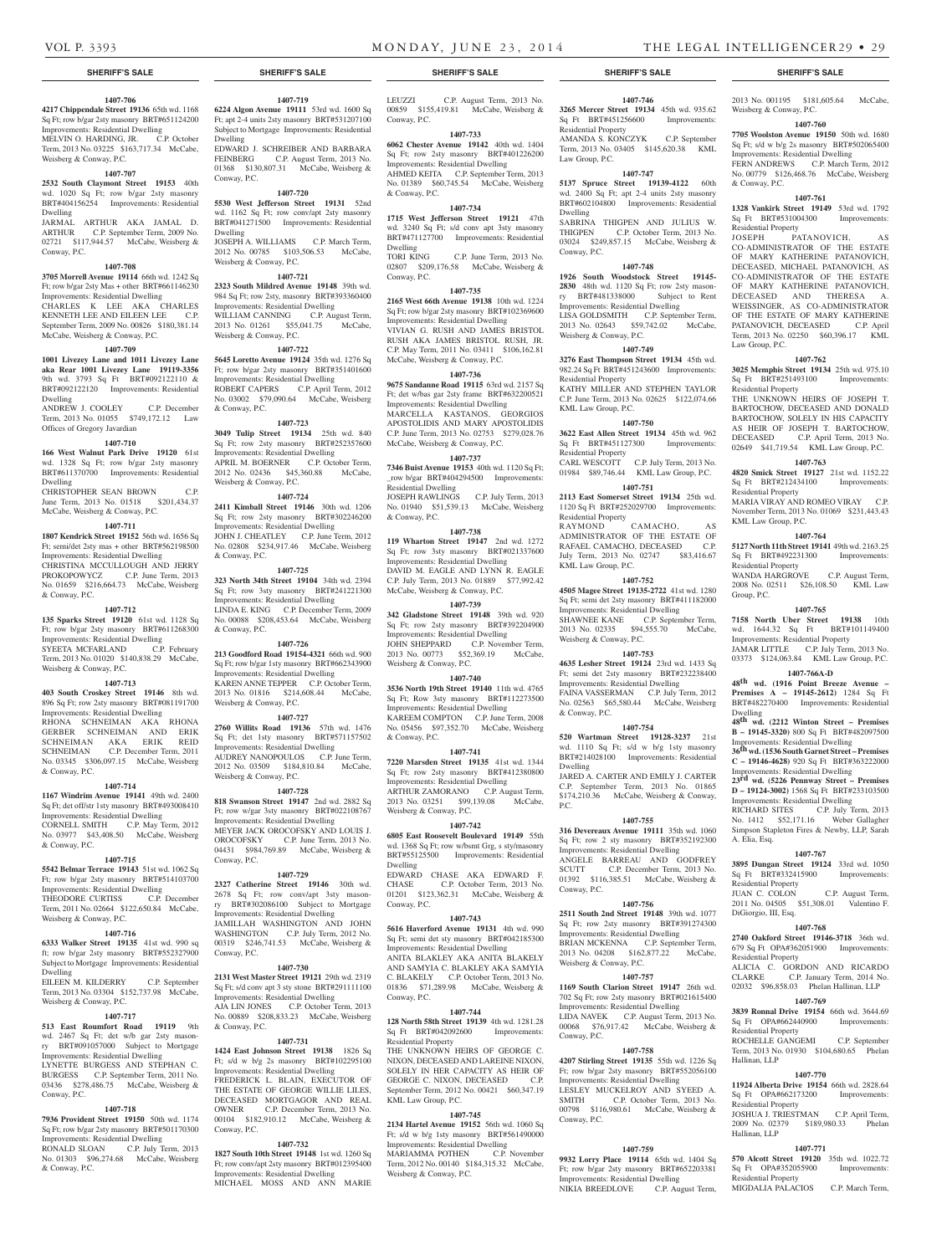## SHERIFF'S SALE

**1407-706**

**4217 Chippendale Street 19136** 65th wd. 1168 Sq Ft; row b/gar 2sty masonry BRT#651124200 Improvements: Residential Dwelling
MELVIN O. HARDING, JR. C.P. October Term, 2013 No. 03225 $163,717.34 McCabe, Weisberg & Conway, P.C.

**1407-707**

**2532 South Claymont Street 19153** 40th wd. 1020 Sq Ft; row b/gar 2sty masonry BRT#404156254 Improvements: Residential Dwelling
JARMAL ARTHUR AKA JAMAL D. ARTHUR C.P. September Term, 2009 No. 02721 $117,944.57 McCabe, Weisberg & Conway, P.C.

**1407-708**

**3705 Morrell Avenue 19114** 66th wd. 1242 Sq Ft; row b/gar 2sty Mas + other BRT#661146230 Improvements: Residential Dwelling
CHARLES K LEE AKA CHARLES KENNETH LEE AND EILEEN LEE C.P. September Term, 2009 No. 00826 $180,381.14 McCabe, Weisberg & Conway, P.C.

**1407-709**

**1001 Livezey Lane and 1011 Livezey Lane aka Rear 1001 Livezey Lane 19119-3356** 9th wd. 3793 Sq Ft BRT#092122110 & BRT#092122120 Improvements: Residential Dwelling
ANDREW J. COOLEY C.P. December Term, 2013 No. 01055 $749,172.12 Law Offices of Gregory Javardian

**1407-710**

**166 West Walnut Park Drive 19120** 61st wd. 1328 Sq Ft; row b/gar 2sty masonry BRT#611370700 Improvements: Residential Dwelling
CHRISTOPHER SEAN BROWN C.P. June Term, 2013 No. 01518 $201,434.37 McCabe, Weisberg & Conway, P.C.

**1407-711**

**1807 Kendrick Street 19152** 56th wd. 1656 Sq Ft; semi/det 2sty mas + other BRT#562198500 Improvements: Residential Dwelling
CHRISTINA MCCULLOUGH AND JERRY PROKOPOWYCZ C.P. June Term, 2013 No. 01659 $216,664.73 McCabe, Weisberg & Conway, P.C.

**1407-712**

**135 Sparks Street 19120** 61st wd. 1128 Sq Ft; row b/gar 2sty masonry BRT#611268300 Improvements: Residential Dwelling
SYEETA MCFARLAND C.P. February Term, 2013 No. 01020 $140,838.29 McCabe, Weisberg & Conway, P.C.

**1407-713**

**403 South Croskey Street 19146** 8th wd. 896 Sq Ft; row 2sty masonry BRT#081191700 Improvements: Residential Dwelling
RHONA SCHNEIMAN AKA RHONA GERBER SCHNEIMAN AND ERIK SCHNEIMAN AKA ERIK REID SCHNEIMAN C.P. December Term, 2011 No. 03345 $306,097.15 McCabe, Weisberg & Conway, P.C.

**1407-714**

**1167 Windrim Avenue 19141** 49th wd. 2400 Sq Ft; det off/str 1sty masonry BRT#493008410 Improvements: Residential Dwelling
CORNELL SMITH C.P. May Term, 2012 No. 03977 $43,408.50 McCabe, Weisberg & Conway, P.C.

**1407-715**

**5542 Belmar Terrace 19143** 51st wd. 1062 Sq Ft; row b/gar 2sty masonry BRT#514103700 Improvements: Residential Dwelling
THEODORE CURTISS C.P. December Term, 2011 No. 02664 $122,650.84 McCabe, Weisberg & Conway, P.C.

**1407-716**

**6333 Walker Street 19135** 41st wd. 990 sq ft; row b/gar 2sty masonry BRT#552327900 Subject to Mortgage Improvements: Residential Dwelling
EILEEN M. KILDERRY C.P. September Term, 2013 No. 03304 $152,737.98 McCabe, Weisberg & Conway, P.C.

**1407-717**

**513 East Roumfort Road 19119** 9th wd. 2467 Sq Ft; det w/b gar 2sty masonry BRT#091057000 Subject to Mortgage Improvements: Residential Dwelling
LYNETTE BURGESS AND STEPHAN C. BURGESS C.P. September Term, 2011 No. 03436 $278,486.75 McCabe, Weisberg & Conway, P.C.

**1407-718**

**7936 Provident Street 19150** 50th wd. 1174 Sq Ft; row b/gar 2sty masonry BRT#501170300 Improvements: Residential Dwelling
RONALD SLOAN C.P. July Term, 2013 No. 01303 $96,274.68 McCabe, Weisberg & Conway, P.C.

**1407-719**

**6224 Algon Avenue 19111** 53rd wd. 1600 Sq Ft; apt 2-4 units 2sty masonry BRT#531207100 Subject to Mortgage Improvements: Residential Dwelling
EDWARD J. SCHREIBER AND BARBARA FEINBERG C.P. August Term, 2013 No. 01368 $130,807.31 McCabe, Weisberg & Conway, P.C.

**1407-720**

**5530 West Jefferson Street 19131** 52nd wd. 1162 Sq Ft; row conv/apt 2sty masonry BRT#041271500 Improvements: Residential Dwelling
JOSEPH A. WILLIAMS C.P. March Term, 2012 No. 00785 $103,506.53 McCabe, Weisberg & Conway, P.C.

**1407-721**

**2323 South Mildred Avenue 19148** 39th wd. 984 Sq Ft; row 2sty, masonry BRT#393360400 Improvements: Residential Dwelling
WILLIAM CANNING C.P. August Term, 2013 No. 01261 $55,041.75 McCabe, Weisberg & Conway, P.C.

**1407-722**

**5645 Loretto Avenue 19124** 35th wd. 1276 Sq Ft; row b/gar 2sty masonry BRT#351401600 Improvements: Residential Dwelling
ROBERT CAPERS C.P. April Term, 2012 No. 03002 $79,090.64 McCabe, Weisberg & Conway, P.C.

**1407-723**

**3049 Tulip Street 19134** 25th wd. 840 Sq Ft; row 2sty masonry BRT#252357600 Improvements: Residential Dwelling
APRIL M. BOERNER C.P. October Term, 2012 No. 02436 $45,360.88 McCabe, Weisberg & Conway, P.C.

**1407-724**

**2411 Kimball Street 19146** 30th wd. 1206 Sq Ft; row 2sty masonry BRT#302246200 Improvements: Residential Dwelling
JOHN J. CHEATLEY C.P. June Term, 2012 No. 02808 $234,917.46 McCabe, Weisberg & Conway, P.C.

**1407-725**

**323 North 34th Street 19104** 34th wd. 2394 Sq Ft; row 3sty masonry BRT#241221300 Improvements: Residential Dwelling
LINDA E. KING C.P. December Term, 2009 No. 00088 $208,453.64 McCabe, Weisberg & Conway, P.C.

**1407-726**

**213 Goodford Road 19154-4321** 66th wd. 900 Sq Ft; row b/gar 1sty masonry BRT#662343900 Improvements: Residential Dwelling
KAREN ANNE TEPPER C.P. October Term, 2013 No. 01816 $214,608.44 McCabe, Weisberg & Conway, P.C.

**1407-727**

**2760 Willits Road 19136** 57th wd. 1476 Sq Ft; det 1sty masonry BRT#571157502 Improvements: Residential Dwelling
AUDREY NANOPOULOS C.P. June Term, 2012 No. 03509 $184,810.84 McCabe, Weisberg & Conway, P.C.

**1407-728**

**818 Swanson Street 19147** 2nd wd. 2882 Sq Ft; row w/gar 3sty masonry BRT#022108767 Improvements: Residential Dwelling
MEYER JACK OROCOFSKY AND LOUIS J. OROCOFSKY C.P. June Term, 2013 No. 04431 $984,769.89 McCabe, Weisberg & Conway, P.C.

**1407-729**

**2327 Catherine Street 19146** 30th wd. 2678 Sq Ft; row conv/apt 3sty masonry BRT#302086100 Subject to Mortgage Improvements: Residential Dwelling
JAMILLAH WASHINGTON AND JOHN WASHINGTON C.P. July Term, 2012 No. 00319 $246,741.53 McCabe, Weisberg & Conway, P.C.

**1407-730**

**2131 West Master Street 19121** 29th wd. 2319 Sq Ft; s/d conv apt 3 sty stone BRT#291111100 Improvements: Residential Dwelling
AJA LIN JONES C.P. October Term, 2013 No. 00889 $208,833.23 McCabe, Weisberg & Conway, P.C.

**1407-731**

**1424 East Johnson Street 19138** 1826 Sq Ft; s/d w b/g 2s masonry BRT#102295100 Improvements: Residential Dwelling
FREDERICK L. BLAIN, EXECUTOR OF THE ESTATE OF GEORGE WILLIE LILES, DECEASED MORTGAGOR AND REAL OWNER C.P. December Term, 2013 No. 00104 $182,910.12 McCabe, Weisberg & Conway, P.C.

**1407-732**

**1827 South 10th Street 19148** 1st wd. 1260 Sq Ft; row conv/apt 2sty masonry BRT#012395400 Improvements: Residential Dwelling
MICHAEL MOSS AND ANN MARIE LEUZZI C.P. August Term, 2013 No. 00859 $155,419.81 McCabe, Weisberg & Conway, P.C.

**1407-733**

**6062 Chester Avenue 19142** 40th wd. 1404 Sq Ft; row 2sty masonry BRT#401226200 Improvements: Residential Dwelling
AHMED KEITA C.P. September Term, 2013 No. 01389 $60,745.54 McCabe, Weisberg & Conway, P.C.

**1407-734**

**1715 West Jefferson Street 19121** 47th wd. 3240 Sq Ft; s/d conv apt 3sty masonry BRT#471127700 Improvements: Residential Dwelling
TORI KING C.P. June Term, 2013 No. 02807 $209,176.58 McCabe, Weisberg & Conway, P.C.

**1407-735**

**2165 West 66th Avenue 19138** 10th wd. 1224 Sq Ft; row b/gar 2sty masonry BRT#102369600 Improvements: Residential Dwelling
VIVIAN G. RUSH AND JAMES BRISTOL RUSH AKA JAMES BRISTOL RUSH, JR. C.P. May Term, 2011 No. 03411 $106,162.81 McCabe, Weisberg & Conway, P.C.

**1407-736**

**9675 Sandanne Road 19115** 63rd wd. 2157 Sq Ft; det w/bas gar 2sty frame BRT#632200521 Improvements: Residential Dwelling
MARCELLA KASTANOS, GEORGIOS APOSTOLIDIS AND MARY APOSTOLIDIS C.P. June Term, 2013 No. 02753 $279,028.76 McCabe, Weisberg & Conway, P.C.

**1407-737**

**7346 Buist Avenue 19153** 40th wd. 1120 Sq Ft; _row b/gar BRT#404294500 Improvements: Residential Dwelling
JOSEPH RAWLINGS C.P. July Term, 2013 No. 01940 $51,539.13 McCabe, Weisberg & Conway, P.C.

**1407-738**

**119 Wharton Street 19147** 2nd wd. 1272 Sq Ft; row 3sty masonry BRT#021337600 Improvements: Residential Dwelling
DAVID M. EAGLE AND LYNN R. EAGLE C.P. July Term, 2013 No. 01889 $77,992.42 McCabe, Weisberg & Conway, P.C.

**1407-739**

**342 Gladstone Street 19148** 39th wd. 920 Sq Ft; row 2sty masonry BRT#392204900 Improvements: Residential Dwelling
JOHN SHEPPARD C.P. November Term, 2013 No. 00773 $52,369.19 McCabe, Weisberg & Conway, P.C.

**1407-740**

**3536 North 19th Street 19140** 11th wd. 4765 Sq Ft; Row 3sty masonry BRT#112273500 Improvements: Residential Dwelling
KAREEM COMPTON C.P. June Term, 2008 No. 05456 $97,352.70 McCabe, Weisberg & Conway, P.C.

**1407-741**

**7220 Marsden Street 19135** 41st wd. 1344 Sq Ft; row 2sty masonry BRT#412380800 Improvements: Residential Dwelling
ARTHUR ZAMORANO C.P. August Term, 2013 No. 03251 $99,139.08 McCabe, Weisberg & Conway, P.C.

**1407-742**

**6805 East Roosevelt Boulevard 19149** 55th wd. 1368 Sq Ft; row w/bsmt Grg, s sty/masonry BRT#55125500 Improvements: Residential Dwelling
EDWARD CHASE AKA EDWARD F. CHASE C.P. October Term, 2013 No. 01201 $123,362.31 McCabe, Weisberg & Conway, P.C.

**1407-743**

**5616 Haverford Avenue 19131** 4th wd. 990 Sq Ft; semi det sty masonry BRT#042185300 Improvements: Residential Dwelling
ANITA BLAKLEY AKA ANITA BLAKELY AND SAMYIA C. BLAKLEY AKA SAMYIA C. BLAKELY C.P. October Term, 2013 No. 01836 $71,289.98 McCabe, Weisberg & Conway, P.C.

**1407-744**

**128 North 58th Street 19139** 4th wd. 1281.28 Sq Ft BRT#042092600 Improvements: Residential Property
THE UNKNOWN HEIRS OF GEORGE C. NIXON, DECEASED AND LAREINE NIXON, SOLELY IN HER CAPACITY AS HEIR OF GEORGE C. NIXON, DECEASED C.P. September Term, 2012 No. 00421 $60,347.19 KML Law Group, P.C.

**1407-745**

**2134 Hartel Avenue 19152** 56th wd. 1060 Sq Ft; s/d w b/g 1sty masonry BRT#561490000 Improvements: Residential Dwelling
MARIAMMA POTHEN C.P. November Term, 2012 No. 00140 $184,315.32 McCabe, Weisberg & Conway, P.C.

**1407-746**

**3265 Mercer Street 19134** 45th wd. 935.62 Sq Ft BRT#451256600 Improvements: Residential Property
AMANDA S. KONCZYK C.P. September Term, 2013 No. 03405 $145,620.38 KML Law Group, P.C.

**1407-747**

**5137 Spruce Street 19139-4122** 60th wd. 2400 Sq Ft; apt 2-4 units 2sty masonry BRT#602104800 Improvements: Residential Dwelling
SABRINA THIGPEN AND JULIUS W. THIGPEN C.P. October Term, 2013 No. 03024 $249,857.15 McCabe, Weisberg & Conway, P.C.

**1407-748**

**1926 South Woodstock Street 19145-2830** 48th wd. 1120 Sq Ft; row 2sty masonry BRT#481338000 Subject to Rent Improvements: Residential Dwelling
LISA GOLDSMITH C.P. September Term, 2013 No. 02643 $59,742.02 McCabe, Weisberg & Conway, P.C.

**1407-749**

**3276 East Thompson Street 19134** 45th wd. 982.24 Sq Ft BRT#451243600 Improvements: Residential Property
KATHY MILLER AND STEPHEN TAYLOR C.P. June Term, 2013 No. 02625 $122,074.66 KML Law Group, P.C.

**1407-750**

**3622 East Allen Street 19134** 45th wd. 962 Sq Ft BRT#451127300 Improvements: Residential Property
CARL WESCOTT C.P. July Term, 2013 No. 01984 $89,746.44 KML Law Group, P.C.

**1407-751**

**2113 East Somerset Street 19134** 25th wd. 1120 Sq Ft BRT#252029700 Improvements: Residential Property
RAYMOND CAMACHO, AS ADMINISTRATOR OF THE ESTATE OF RAFAEL CAMACHO, DECEASED C.P. July Term, 2013 No. 02747 $83,416.67 KML Law Group, P.C.

**1407-752**

**4505 Magee Street 19135-2722** 41st wd. 1280 Sq Ft; semi det 2sty masonry BRT#411182000 Improvements: Residential Dwelling
SHAWNEE KANE C.P. September Term, 2013 No. 02335 $94,555.70 McCabe, Weisberg & Conway, P.C.

**1407-753**

**4635 Lesher Street 19124** 23rd wd. 1433 Sq Ft; semi det 2sty masonry BRT#232238400 Improvements: Residential Dwelling
FAINA VASSERMAN C.P. July Term, 2012 No. 02563 $65,580.44 McCabe, Weisberg & Conway, P.C.

**1407-754**

**520 Wartman Street 19128-3237** 21st wd. 1110 Sq Ft; s/d w b/g 1sty masonry BRT#214028100 Improvements: Residential Dwelling
JARED A. CARTER AND EMILY J. CARTER C.P. September Term, 2013 No. 01865 $174,210.36 McCabe, Weisberg & Conway, P.C.

**1407-755**

**316 Devereaux Avenue 19111** 35th wd. 1060 Sq Ft; row 2 sty masonry BRT#352192300 Improvements: Residential Dwelling
ANGELE BARREAU AND GODFREY SCUTT C.P. December Term, 2013 No. 01392 $116,385.51 McCabe, Weisberg & Conway, P.C.

**1407-756**

**2511 South 2nd Street 19148** 39th wd. 1077 Sq Ft; row 2sty masonry BRT#391274300 Improvements: Residential Dwelling
BRIAN MCKENNA C.P. September Term, 2013 No. 04208 $162,877.22 McCabe, Weisberg & Conway, P.C.

**1407-757**

**1169 South Clarion Street 19147** 26th wd. 702 Sq Ft; row 2sty masonry BRT#021615400 Improvements: Residential Dwelling
LIDA NAVEK C.P. August Term, 2013 No. 00068 $76,917.42 McCabe, Weisberg & Conway, P.C.

**1407-758**

**4207 Stirling Street 19135** 55th wd. 1226 Sq Ft; row b/gar 2sty masonry BRT#552056100 Improvements: Residential Dwelling
LESLEY MUCKELROY AND SYEED A. SMITH C.P. October Term, 2013 No. 00798 $116,980.61 McCabe, Weisberg & Conway, P.C.

**1407-759**

**9932 Lorry Place 19114** 65th wd. 1404 Sq Ft; row b/gar 2sty masonry BRT#652203381 Improvements: Residential Dwelling
NIKIA BREEDLOVE C.P. August Term, 2013 No. 001195 $181,605.64 McCabe, Weisberg & Conway, P.C.

**1407-760**

**7705 Woolston Avenue 19150** 50th wd. 1680 Sq Ft; s/d w b/g 2s masonry BRT#502065400 Improvements: Residential Dwelling
FERN ANDREWS C.P. March Term, 2012 No. 00779 $126,468.76 McCabe, Weisberg & Conway, P.C.

**1407-761**

**1328 Vankirk Street 19149** 53rd wd. 1792 Sq Ft BRT#531004300 Improvements: Residential Property
JOSEPH PATANOVICH, AS CO-ADMINISTRATOR OF THE ESTATE OF MARY KATHERINE PATANOVICH, DECEASED, MICHAEL PATANOVICH, AS CO-ADMINISTRATOR OF THE ESTATE OF MARY KATHERINE PATANOVICH, DECEASED AND THERESA A. WEISSINGER, AS CO-ADMINISTRATOR OF THE ESTATE OF MARY KATHERINE PATANOVICH, DECEASED C.P. April Term, 2013 No. 02250 $60,396.17 KML Law Group, P.C.

**1407-762**

**3025 Memphis Street 19134** 25th wd. 975.10 Sq Ft BRT#251493100 Improvements: Residential Property
THE UNKNOWN HEIRS OF JOSEPH T. BARTOCHOW, DECEASED AND DONALD BARTOCHOW, SOLELY IN HIS CAPACITY AS HEIR OF JOSEPH T. BARTOCHOW, DECEASED C.P. April Term, 2013 No. 02649 $41,719.54 KML Law Group, P.C.

**1407-763**

**4820 Smick Street 19127** 21st wd. 1152.22 Sq Ft BRT#212434100 Improvements: Residential Property
MARIA VIRAY AND ROMEO VIRAY C.P. November Term, 2013 No. 01069 $231,443.43 KML Law Group, P.C.

**1407-764**

**5127 North 11th Street 19141** 49th wd. 2163.25 Sq Ft BRT#492231300 Improvements: Residential Property
WANDA HARGROVE C.P. August Term, 2008 No. 02511 $26,108.50 KML Law Group, P.C.

**1407-765**

**7158 North Uber Street 19138** 10th wd. 1644.32 Sq Ft BRT#101149400 Improvements: Residential Property
JAMAR LITTLE C.P. July Term, 2013 No. 03373 $124,063.84 KML Law Group, P.C.

**1407-766A-D**

**48th wd. (1916 Point Breeze Avenue – Premises A – 19145-2612)** 1284 Sq Ft BRT#482270400 Improvements: Residential Dwelling
**48th wd. (2212 Winton Street – Premises B – 19145-3320)** 800 Sq Ft BRT#482097500 Improvements: Residential Dwelling
**36th wd. (1536 South Garnet Street – Premises C – 19146-4628)** 920 Sq Ft BRT#363222000 Improvements: Residential Dwelling
**23rd wd. (5226 Pennway Street – Premises D – 19124-3002)** 1568 Sq Ft BRT#233103500 Improvements: Residential Dwelling
RICHARD SITES C.P. July Term, 2013 No. 1412 $52,171.16 Weber Gallagher Simpson Stapleton Fires & Newby, LLP, Sarah A. Elia, Esq.

**1407-767**

**3895 Dungan Street 19124** 33rd wd. 1050 Sq Ft BRT#332415900 Improvements: Residential Property
JUAN C. COLON C.P. August Term, 2011 No. 04505 $51,308.01 Valentino F. DiGiorgio, III, Esq.

**1407-768**

**2740 Oakford Street 19146-3718** 36th wd. 679 Sq Ft OPA#362051900 Improvements: Residential Property
ALICIA C. GORDON AND RICARDO CLARKE C.P. January Term, 2014 No. 02032 $96,858.03 Phelan Hallinan, LLP

**1407-769**

**3839 Ronnal Drive 19154** 66th wd. 3644.69 Sq Ft OPA#662440900 Improvements: Residential Property
ROCHELLE GANGEMI C.P. September Term, 2013 No. 01930 $104,680.65 Phelan Hallinan, LLP

**1407-770**

**11924 Alberta Drive 19154** 66th wd. 2828.64 Sq Ft OPA#662173200 Improvements: Residential Property
JOSHUA J. TRIESTMAN C.P. April Term, 2009 No. 02379 $189,980.33 Phelan Hallinan, LLP

**1407-771**

**570 Alcott Street 19120** 35th wd. 1022.72 Sq Ft OPA#352055900 Improvements: Residential Property
MIGDALIA PALACIOS C.P. March Term,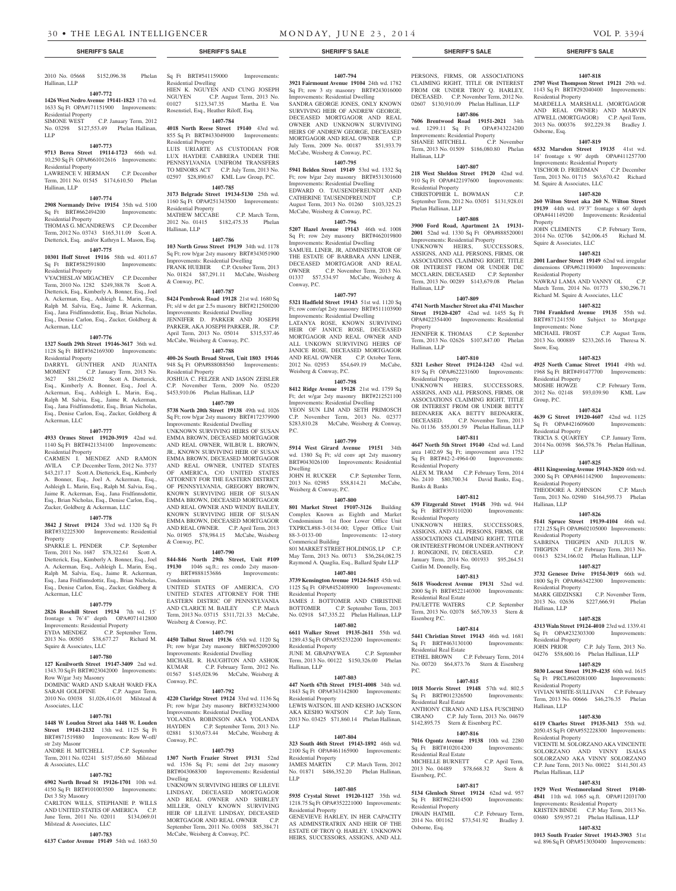2010 No. 05668 $152,096.38 Phelan Hallinan, LLP

**1407-772**

**1426 West Nedro Avenue 19141-1823** 17th wd. 1633 Sq Ft OPA#171151900 Improvements: Residential Property

SIMONE WEST C.P. January Term, 2012 No. 03298 $127,553.49 Phelan Hallinan, LLP

**1407-773**

**9713 Berea Street 19114-1723** 66th wd. 10,250 Sq Ft OPA#661012616 Improvements: Residential Property

LAWRENCE V. HERMAN C.P. December Term, 2011 No. 01545 $174,610.50 Phelan Hallinan, LLP

**1407-774**

**2908 Normandy Drive 19154** 35th wd. 5100 Sq Ft BRT#662494200 Improvements: Residential Property

THOMAS G. MCANDREWS C.P. December Term, 2012 No. 03743 $165,311.09 Scott A. Dietterick, Esq. and/or Kathryn L. Mason, Esq.

**1407-775**

**10301 Hoff Street 19116** 58th wd. 4011.67 Sq Ft BRT#582591800 Improvements: Residential Property

VYACHESLAV MIGACHEV C.P. December Term, 2010 No. 1282 $249,388.78 Scott A. Dietterick, Esq., Kimberly A. Bonner, Esq., Joel A. Ackerman, Esq., Ashleigh L. Marin, Esq., Ralph M. Salvia, Esq., Jaime R. Ackerman, Esq., Jana Fridfinnsdottir, Esq., Brian Nicholas, Esq., Denise Carlon, Esq., Zucker, Goldberg & Ackerman, LLC

**1407-776**

**1327 South 29th Street 19146-3617** 36th wd. 1128 Sq Ft BRT#362169300 Improvements: Residential Property

DARRYL GUNTHER AND JUANITA MOMENT C.P. January Term, 2013 No. 3627 $81,256.02 Scott A. Dietterick, Esq., Kimberly A. Bonner, Esq., Joel A. Ackerman, Esq., Ashleigh L. Marin, Esq., Ralph M. Salvia, Esq., Jaime R. Ackerman, Esq., Jana Fridfinnsdottir, Esq., Brian Nicholas, Esq., Denise Carlon, Esq., Zucker, Goldberg & Ackerman, LLC

**1407-777**

**4933 Ormes Street 19120-3919** 42nd wd. 1140 Sq Ft BRT#421334100 Improvements: Residential Property

CARMEN I. MENDEZ AND RAMON AVILA C.P. December Term, 2012 No. 3737 $43,217.17 Scott A. Dietterick, Esq., Kimberly A. Bonner, Esq., Joel A. Ackerman, Esq., Ashleigh L. Marin, Esq., Ralph M. Salvia, Esq., Jaime R. Ackerman, Esq., Jana Fridfinnsdottir, Esq., Brian Nicholas, Esq., Denise Carlon, Esq., Zucker, Goldberg & Ackerman, LLC

**1407-778**

**3842 J Street 19124** 33rd wd. 1320 Sq Ft BRT#332225300 Improvements: Residential Property

SPARKLE L. PENDER C.P. September Term, 2011 No. 1687 $78,322.61 Scott A. Dietterick, Esq., Kimberly A. Bonner, Esq., Joel A. Ackerman, Esq., Ashleigh L. Marin, Esq., Ralph M. Salvia, Esq., Jaime R. Ackerman, Esq., Jana Fridfinnsdottir, Esq., Brian Nicholas, Esq., Denise Carlon, Esq., Zucker, Goldberg & Ackerman, LLC

**1407-779**

**2826 Rosehill Street 19134** 7th wd. 15' frontage x 76'4" depth OPA#071412800 Improvements: Residential Property

EYDA MENDEZ C.P. September Term, 2013 No. 00505 $38,677.27 Richard M. Squire & Associates, LLC

**1407-780**

**127 Kenilworth Street 19147-3409** 2nd wd. 1343.70 Sq Ft BRT#023042000 Improvements: Row W/gar 3sty Masonry

DOMINIC WARD AND SARAH WARD FKA SARAH GOLDFINE C.P. August Term, 2010 No. 03038 $1,026,416.01 Milstead & Associates, LLC

**1407-781**

**1448 W Loudon Street aka 1448 W. Louden Street 19141-2132** 13th wd. 1125 Sq Ft BRT#871519880 Improvements: Row W-off/ str 2sty Masonr

ANDRE H. MITCHELL C.P. September Term, 2011 No. 02241 $157,056.60 Milstead & Associates, LLC

**1407-782**

**6902 North Broad St 19126-1701** 10th wd. 4150 Sq Ft BRT#101003500 Improvements: Det 3 Sty Masonry

CARLTON WILLS, STEPHANIE P. WILLS AND UNITED STATES OF AMERICA C.P. June Term, 2011 No. 02011 $134,069.01 Milstead & Associates, LLC

**1407-783**

**6137 Castor Avenue 19149** 54th wd. 1683.50 Sq Ft BRT#541159000 Improvements: Residential Dwelling

HIEN K. NGUYEN AND CUNG JOSEPH NGUYEN C.P. August Term, 2013 No. 01027 $123,347.35 Martha E. Von Rosenstiel, Esq., Heather Riloff, Esq.

**1407-784**

**4018 North Reese Street 19140** 43rd wd. 855 Sq Ft BRT#433049000 Improvements: Residential Property

LUIS URIARTE AS CUSTODIAN FOR LUX HAYDEE CABRERA UNDER THE PENNSYLVANIA UNIFROM TRANSFERS TO MINORS ACT C.P. July Term, 2013 No. 02597 $28,890.67 KML Law Group, P.C.

**1407-785**

**3173 Belgrade Street 19134-5130** 25th wd. 1160 Sq Ft OPA#251343500 Improvements: Residential Property

MATHEW MCCABE C.P. March Term, 2012 No. 01415 $182,475.35 Phelan Hallinan, LLP

**1407-786**

**103 North Gross Street 19139** 34th wd. 1178 Sq Ft; row b/gar 2sty masonry BRT#343051900 Improvements: Residential Dwelling

FRANK HUEBER C.P. October Term, 2013 No. 01824 $87,291.11 McCabe, Weisberg & Conway, P.C.

**1407-787**

**8424 Pembrook Road 19128** 21st wd. 1680 Sq Ft; s/d w det gar 2.5s masonry BRT#212500200 Improvements: Residential Dwelling

JENNIFER D. PARKER AND JOSEPH PARKER, AKA JOSEPH PARKER, JR. C.P. April Term, 2013 No. 05014 $315,537.46 McCabe, Weisberg & Conway, P.C.

**1407-788**

**400-26 South Broad Street, Unit 1803 19146** 948 Sq Ft OPA#888088560 Improvements: Residential Property

JOSHUA C. FELZER AND JASON ZEISLER C.P. November Term, 2009 No. 05220 $453,910.06 Phelan Hallinan, LLP

**1407-789**

**5738 North 20th Street 19138** 49th wd. 1026 Sq Ft; row b/gar 2sty masonry BRT#172379900 Improvements: Residential Dwelling

UNKNOWN SURVIVING HEIRS OF SUSAN EMMA BROWN, DECEASED MORTGAGOR AND REAL OWNER, WILBUR L. BROWN, JR., KNOWN SURVIVING HEIR OF SUSAN EMMA BROWN, DECEASED MORTGAGOR AND REAL OWNER, UNITED STATES OF AMERICA, C/O UNITED STATES ATTORNEY FOR THE EASTERN DISTRICT OF PENNSYLVANIA, GREGORY BROWN, KNOWN SURVIVING HEIR OF SUSAN EMMA BROWN, DECEASED MORTGAGOR AND REAL OWNER AND WENDY BAILEY, KNOWN SURVIVING HEIR OF SUSAN EMMA BROWN, DECEASED MORTGAGOR AND REAL OWNER. C.P. April Term, 2013 No. 01905 $78,984.15 McCabe, Weisberg & Conway, P.C.

**1407-790**

**844-846 North 29th Street, Unit #109 19130** 1046 sq.ft.; res condo 2sty masonry BRT#888153686 Improvements: Condominium

UNITED STATES OF AMERICA, C/O UNITED STATES ATTORNEY FOR THE EASTERN DISTRICT OF PENNSYLVANIA AND CLARICE M. BAILEY C.P. March Term, 2013 No. 03715 $311,721.33 McCabe, Weisberg & Conway, P.C.

**1407-791**

**4450 Tolbut Street 19136** 65th wd. 1120 Sq Ft; row b/gar 2sty masonry BRT#652092000 Improvements: Residential Dwelling

MICHAEL R. HAUGHTON AND ASHOK KUMAR C.P. February Term, 2012 No. 01567 $145,028.96 McCabe, Weisberg & Conway, P.C.

**1407-792**

**4220 Claridge Street 19124** 33rd wd. 1136 Sq Ft; row b/gar 2sty masonry BRT#332343000 Improvements: Residential Dwelling

YOLANDA ROBINSON AKA YOLANDA HAYDEN C.P. September Term, 2013 No. 02881 $130,673.44 McCabe, Weisberg & Conway, P.C.

**1407-793**

**1307 North Frazier Street 19131** 52nd wd. 1536 Sq Ft; semi det 2sty masonry BRT#043068300 Improvements: Residential Dwelling

UNKNOWN SURVIVING HEIRS OF LILEVE LINDSAY, DECEASED MORTGAGOR AND REAL OWNER AND SHIRLEY MILLER, ONLY KNOWN SURVIVING HEIR OF LILEVE LINDSAY, DECEASED MORTGAGOR AND REAL OWNER C.P. September Term, 2011 No. 03038 $85,384.71 McCabe, Weisberg & Conway, P.C.

**1407-794**

**3921 Fairmount Avenue 19104** 24th wd. 1782 Sq Ft; row 3 sty masonry BRT#243016000 Improvements: Residential Dwelling

SANDRA GEORGE JONES, ONLY KNOWN SURVIVING HEIR OF ANDREW GEORGE, DECEASED MORTGAGOR AND REAL OWNER AND UNKNOWN SURVIVING HEIRS OF ANDREW GEORGE, DECEASED MORTGAGOR AND REAL OWNER C.P. July Term, 2009 No. 00187 $51,933.79 McCabe, Weisberg & Conway, P.C.

**1407-795**

**5941 Belden Street 19149** 53rd wd. 1332 Sq Ft; row b/gar 2sty masonry BRT#531301600 Improvements: Residential Dwelling

EDWARD O. TAUSENDFREUNDT AND CATHERINE TAUSENDFREUNDT C.P. August Term, 2013 No. 01260 $103,325.23 McCabe, Weisberg & Conway, P.C.

**1407-796**

**5207 Hazel Avenue 19143** 46th wd. 1008 Sq Ft; row 2sty masonry BRT#462019800 Improvements: Residential Dwelling

SAMUEL LINER, JR, ADMINISTRATOR OF THE ESTATE OF BARBARA ANN LINER, DECEASED MORTGAGOR AND REAL OWNER C.P. November Term, 2013 No. 01337 $57,534.97 McCabe, Weisberg & Conway, P.C.

**1407-797**

**5321 Hadfield Street 19143** 51st wd. 1120 Sq Ft; row conv/apt 2sty masonry BRT#511103900 Improvements: Residential Dwelling

LATANYA ROSE, KNOWN SURVIVING HEIR OF JANICE ROSE, DECEASED MORTGAGOR AND REAL OWNER AND ALL UNKOWN SURVIVING HEIRS OF JANICE ROSE, DECEASED MORTGAGOR AND REAL OWNER C.P. October Term, 2012 No. 02953 $54,649.19 McCabe, Weisberg & Conway, P.C.

**1407-798**

**8412 Ridge Avenue 19128** 21st wd. 1759 Sq Ft; det w/gar 2sty masonry BRT#212521100 Improvements: Residential Dwelling

YEON SUN LIM AND SETH PRIMOSCH C.P. November Term, 2013 No. 02377 $283,810.28 McCabe, Weisberg & Conway, P.C.

**1407-799**

**5914 West Girard Avenue 19151** 34th wd. 1380 Sq Ft; s/d conv apt 2sty masonry BRT#043026100 Improvements: Residential Dwelling

JOHN H. RUCKER C.P. September Term, 2013 No. 02985 $58,814.21 McCabe, Weisberg & Conway, P.C.

**1407-800**

**801 Market Street 19107-3126** Building Complex Known as Eighth and Market Condominium 1st floor Lower Office Unit TXPRCL#88-3-0134-00; Upper Office Unit 88-3-0133-00 Improvements: 12-story Commerical Building

801 MARKET STREET HOLDINGS, LP C.P. May Term, 2013 No. 00713 $36,284,082.75 Raymond A. Quaglia, Esq., Ballard Spahr LLP

**1407-801**

**3739 Kensington Avenue 19124-5615** 45th wd. 1125 Sq Ft OPA#452408900 Improvements: Residential Property

JAMES J. BOTTOMER AND CHRISTINE BOTTOMER C.P. September Term, 2013 No. 02918 $47,335.22 Phelan Hallinan, LLP

**1407-802**

**6611 Walker Street 19135-2611** 55th wd. 1289.43 Sq Ft OPA#552332200 Improvements: Residential Property

JUNE M. GBAPAYWEA C.P. September Term, 2013 No. 00122 $150,326.00 Phelan Hallinan, LLP

**1407-803**

**447 North 67th Street 19151-4008** 34th wd. 1843 Sq Ft OPA#343142800 Improvements: Residential Property

LEWIS WATSON, III AND KESHO JACKSON AKA KESHO WATSON C.P. July Term, 2013 No. 03425 $71,860.14 Phelan Hallinan, LLP

**1407-804**

**323 South 46th Street 19143-1892** 46th wd. 2100 Sq Ft OPA#461165900 Improvements: Residential Property

JAMES MARTIN C.P. March Term, 2012 No. 01871 $486,352.20 Phelan Hallinan, LLP

**1407-805**

**5935 Crystal Street 19120-1127** 35th wd. 1218.75 Sq Ft OPA#352221000 Improvements: Residential Property

GENEVIEVE HARLEY, IN HER CAPACITY AS ADMINSTRATRIX AND HEIR OF THE ESTATE OF TROY Q. HARLEY. UNKNOWN HEIRS, SUCCESSORS, ASSIGNS, AND ALL PERSONS, FIRMS, OR ASSOCIATIONS CLAIMING RIGHT, TITLE OR INTEREST FROM OR UNDER TROY Q. HARLEY, DECEASED. C.P. November Term, 2012 No. 02607 $130,910.09 Phelan Hallinan, LLP

**1407-806**

**7606 Brentwood Road 19151-2021** 34th wd. 1299.11 Sq Ft OPA#343224200 Improvements: Residential Property

SHANEE MITCHELL C.P. November Term, 2013 No. 01509 $186,080.80 Phelan Hallinan, LLP

**1407-807**

**218 West Sheldon Street 19120** 42nd wd. 910 Sq Ft OPA#422197600 Improvements: Residential Property

CHRISTOPHER L. BOWMAN C.P. September Term, 2012 No. 03051 $131,928.01 Phelan Hallinan, LLP

**1407-808**

**3900 Ford Road, Apartment 2A 19131-2001** 52nd wd. 1330 Sq Ft OPA#888520001 Improvements: Residential Property

UNKNOWN HEIRS, SUCCESSORS, ASSIGNS, AND ALL PERSONS, FIRMS, OR ASSOCIATIONS CLAIMING RIGHT, TITLE OR INTEREST FROM OR UNDER DIC MCCLARIN, DECEASED C.P. September Term, 2013 No. 00289 $143,679.08 Phelan Hallinan, LLP

**1407-809**

**4741 North Mascher Street aka 4741 Mascher Street 19120-4207** 42nd wd. 1455 Sq Ft OPA#422354400 Improvements: Residential Property

JENNIFER K. THOMAS C.P. September Term, 2013 No. 02626 $107,847.00 Phelan Hallinan, LLP

**1407-810**

**5321 Lesher Street 19124-1243** 42nd wd. 819 Sq Ft OPA#622231600 Improvements: Residential Property

UNKNOWN HEIRS, SUCCESSORS, ASSIGNS, AND ALL PERSONS, FIRMS, OR ASSOCIATIONS CLAIMING RIGHT, TITLE OR INTEREST FROM OR UNDER BETTY BEDNAREK AKA BETTY BEDNAREK, DECEASED. C.P. November Term, 2013 No. 01136 $55,001.59 Phelan Hallinan, LLP

**1407-811**

**4647 North 5th Street 19140** 42nd wd. Land area 1402.69 Sq Ft; improvement area 1752 Sq Ft BRT#42-2-4964-00 Improvements: Residential Property

ALEX M. TRAM C.P. February Term, 2014 No. 2410 $80,700.34 David Banks, Esq., Banks & Banks

**1407-812**

**639 Fitzgerald Street 19148** 39th wd. 944 Sq Ft BRT#393110200 Improvements: Residential Property

UNKNOWN HEIRS, SUCCESSORS, ASSIGNS, AND ALL PERSONS, FIRMS, OR ASSOCIATIONS CLAIMING RIGHT, TITLE OR INTEREST FROM OR UNDER ANTHONY J. RONGIONE, IV, DECEASED. C.P. January Term, 2014 No. 001933 $95,264.51 Caitlin M. Donnelly, Esq.

**1407-813**

**5618 Woodcrest Avenue 19131** 52nd wd. 2000 Sq Ft BRT#522140300 Improvements: Residential Real Estate

PAULETTE WATERS C.P. September Term, 2013 No. 02078 $65,709.33 Stern & Eisenberg P.C.

**1407-814**

**5441 Christian Street 19143** 46th wd. 1681 Sq Ft BRT#463130100 Improvements: Residential Real Estate

ETHEL BROWN C.P. February Term, 2014 No. 00720 $64,873.76 Stern & Eisenberg P.C.

**1407-815**

**1018 Morris Street 19148** 57th wd. 802.5 Sq Ft BRT#012326500 Improvements: Residential Real Estate

ANTHONY CIRANO AND LISA FUSCHINO CIRANO C.P. July Term, 2013 No. 04679 $142,895.75 Stern & Eisenberg P.C.

**1407-816**

**7016 Ogontz Avenue 19138** 10th wd. 2280 Sq Ft BRT#102014200 Improvements: Residential Real Estate

MICHELLE BURNETT C.P. April Term, 2013 No. 04489 $78,668.32 Stern & Eisenberg, P.C.

**1407-817**

**5134 Glenloch Street 19124** 62nd wd. 957 Sq Ft BRT#622414500 Improvements: Residential Property

DWAIN HATMIL C.P. February Term, 2014 No. 001162 $73,541.92 Bradley J. Osborne, Esq.

**1407-818**

**2707 West Thompson Street 19121** 29th wd. 1143 Sq Ft BRT#292040400 Improvements: Residential Property

MARDELLA MARSHALL (MORTGAGOR AND REAL OWNER) AND MARVIN ATWELL (MORTGAGOR) C.P. April Term, 2013 No. 000376 $92,229.38 Bradley J. Osborne, Esq.

**1407-819**

**6532 Marsden Street 19135** 41st wd. 14' frontage x 90' depth OPA#411257700 Improvements: Residential Property

YISCHOR D. FRIEDMAN C.P. December Term, 2013 No. 01715 $63,670.42 Richard M. Squire & Associates, LLC

**1407-820**

**260 Wilton Street aka 260 N. Wilton Street 19139** 44th wd. 19'3" frontage x 60' depth OPA#441149200 Improvements: Residential Property

JOHN CLEMENTS C.P. February Term, 2014 No. 02706 $42,006.45 Richard M. Squire & Associates, LLC

**1407-821**

**2001 Lardner Street 19149** 62nd wd. irregular dimensions OPA#621180400 Improvements: Residential Property

NAWRAJ LAMA AND VANNY OL C.P. March Term, 2014 No. 01773 $30,296.71 Richard M. Squire & Associates, LLC

**1407-822**

**7104 Frankford Avenue 19135** 55th wd. BRT#871241550 Subject to Mortgage Improvements: None

MICHAEL FROST C.P. August Term, 2013 No. 000889 $233,265.16 Theresa N. Snow, Esq.

**1407-823**

**4925 North Camac Street 19141** 49th wd. 1968 Sq Ft BRT#491477700 Improvements: Residential Property

MOSHE HOWZE C.P. February Term, 2012 No. 02148 $93,039.90 KML Law Group, P.C.

**1407-824**

**4639 G Street 19120-4607** 42nd wd. 1125 Sq Ft OPA#421609600 Improvements: Residential Property

TRICIA S. QUARTEY C.P. January Term, 2014 No. 00398 $66,578.76 Phelan Hallinan, LLP

**1407-825**

**4811 Kingsessing Avenue 19143-3820** 46th wd. 2000 Sq Ft OPA#461142900 Improvements: Residential Property

THEODORE A. JOHNSON C.P. March Term, 2013 No. 02980 $164,595.73 Phelan Hallinan, LLP

**1407-826**

**5141 Spruce Street 19139-4104** 46th wd. 1721.25 Sq Ft OPA#602105000 Improvements: Residential Property

SABRINA THIGPEN AND JULIUS W. THIGPEN C.P. February Term, 2013 No. 01613 $234,166.02 Phelan Hallinan, LLP

**1407-827**

**3732 Genesee Drive 19154-3019** 66th wd. 1800 Sq Ft OPA#663422300 Improvements: Residential Property

MARK GIDZINSKI C.P. November Term, 2013 No. 02636 $227,666.91 Phelan Hallinan, LLP

**1407-828**

**4313 Waln Street 19124-4010** 23rd wd. 1339.41 Sq Ft OPA#232303300 Improvements: Residential Property

JOHN PRIOR C.P. July Term, 2013 No. 04276 $58,600.16 Phelan Hallinan, LLP

**1407-829**

**5030 Locust Street 19139-4235** 60th wd. 1615 Sq Ft PRCL#602081000 Improvements: Residential Property

VIVIAN WHITE-SULLIVAN C.P. February Term, 2013 No. 00666 $46,276.35 Phelan Hallinan, LLP

**1407-830**

**6119 Charles Street 19135-3413** 55th wd. 2050.45 Sq Ft OPA#552228300 Improvements: Residential Property

VICENTE M. SOLORZANO AKA VICENTE SOLORZANO AND VINNY ISAIAS SOLORZANO AKA VINNY SOLORZANO C.P. June Term, 2013 No. 00022 $141,501.43 Phelan Hallinan, LLP

**1407-831**

**1929 West Westmoreland Street 19140-4841** 11th wd. 1065 sq.ft. OPA#112031700 Improvements: Residential Property

KRISTEN BINDE C.P. May Term, 2013 No. 03680 $59,957.21 Phelan Hallinan, LLP

**1407-832**

**1013 South Frazier Street 19143-3903** 51st wd. 896 Sq Ft OPA#513030400 Improvements: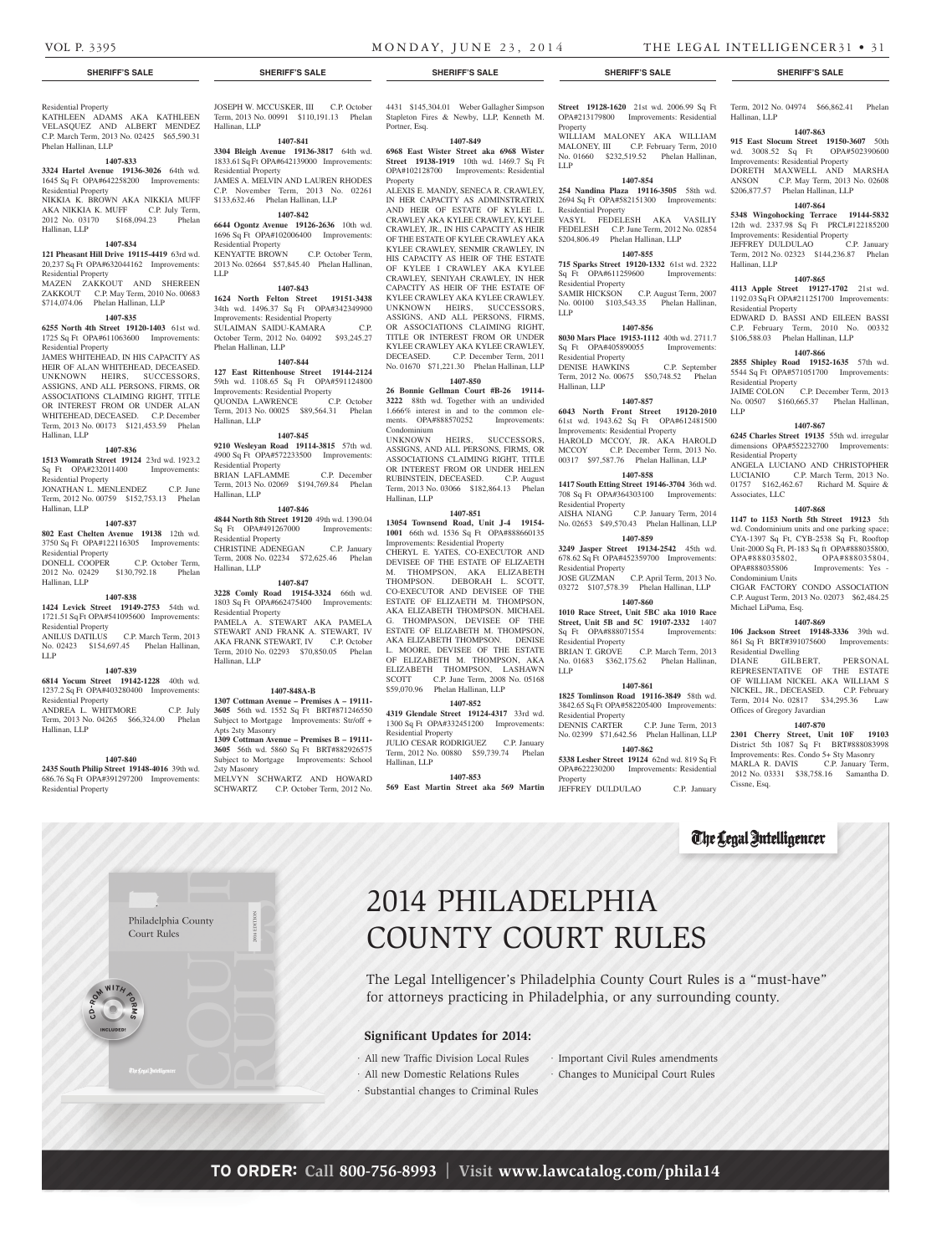## SHERIFF'S SALE

Residential Property
KATHLEEN ADAMS AKA KATHLEEN VELASQUEZ AND ALBERT MENDEZ C.P. March Term, 2013 No. 02425 $65,590.31 Phelan Hallinan, LLP

**1407-833**

**3324 Hartel Avenue 19136-3026** 64th wd. 1645 Sq Ft OPA#642258200 Improvements: Residential Property
NIKKIA K. BROWN AKA NIKKIA MUFF AKA NIKKIA K. MUFF C.P. July Term, 2012 No. 03170 $168,094.23 Phelan Hallinan, LLP

**1407-834**

**121 Pheasant Hill Drive 19115-4419** 63rd wd. 20,237 Sq Ft OPA#632044162 Improvements: Residential Property
MAZEN ZAKKOUT AND SHEREEN ZAKKOUT C.P. May Term, 2010 No. 00683 $714,074.06 Phelan Hallinan, LLP

**1407-835**

**6255 North 4th Street 19120-1403** 61st wd. 1725 Sq Ft OPA#611063600 Improvements: Residential Property
JAMES WHITEHEAD, IN HIS CAPACITY AS HEIR OF ALAN WHITEHEAD, DECEASED. UNKNOWN HEIRS, SUCCESSORS, ASSIGNS, AND ALL PERSONS, FIRMS, OR ASSOCIATIONS CLAIMING RIGHT, TITLE OR INTEREST FROM OR UNDER ALAN WHITEHEAD, DECEASED. C.P. December Term, 2013 No. 00173 $121,453.59 Phelan Hallinan, LLP

**1407-836**

**1513 Womrath Street 19124** 23rd wd. 1923.2 Sq Ft OPA#232011400 Improvements: Residential Property
JONATHAN L. MENLENDEZ C.P. June Term, 2012 No. 00759 $152,753.13 Phelan Hallinan, LLP

**1407-837**

**802 East Chelten Avenue 19138** 12th wd. 3750 Sq Ft OPA#122116305 Improvements: Residential Property
DONELL COOPER C.P. October Term, 2012 No. 02429 $130,792.18 Phelan Hallinan, LLP

**1407-838**

**1424 Levick Street 19149-2753** 54th wd. 1721.51 Sq Ft OPA#541095600 Improvements: Residential Property
ANILUS DATILUS C.P. March Term, 2013 No. 02423 $154,697.45 Phelan Hallinan, LLP

**1407-839**

**6814 Yocum Street 19142-1228** 40th wd. 1237.2 Sq Ft OPA#403280400 Improvements: Residential Property
ANDREA L. WHITMORE C.P. July Term, 2013 No. 04265 $66,324.00 Phelan Hallinan, LLP

**1407-840**

**2435 South Philip Street 19148-4016** 39th wd. 686.76 Sq Ft OPA#391297200 Improvements: Residential Property
JOSEPH W. MCCUSKER, III C.P. October Term, 2013 No. 00991 $110,191.13 Phelan Hallinan, LLP

**1407-841**

**3304 Bleigh Avenue 19136-3817** 64th wd. 1833.61 Sq Ft OPA#642139000 Improvements: Residential Property
JAMES A. MELVIN AND LAUREN RHODES C.P. November Term, 2013 No. 02261 $133,632.46 Phelan Hallinan, LLP

**1407-842**

**6644 Ogontz Avenue 19126-2636** 10th wd. 1696 Sq Ft OPA#102006400 Improvements: Residential Property
KENYATTE BROWN C.P. October Term, 2013 No. 02664 $57,845.40 Phelan Hallinan, LLP

**1407-843**

**1624 North Felton Street 19151-3438** 34th wd. 1496.37 Sq Ft OPA#342349900 Improvements: Residential Property
SULAIMAN SAIDU-KAMARA C.P. October Term, 2012 No. 04092 $93,245.27 Phelan Hallinan, LLP

**1407-844**

**127 East Rittenhouse Street 19144-2124** 59th wd. 1108.65 Sq Ft OPA#591124800 Improvements: Residential Property
QUONDA LAWRENCE C.P. October Term, 2013 No. 00025 $89,564.31 Phelan Hallinan, LLP

**1407-845**

**9210 Wesleyan Road 19114-3815** 57th wd. 4900 Sq Ft OPA#572233500 Improvements: Residential Property
BRIAN LAFLAMME C.P. December Term, 2013 No. 02069 $194,769.84 Phelan Hallinan, LLP

**1407-846**

**4844 North 8th Street 19120** 49th wd. 1390.04 Sq Ft OPA#491267000 Improvements: Residential Property
CHRISTINE ADENEGAN C.P. January Term, 2008 No. 02234 $72,625.46 Phelan Hallinan, LLP

**1407-847**

**3228 Comly Road 19154-3324** 66th wd. 1803 Sq Ft OPA#662475400 Improvements: Residential Property
PAMELA A. STEWART AKA PAMELA STEWART AND FRANK A. STEWART, IV AKA FRANK STEWART, IV C.P. October Term, 2010 No. 02293 $70,850.05 Phelan Hallinan, LLP

**1407-848A-B**

**1307 Cottman Avenue – Premises A – 19111-3605** 56th wd. 1552 Sq Ft BRT#871246550 Subject to Mortgage Improvements: Str/off + Apts 2sty Masonry
**1309 Cottman Avenue – Premises B – 19111-3605** 56th wd. 5860 Sq Ft BRT#882926575 Subject to Mortgage Improvements: School 2sty Masonry
MELVYN SCHWARTZ AND HOWARD SCHWARTZ C.P. October Term, 2012 No. 4431 $145,304.01 Weber Gallagher Simpson Stapleton Fires & Newby, LLP, Kenneth M. Portner, Esq.

**1407-849**

**6968 East Wister Street aka 6968 Wister Street 19138-1919** 10th wd. 1469.7 Sq Ft OPA#102128700 Improvements: Residential Property
ALEXIS E. MANDY, SENECA R. CRAWLEY, IN HER CAPACITY AS ADMINSTRATRIX AND HEIR OF ESTATE OF KYLEE L. CRAWLEY AKA KYLEE CRAWLEY, KYLEE CRAWLEY, JR., IN HIS CAPACITY AS HEIR OF THE ESTATE OF KYLEE CRAWLEY AKA KYLEE CRAWLEY, SENMIR CRAWLEY, IN HIS CAPACITY AS HEIR OF THE ESTATE OF KYLEE I CRAWLEY AKA KYLEE CRAWLEY, SENIYAH CRAWLEY, IN HER CAPACITY AS HEIR OF THE ESTATE OF KYLEE CRAWLEY AKA KYLEE CRAWLEY. UNKNOWN HEIRS, SUCCESSORS, ASSIGNS, AND ALL PERSONS, FIRMS, OR ASSOCIATIONS CLAIMING RIGHT, TITLE OR INTEREST FROM OR UNDER KYLEE CRAWLEY AKA KYLEE CRAWLEY, DECEASED. C.P. December Term, 2011 No. 01670 $71,221.30 Phelan Hallinan, LLP

**1407-850**

**26 Bonnie Gellman Court #B-26 19114-3222** 88th wd. Together with an undivided 1.666% interest in and to the common elements. OPA#888570252 Improvements: Condominium
UNKNOWN HEIRS, SUCCESSORS, ASSIGNS, AND ALL PERSONS, FIRMS, OR ASSOCIATIONS CLAIMING RIGHT, TITLE OR INTEREST FROM OR UNDER HELEN RUBINSTEIN, DECEASED. C.P. August Term, 2013 No. 03066 $182,864.13 Phelan Hallinan, LLP

**1407-851**

**13054 Townsend Road, Unit J-4 19154-1001** 66th wd. 1536 Sq Ft OPA#888660135 Improvements: Residential Property
CHERYL E. YATES, CO-EXECUTOR AND DEVISEE OF THE ESTATE OF ELIZAETH M. THOMPSON, AKA ELIZABETH THOMPSON. DEBORAH L. SCOTT, CO-EXECUTOR AND DEVISEE OF THE ESTATE OF ELIZAETH M. THOMPSON, AKA ELIZABETH THOMPSON. MICHAEL G. THOMPASON, DEVISEE OF THE ESTATE OF ELIZABETH M. THOMPSON, AKA ELIZABETH THOMPSON. DENISE L. MOORE, DEVISEE OF THE ESTATE OF ELIZABETH M. THOMPSON, AKA ELIZABETH THOMPSON, LASHAWN SCOTT C.P. June Term, 2008 No. 05168 $59,070.96 Phelan Hallinan, LLP

**1407-852**

**4319 Glendale Street 19124-4317** 33rd wd. 1300 Sq Ft OPA#332451200 Improvements: Residential Property
JULIO CESAR RODRIGUEZ C.P. January Term, 2012 No. 00880 $59,739.74 Phelan Hallinan, LLP

**1407-853**

**569 East Martin Street aka 569 Martin Street 19128-1620** 21st wd. 2006.99 Sq Ft OPA#213179800 Improvements: Residential Property
WILLIAM MALONEY AKA WILLIAM MALONEY, III C.P. February Term, 2010 No. 01660 $232,519.52 Phelan Hallinan, LLP

**1407-854**

**254 Nandina Plaza 19116-3505** 58th wd. 2694 Sq Ft OPA#582151300 Improvements: Residential Property
VASYL FEDELESH AKA VASILIY FEDELESH C.P. June Term, 2012 No. 02854 $204,806.49 Phelan Hallinan, LLP

**1407-855**

**715 Sparks Street 19120-1332** 61st wd. 2322 Sq Ft OPA#611259600 Improvements: Residential Property
SAMIR HICKSON C.P. August Term, 2007 No. 00100 $103,543.35 Phelan Hallinan, LLP

**1407-856**

**8030 Mars Place 19153-1112** 40th wd. 2711.7 Sq Ft OPA#405890055 Improvements: Residential Property
DENISE HAWKINS C.P. September Term, 2012 No. 00675 $50,748.52 Phelan Hallinan, LLP

**1407-857**

**6043 North Front Street 19120-2010** 61st wd. 1943.62 Sq Ft OPA#612481500 Improvements: Residential Property
HAROLD MCCOY, JR. AKA HAROLD MCCOY C.P. December Term, 2013 No. 00317 $97,587.76 Phelan Hallinan, LLP

**1407-858**

**1417 South Etting Street 19146-3704** 36th wd. 708 Sq Ft OPA#364303100 Improvements: Residential Property
AISHA NIANG C.P. January Term, 2014 No. 02653 $49,570.43 Phelan Hallinan, LLP

**1407-859**

**3249 Jasper Street 19134-2542** 45th wd. 678.62 Sq Ft OPA#452359700 Improvements: Residential Property
JOSE GUZMAN C.P. April Term, 2013 No. 03272 $107,578.39 Phelan Hallinan, LLP

**1407-860**

**1010 Race Street, Unit 5BC aka 1010 Race Street, Unit 5B and 5C 19107-2332** 1407 Sq Ft OPA#888071554 Improvements: Residential Property
BRIAN T. GROVE C.P. March Term, 2013 No. 01683 $362,175.62 Phelan Hallinan, LLP

**1407-861**

**1825 Tomlinson Road 19116-3849** 58th wd. 3842.65 Sq Ft OPA#582205400 Improvements: Residential Property
DENNIS CARTER C.P. June Term, 2013 No. 02399 $71,642.56 Phelan Hallinan, LLP

**1407-862**

**5338 Lesher Street 19124** 62nd wd. 819 Sq Ft OPA#622230200 Improvements: Residential Property
JEFFREY DULDULAO C.P. January Term, 2012 No. 04974 $66,862.41 Phelan Hallinan, LLP

**1407-863**

**915 East Slocum Street 19150-3607** 50th wd. 3008.52 Sq Ft OPA#502390600 Improvements: Residential Property
DORETH MAXWELL AND MARSHA ANSON C.P. May Term, 2013 No. 02608 $206,877.57 Phelan Hallinan, LLP

**1407-864**

**5348 Wingohocking Terrace 19144-5832** 12th wd. 2337.98 Sq Ft PRCL#122185200 Improvements: Residential Property
JEFFREY DULDULAO C.P. January Term, 2012 No. 02323 $144,236.87 Phelan Hallinan, LLP

**1407-865**

**4113 Apple Street 19127-1702** 21st wd. 1192.03 Sq Ft OPA#211251700 Improvements: Residential Property
EDWARD D. BASSI AND EILEEN BASSI C.P. February Term, 2010 No. 00332 $106,588.03 Phelan Hallinan, LLP

**1407-866**

**2855 Shipley Road 19152-1635** 57th wd. 5544 Sq Ft OPA#571051700 Improvements: Residential Property
JAIME COLON C.P. December Term, 2013 No. 00507 $160,665.37 Phelan Hallinan, LLP

**1407-867**

**6245 Charles Street 19135** 55th wd. irregular dimensions OPA#552232700 Improvements: Residential Property
ANGELA LUCIANO AND CHRISTOPHER LUCIANIO C.P. March Term, 2013 No. 01757 $162,462.67 Richard M. Squire & Associates, LLC

**1407-868**

**1147 to 1153 North 5th Street 19123** 5th wd. Condominium units and one parking space; CYA-1397 Sq Ft, CYB-2538 Sq Ft, Rooftop Unit-2000 Sq Ft, Pl-183 Sq ft OPA#888035800, OPA#888035802, OPA#888035804, OPA#888035806 Improvements: Yes - Condominium Units
CIGAR FACTORY CONDO ASSOCIATION C.P. August Term, 2013 No. 02073 $62,484.25 Michael LiPuma, Esq.

**1407-869**

**106 Jackson Street 19148-3336** 39th wd. 861 Sq Ft BRT#391075600 Improvements: Residential Dwelling
DIANE GILBERT, PERSONAL REPRESENTATIVE OF THE ESTATE OF WILLIAM NICKEL AKA WILLIAM S NICKEL, JR., DECEASED. C.P. February Term, 2014 No. 02817 $34,295.36 Law Offices of Gregory Javardian

**1407-870**

**2301 Cherry Street, Unit 10F 19103** District 5th 1087 Sq Ft BRT#888083998 Improvements: Res. Condo 5+ Sty Masonry
MARLA R. DAVIS C.P. January Term, 2012 No. 03331 $38,758.16 Samantha D. Cissne, Esq.

---

The Legal Intelligencer

# 2014 PHILADELPHIA COUNTY COURT RULES

The Legal Intelligencer's Philadelphia County Court Rules is a "must-have" for attorneys practicing in Philadelphia, or any surrounding county.

### Significant Updates for 2014:

- All new Traffic Division Local Rules
- All new Domestic Relations Rules
- Substantial changes to Criminal Rules
- Important Civil Rules amendments
- Changes to Municipal Court Rules

**TO ORDER: Call 800-756-8993 | Visit www.lawcatalog.com/phila14**